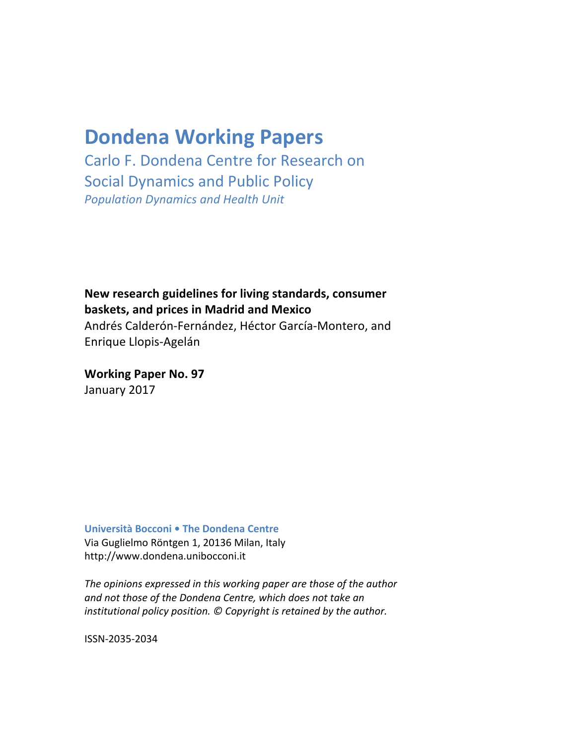# Dondena Working Papers

## Carlo F. Dondena Centre for Research on Social Dynamics and Public Policy

*Population Dynamics and Health Unit*

**New research guidelines for living standards, consumer baskets, and prices in Madrid and Mexico**

Andrés Calderón-Fernández, Héctor García-Montero, and Enrique Llopis-Agelán

**Working Paper No. 97**

January 2017

**Università Bocconi • The Dondena Centre**

Via Guglielmo Röntgen 1, 20136 Milan, Italy

http://www.dondena.unibocconi.it

*The opinions expressed in this working paper are those of the author and not those of the Dondena Centre, which does not take an institutional policy position. © Copyright is retained by the author.*

ISSN-2035-2034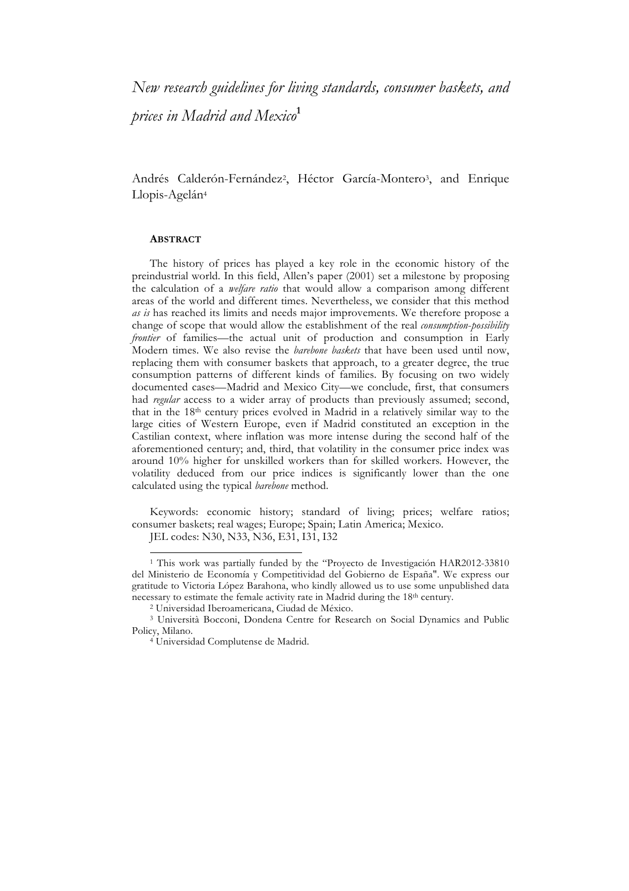# *New research guidelines for living standards, consumer baskets, and prices in Madrid and Mexico*[1]

Andrés Calderón-Fernández[2], Héctor García-Montero[3], and Enrique Llopis-Agelán[4]

**ABSTRACT**

The history of prices has played a key role in the economic history of the preindustrial world. In this field, Allen's paper (2001) set a milestone by proposing the calculation of a *welfare ratio* that would allow a comparison among different areas of the world and different times. Nevertheless, we consider that this method *as is* has reached its limits and needs major improvements. We therefore propose a change of scope that would allow the establishment of the real *consumption-possibility frontier* of families—the actual unit of production and consumption in Early Modern times. We also revise the *barebone baskets* that have been used until now, replacing them with consumer baskets that approach, to a greater degree, the true consumption patterns of different kinds of families. By focusing on two widely documented cases—Madrid and Mexico City—we conclude, first, that consumers had *regular* access to a wider array of products than previously assumed; second, that in the 18th century prices evolved in Madrid in a relatively similar way to the large cities of Western Europe, even if Madrid constituted an exception in the Castilian context, where inflation was more intense during the second half of the aforementioned century; and, third, that volatility in the consumer price index was around 10% higher for unskilled workers than for skilled workers. However, the volatility deduced from our price indices is significantly lower than the one calculated using the typical *barebone* method.

Keywords: economic history; standard of living; prices; welfare ratios; consumer baskets; real wages; Europe; Spain; Latin America; Mexico.

JEL codes: N30, N33, N36, E31, I31, I32

---

[1] This work was partially funded by the "Proyecto de Investigación HAR2012-33810 del Ministerio de Economía y Competitividad del Gobierno de España". We express our gratitude to Victoria López Barahona, who kindly allowed us to use some unpublished data necessary to estimate the female activity rate in Madrid during the 18th century.

[2] Universidad Iberoamericana, Ciudad de México.

[3] Università Bocconi, Dondena Centre for Research on Social Dynamics and Public Policy, Milano.

[4] Universidad Complutense de Madrid.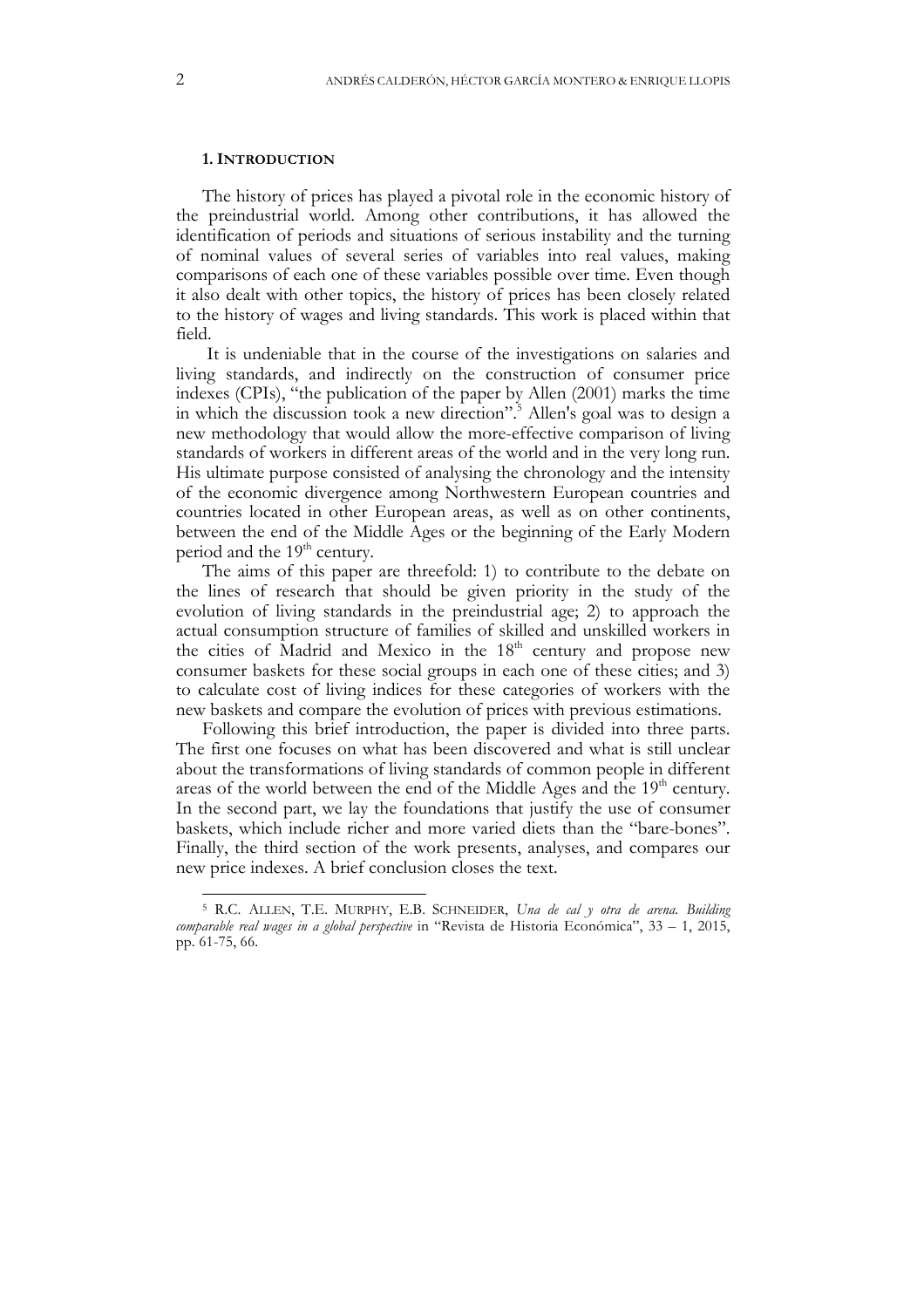## 1. INTRODUCTION

The history of prices has played a pivotal role in the economic history of the preindustrial world. Among other contributions, it has allowed the identification of periods and situations of serious instability and the turning of nominal values of several series of variables into real values, making comparisons of each one of these variables possible over time. Even though it also dealt with other topics, the history of prices has been closely related to the history of wages and living standards. This work is placed within that field.

It is undeniable that in the course of the investigations on salaries and living standards, and indirectly on the construction of consumer price indexes (CPIs), "the publication of the paper by Allen (2001) marks the time in which the discussion took a new direction".[5] Allen's goal was to design a new methodology that would allow the more-effective comparison of living standards of workers in different areas of the world and in the very long run. His ultimate purpose consisted of analysing the chronology and the intensity of the economic divergence among Northwestern European countries and countries located in other European areas, as well as on other continents, between the end of the Middle Ages or the beginning of the Early Modern period and the 19th century.

The aims of this paper are threefold: 1) to contribute to the debate on the lines of research that should be given priority in the study of the evolution of living standards in the preindustrial age; 2) to approach the actual consumption structure of families of skilled and unskilled workers in the cities of Madrid and Mexico in the 18th century and propose new consumer baskets for these social groups in each one of these cities; and 3) to calculate cost of living indices for these categories of workers with the new baskets and compare the evolution of prices with previous estimations.

Following this brief introduction, the paper is divided into three parts. The first one focuses on what has been discovered and what is still unclear about the transformations of living standards of common people in different areas of the world between the end of the Middle Ages and the 19th century. In the second part, we lay the foundations that justify the use of consumer baskets, which include richer and more varied diets than the "bare-bones". Finally, the third section of the work presents, analyses, and compares our new price indexes. A brief conclusion closes the text.

---

[5] R.C. ALLEN, T.E. MURPHY, E.B. SCHNEIDER, *Una de cal y otra de arena. Building comparable real wages in a global perspective* in "Revista de Historia Económica", 33 – 1, 2015, pp. 61-75, 66.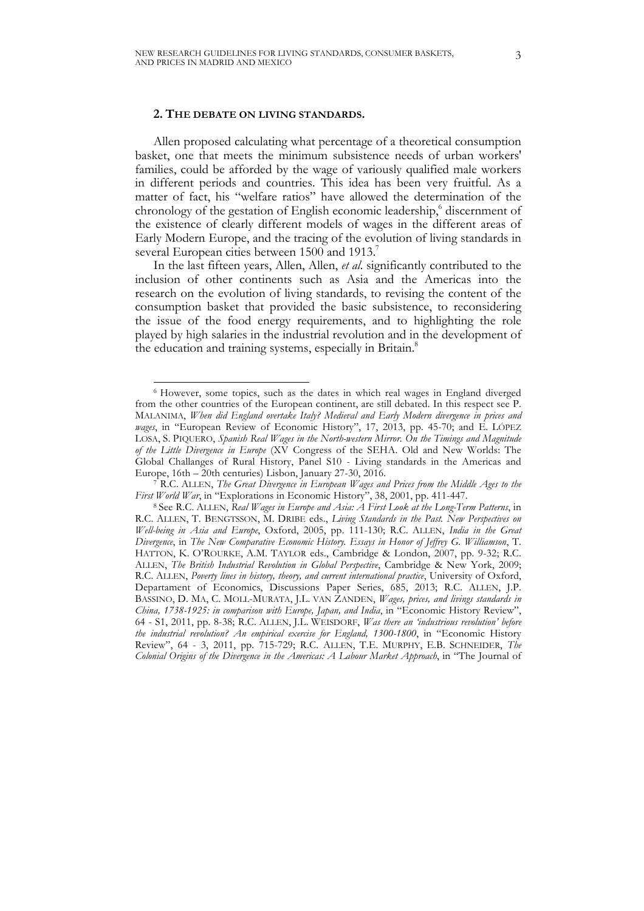## 2. THE DEBATE ON LIVING STANDARDS.

Allen proposed calculating what percentage of a theoretical consumption basket, one that meets the minimum subsistence needs of urban workers' families, could be afforded by the wage of variously qualified male workers in different periods and countries. This idea has been very fruitful. As a matter of fact, his "welfare ratios" have allowed the determination of the chronology of the gestation of English economic leadership,[6] discernment of the existence of clearly different models of wages in the different areas of Early Modern Europe, and the tracing of the evolution of living standards in several European cities between 1500 and 1913.[7]

In the last fifteen years, Allen, Allen, *et al.* significantly contributed to the inclusion of other continents such as Asia and the Americas into the research on the evolution of living standards, to revising the content of the consumption basket that provided the basic subsistence, to reconsidering the issue of the food energy requirements, and to highlighting the role played by high salaries in the industrial revolution and in the development of the education and training systems, especially in Britain.[8]

---

[6] However, some topics, such as the dates in which real wages in England diverged from the other countries of the European continent, are still debated. In this respect see P. MALANIMA, *When did England overtake Italy? Medieval and Early Modern divergence in prices and wages*, in "European Review of Economic History", 17, 2013, pp. 45-70; and E. LÓPEZ LOSA, S. PIQUERO, *Spanish Real Wages in the North-western Mirror. On the Timings and Magnitude of the Little Divergence in Europe* (XV Congress of the SEHA. Old and New Worlds: The Global Challanges of Rural History, Panel S10 - Living standards in the Americas and Europe, 16th – 20th centuries) Lisbon, January 27-30, 2016.

[7] R.C. ALLEN, *The Great Divergence in European Wages and Prices from the Middle Ages to the First World War*, in "Explorations in Economic History", 38, 2001, pp. 411-447.

[8] See R.C. ALLEN, *Real Wages in Europe and Asia: A First Look at the Long-Term Patterns*, in R.C. ALLEN, T. BENGTSSON, M. DRIBE eds., *Living Standards in the Past. New Perspectives on Well-being in Asia and Europe*, Oxford, 2005, pp. 111-130; R.C. ALLEN, *India in the Great Divergence*, in *The New Comparative Economic History. Essays in Honor of Jeffrey G. Williamson*, T. HATTON, K. O'ROURKE, A.M. TAYLOR eds., Cambridge & London, 2007, pp. 9-32; R.C. ALLEN, *The British Industrial Revolution in Global Perspective*, Cambridge & New York, 2009; R.C. ALLEN, *Poverty lines in history, theory, and current international practice*, University of Oxford, Departament of Economics, Discussions Paper Series, 685, 2013; R.C. ALLEN, J.P. BASSINO, D. MA, C. MOLL-MURATA, J.L. VAN ZANDEN, *Wages, prices, and livings standards in China, 1738-1925: in comparison with Europe, Japan, and India*, in "Economic History Review", 64 - S1, 2011, pp. 8-38; R.C. ALLEN, J.L. WEISDORF, *Was there an 'industrious revolution' before the industrial revolution? An empirical exercise for England, 1300-1800*, in "Economic History Review", 64 - 3, 2011, pp. 715-729; R.C. ALLEN, T.E. MURPHY, E.B. SCHNEIDER, *The Colonial Origins of the Divergence in the Americas: A Labour Market Approach*, in "The Journal of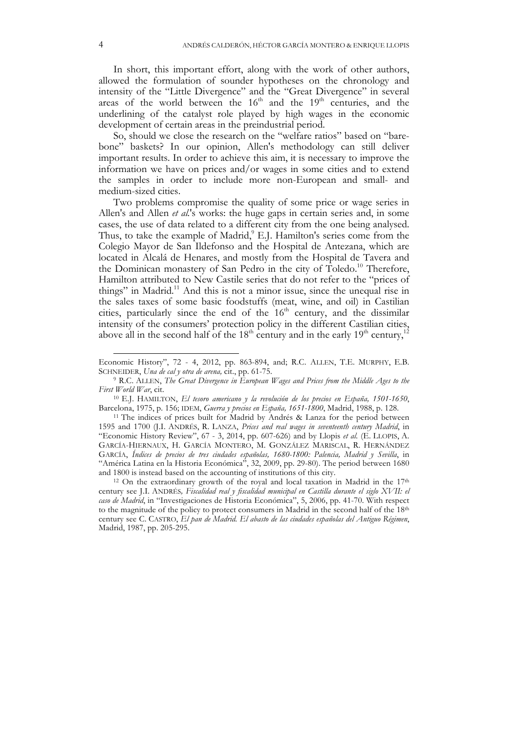In short, this important effort, along with the work of other authors, allowed the formulation of sounder hypotheses on the chronology and intensity of the "Little Divergence" and the "Great Divergence" in several areas of the world between the 16th and the 19th centuries, and the underlining of the catalyst role played by high wages in the economic development of certain areas in the preindustrial period.

So, should we close the research on the "welfare ratios" based on "bare-bone" baskets? In our opinion, Allen's methodology can still deliver important results. In order to achieve this aim, it is necessary to improve the information we have on prices and/or wages in some cities and to extend the samples in order to include more non-European and small- and medium-sized cities.

Two problems compromise the quality of some price or wage series in Allen's and Allen *et al.*'s works: the huge gaps in certain series and, in some cases, the use of data related to a different city from the one being analysed. Thus, to take the example of Madrid,[9] E.J. Hamilton's series come from the Colegio Mayor de San Ildefonso and the Hospital de Antezana, which are located in Alcalá de Henares, and mostly from the Hospital de Tavera and the Dominican monastery of San Pedro in the city of Toledo.[10] Therefore, Hamilton attributed to New Castile series that do not refer to the "prices of things" in Madrid.[11] And this is not a minor issue, since the unequal rise in the sales taxes of some basic foodstuffs (meat, wine, and oil) in Castilian cities, particularly since the end of the 16th century, and the dissimilar intensity of the consumers' protection policy in the different Castilian cities, above all in the second half of the 18th century and in the early 19th century,[12]

---

Economic History", 72 - 4, 2012, pp. 863-894, and; R.C. ALLEN, T.E. MURPHY, E.B. SCHNEIDER, *Una de cal y otra de arena,* cit., pp. 61-75.

[9] R.C. ALLEN, *The Great Divergence in European Wages and Prices from the Middle Ages to the First World War*, cit.

[10] E.J. HAMILTON, *El tesoro americano y la revolución de los precios en España, 1501-1650*, Barcelona, 1975, p. 156; IDEM, *Guerra y precios en España, 1651-1800*, Madrid, 1988, p. 128.

[11] The indices of prices built for Madrid by Andrés & Lanza for the period between 1595 and 1700 (J.I. ANDRÉS, R. LANZA, *Prices and real wages in seventeenth century Madrid*, in "Economic History Review", 67 - 3, 2014, pp. 607-626) and by Llopis *et al.* (E. LLOPIS, A. GARCÍA-HIERNAUX, H. GARCÍA MONTERO, M. GONZÁLEZ MARISCAL, R. HERNÁNDEZ GARCÍA, *Índices de precios de tres ciudades españolas, 1680-1800: Palencia, Madrid y Sevilla*, in "América Latina en la Historia Económica", 32, 2009, pp. 29-80). The period between 1680 and 1800 is instead based on the accounting of institutions of this city.

[12] On the extraordinary growth of the royal and local taxation in Madrid in the 17th century see J.I. ANDRÉS*, Fiscalidad real y fiscalidad municipal en Castilla durante el siglo XVII: el caso de Madrid*, in "Investigaciones de Historia Económica", 5, 2006, pp. 41-70. With respect to the magnitude of the policy to protect consumers in Madrid in the second half of the 18th century see C. CASTRO, *El pan de Madrid. El abasto de las ciudades españolas del Antiguo Régimen*, Madrid, 1987, pp. 205-295.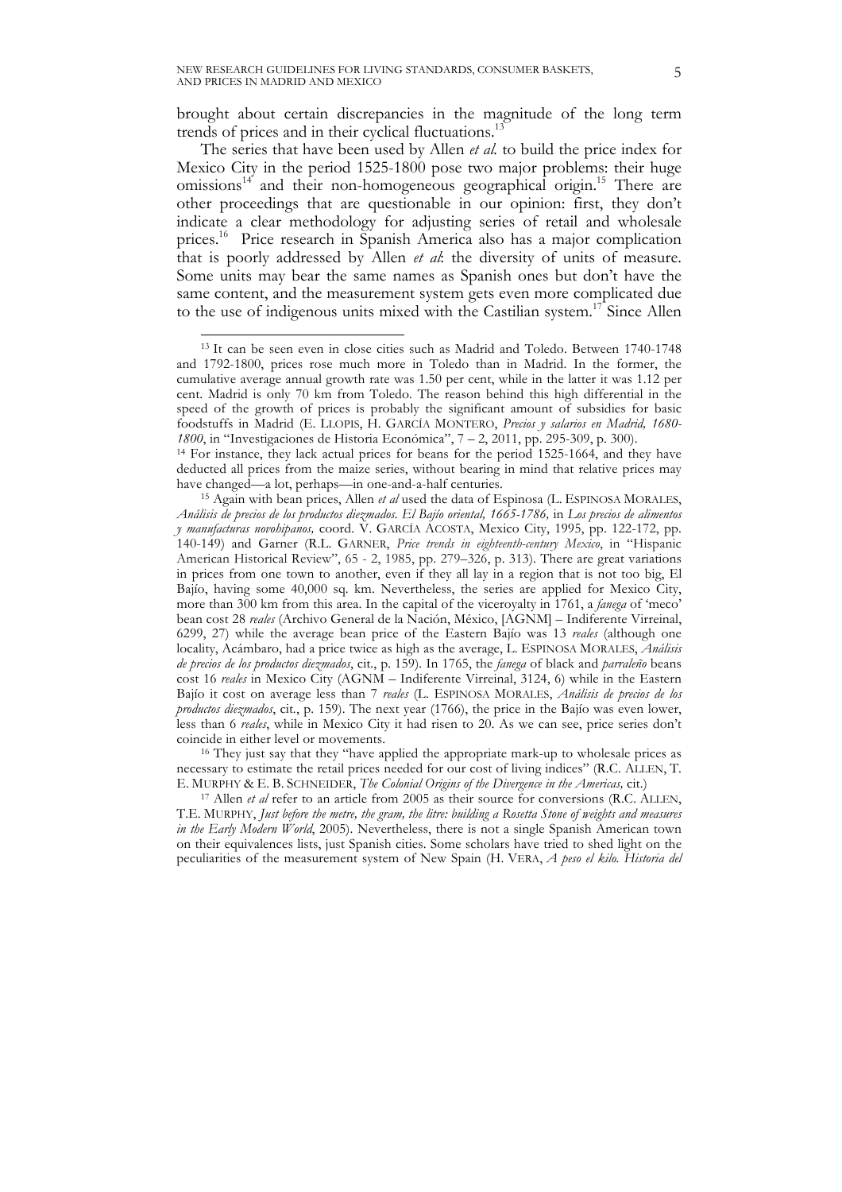brought about certain discrepancies in the magnitude of the long term trends of prices and in their cyclical fluctuations.[13]

The series that have been used by Allen *et al.* to build the price index for Mexico City in the period 1525-1800 pose two major problems: their huge omissions[14] and their non-homogeneous geographical origin.[15] There are other proceedings that are questionable in our opinion: first, they don't indicate a clear methodology for adjusting series of retail and wholesale prices.[16] Price research in Spanish America also has a major complication that is poorly addressed by Allen *et al*: the diversity of units of measure. Some units may bear the same names as Spanish ones but don't have the same content, and the measurement system gets even more complicated due to the use of indigenous units mixed with the Castilian system.[17] Since Allen

---

[13] It can be seen even in close cities such as Madrid and Toledo. Between 1740-1748 and 1792-1800, prices rose much more in Toledo than in Madrid. In the former, the cumulative average annual growth rate was 1.50 per cent, while in the latter it was 1.12 per cent. Madrid is only 70 km from Toledo. The reason behind this high differential in the speed of the growth of prices is probably the significant amount of subsidies for basic foodstuffs in Madrid (E. LLOPIS, H. GARCÍA MONTERO, *Precios y salarios en Madrid, 1680-1800*, in "Investigaciones de Historia Económica", 7 – 2, 2011, pp. 295-309, p. 300).

[14] For instance, they lack actual prices for beans for the period 1525-1664, and they have deducted all prices from the maize series, without bearing in mind that relative prices may have changed—a lot, perhaps—in one-and-a-half centuries.

[15] Again with bean prices, Allen *et al* used the data of Espinosa (L. ESPINOSA MORALES, *Análisis de precios de los productos diezmados. El Bajío oriental, 1665-1786,* in *Los precios de alimentos y manufacturas novohispanos,* coord. V. GARCÍA ACOSTA, Mexico City, 1995, pp. 122-172, pp. 140-149) and Garner (R.L. GARNER, *Price trends in eighteenth-century Mexico*, in "Hispanic American Historical Review", 65 - 2, 1985, pp. 279–326, p. 313). There are great variations in prices from one town to another, even if they all lay in a region that is not too big, El Bajío, having some 40,000 sq. km. Nevertheless, the series are applied for Mexico City, more than 300 km from this area. In the capital of the viceroyalty in 1761, a *fanega* of 'meco' bean cost 28 *reales* (Archivo General de la Nación, México, [AGNM] – Indiferente Virreinal, 6299, 27) while the average bean price of the Eastern Bajío was 13 *reales* (although one locality, Acámbaro, had a price twice as high as the average, L. ESPINOSA MORALES, *Análisis de precios de los productos diezmados*, cit., p. 159). In 1765, the *fanega* of black and *parraleño* beans cost 16 *reales* in Mexico City (AGNM – Indiferente Virreinal, 3124, 6) while in the Eastern Bajío it cost on average less than 7 *reales* (L. ESPINOSA MORALES, *Análisis de precios de los productos diezmados*, cit., p. 159). The next year (1766), the price in the Bajío was even lower, less than 6 *reales*, while in Mexico City it had risen to 20. As we can see, price series don't coincide in either level or movements.

[16] They just say that they "have applied the appropriate mark-up to wholesale prices as necessary to estimate the retail prices needed for our cost of living indices" (R.C. ALLEN, T. E. MURPHY & E. B. SCHNEIDER, *The Colonial Origins of the Divergence in the Americas,* cit.)

[17] Allen *et al* refer to an article from 2005 as their source for conversions (R.C. ALLEN, T.E. MURPHY, *Just before the metre, the gram, the litre: building a Rosetta Stone of weights and measures in the Early Modern World*, 2005). Nevertheless, there is not a single Spanish American town on their equivalences lists, just Spanish cities. Some scholars have tried to shed light on the peculiarities of the measurement system of New Spain (H. VERA, *A peso el kilo. Historia del*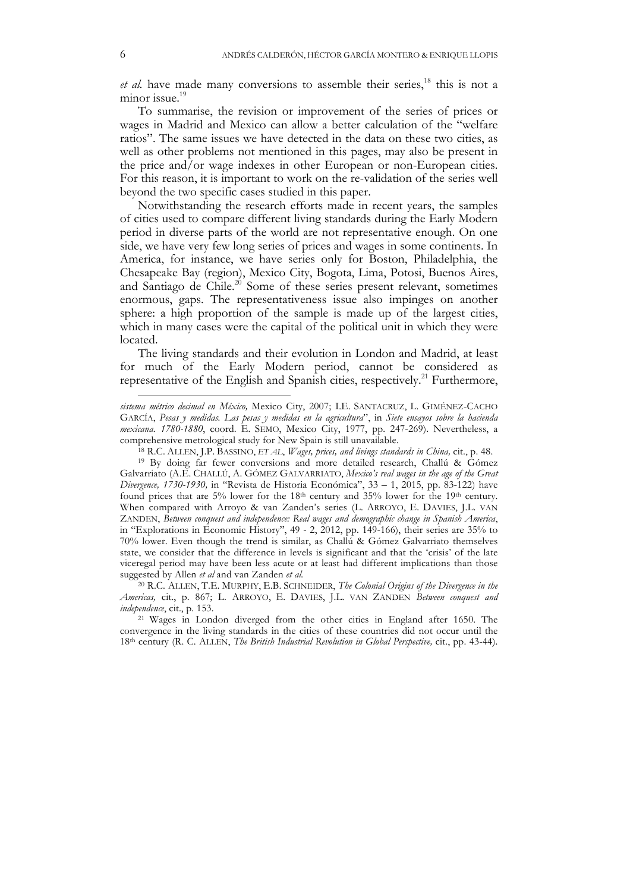*et al.* have made many conversions to assemble their series,[18] this is not a minor issue.[19]

To summarise, the revision or improvement of the series of prices or wages in Madrid and Mexico can allow a better calculation of the "welfare ratios". The same issues we have detected in the data on these two cities, as well as other problems not mentioned in this pages, may also be present in the price and/or wage indexes in other European or non-European cities. For this reason, it is important to work on the re-validation of the series well beyond the two specific cases studied in this paper.

Notwithstanding the research efforts made in recent years, the samples of cities used to compare different living standards during the Early Modern period in diverse parts of the world are not representative enough. On one side, we have very few long series of prices and wages in some continents. In America, for instance, we have series only for Boston, Philadelphia, the Chesapeake Bay (region), Mexico City, Bogota, Lima, Potosi, Buenos Aires, and Santiago de Chile.[20] Some of these series present relevant, sometimes enormous, gaps. The representativeness issue also impinges on another sphere: a high proportion of the sample is made up of the largest cities, which in many cases were the capital of the political unit in which they were located.

The living standards and their evolution in London and Madrid, at least for much of the Early Modern period, cannot be considered as representative of the English and Spanish cities, respectively.[21] Furthermore,

---

*sistema métrico decimal en México,* Mexico City, 2007; I.E. SANTACRUZ, L. GIMÉNEZ-CACHO GARCÍA, *Pesas y medidas. Las pesas y medidas en la agricultura*", in *Siete ensayos sobre la hacienda mexicana. 1780-1880*, coord. E. SEMO, Mexico City, 1977, pp. 247-269). Nevertheless, a comprehensive metrological study for New Spain is still unavailable.

[18] R.C. ALLEN, J.P. BASSINO, *ET AL*., *Wages, prices, and livings standards in China,* cit., p. 48.

[19] By doing far fewer conversions and more detailed research, Challú & Gómez Galvarriato (A.E. CHALLÚ, A. GÓMEZ GALVARRIATO, *Mexico's real wages in the age of the Great Divergence, 1730-1930,* in "Revista de Historia Económica", 33 – 1, 2015, pp. 83-122) have found prices that are 5% lower for the 18th century and 35% lower for the 19th century. When compared with Arroyo & van Zanden's series (L. ARROYO, E. DAVIES, J.L. VAN ZANDEN, *Between conquest and independence: Real wages and demographic change in Spanish America*, in "Explorations in Economic History", 49 - 2, 2012, pp. 149-166), their series are 35% to 70% lower. Even though the trend is similar, as Challú & Gómez Galvarriato themselves state, we consider that the difference in levels is significant and that the 'crisis' of the late viceregal period may have been less acute or at least had different implications than those suggested by Allen *et al* and van Zanden *et al.*

[20] R.C. ALLEN, T.E. MURPHY, E.B. SCHNEIDER, *The Colonial Origins of the Divergence in the Americas,* cit., p. 867; L. ARROYO, E. DAVIES, J.L. VAN ZANDEN *Between conquest and independence*, cit., p. 153.

[21] Wages in London diverged from the other cities in England after 1650. The convergence in the living standards in the cities of these countries did not occur until the 18th century (R. C. ALLEN, *The British Industrial Revolution in Global Perspective,* cit., pp. 43-44).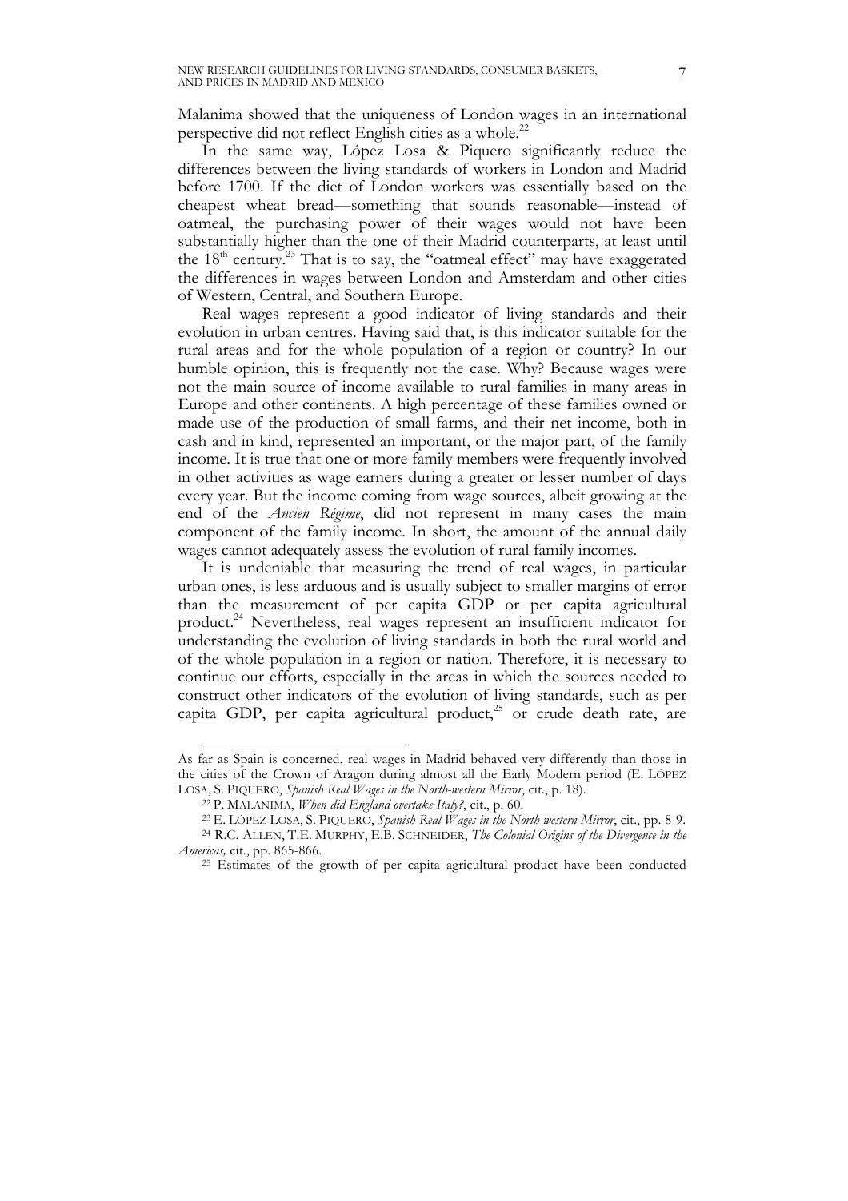Malanima showed that the uniqueness of London wages in an international perspective did not reflect English cities as a whole.[22]

In the same way, López Losa & Piquero significantly reduce the differences between the living standards of workers in London and Madrid before 1700. If the diet of London workers was essentially based on the cheapest wheat bread—something that sounds reasonable—instead of oatmeal, the purchasing power of their wages would not have been substantially higher than the one of their Madrid counterparts, at least until the 18th century.[23] That is to say, the "oatmeal effect" may have exaggerated the differences in wages between London and Amsterdam and other cities of Western, Central, and Southern Europe.

Real wages represent a good indicator of living standards and their evolution in urban centres. Having said that, is this indicator suitable for the rural areas and for the whole population of a region or country? In our humble opinion, this is frequently not the case. Why? Because wages were not the main source of income available to rural families in many areas in Europe and other continents. A high percentage of these families owned or made use of the production of small farms, and their net income, both in cash and in kind, represented an important, or the major part, of the family income. It is true that one or more family members were frequently involved in other activities as wage earners during a greater or lesser number of days every year. But the income coming from wage sources, albeit growing at the end of the *Ancien Régime*, did not represent in many cases the main component of the family income. In short, the amount of the annual daily wages cannot adequately assess the evolution of rural family incomes.

It is undeniable that measuring the trend of real wages, in particular urban ones, is less arduous and is usually subject to smaller margins of error than the measurement of per capita GDP or per capita agricultural product.[24] Nevertheless, real wages represent an insufficient indicator for understanding the evolution of living standards in both the rural world and of the whole population in a region or nation. Therefore, it is necessary to continue our efforts, especially in the areas in which the sources needed to construct other indicators of the evolution of living standards, such as per capita GDP, per capita agricultural product,[25] or crude death rate, are

---

As far as Spain is concerned, real wages in Madrid behaved very differently than those in the cities of the Crown of Aragon during almost all the Early Modern period (E. LÓPEZ LOSA, S. PIQUERO, *Spanish Real Wages in the North-western Mirror*, cit., p. 18).

[22] P. MALANIMA, *When did England overtake Italy?*, cit., p. 60.

[23] E. LÓPEZ LOSA, S. PIQUERO, *Spanish Real Wages in the North-western Mirror*, cit., pp. 8-9.

[24] R.C. ALLEN, T.E. MURPHY, E.B. SCHNEIDER, *The Colonial Origins of the Divergence in the Americas,* cit., pp. 865-866.

[25] Estimates of the growth of per capita agricultural product have been conducted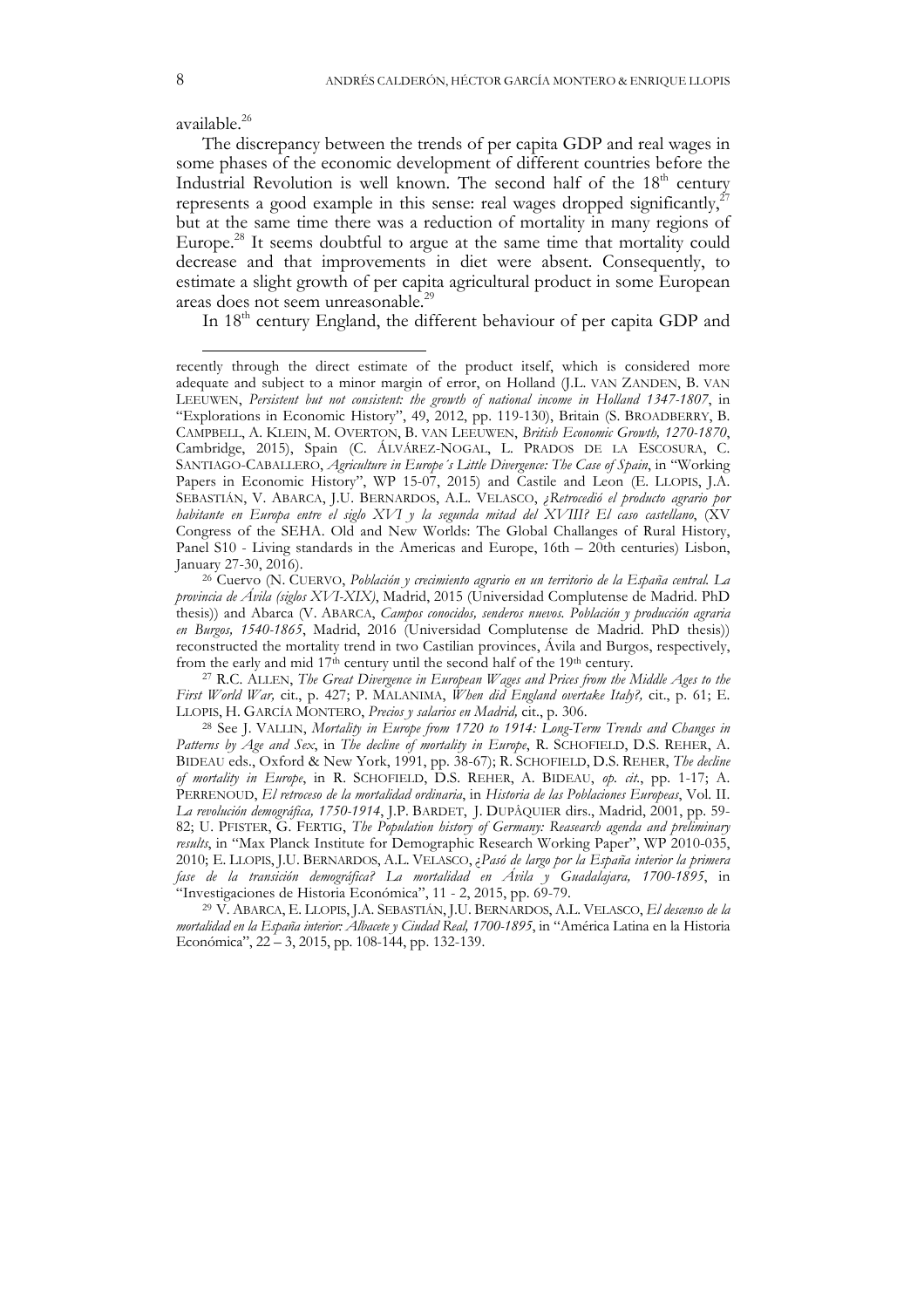available.[26]

The discrepancy between the trends of per capita GDP and real wages in some phases of the economic development of different countries before the Industrial Revolution is well known. The second half of the 18th century represents a good example in this sense: real wages dropped significantly,[27] but at the same time there was a reduction of mortality in many regions of Europe.[28] It seems doubtful to argue at the same time that mortality could decrease and that improvements in diet were absent. Consequently, to estimate a slight growth of per capita agricultural product in some European areas does not seem unreasonable.[29]

In 18th century England, the different behaviour of per capita GDP and

---

recently through the direct estimate of the product itself, which is considered more adequate and subject to a minor margin of error, on Holland (J.L. VAN ZANDEN, B. VAN LEEUWEN, *Persistent but not consistent: the growth of national income in Holland 1347-1807*, in "Explorations in Economic History", 49, 2012, pp. 119-130), Britain (S. BROADBERRY, B. CAMPBELL, A. KLEIN, M. OVERTON, B. VAN LEEUWEN, *British Economic Growth, 1270-1870*, Cambridge, 2015), Spain (C. ÁLVÁREZ-NOGAL, L. PRADOS DE LA ESCOSURA, C. SANTIAGO-CABALLERO, *Agriculture in Europe´s Little Divergence: The Case of Spain*, in "Working Papers in Economic History", WP 15-07, 2015) and Castile and Leon (E. LLOPIS, J.A. SEBASTIÁN, V. ABARCA, J.U. BERNARDOS, A.L. VELASCO, *¿Retrocedió el producto agrario por habitante en Europa entre el siglo XVI y la segunda mitad del XVIII? El caso castellano*, (XV Congress of the SEHA. Old and New Worlds: The Global Challanges of Rural History, Panel S10 - Living standards in the Americas and Europe, 16th – 20th centuries) Lisbon, January 27-30, 2016).

[26] Cuervo (N. CUERVO, *Población y crecimiento agrario en un territorio de la España central. La provincia de Ávila (siglos XVI-XIX)*, Madrid, 2015 (Universidad Complutense de Madrid. PhD thesis)) and Abarca (V. ABARCA, *Campos conocidos, senderos nuevos. Población y producción agraria en Burgos, 1540-1865*, Madrid, 2016 (Universidad Complutense de Madrid. PhD thesis)) reconstructed the mortality trend in two Castilian provinces, Ávila and Burgos, respectively, from the early and mid 17th century until the second half of the 19th century.

[27] R.C. ALLEN, *The Great Divergence in European Wages and Prices from the Middle Ages to the First World War,* cit., p. 427; P. MALANIMA, *When did England overtake Italy?,* cit., p. 61; E. LLOPIS, H. GARCÍA MONTERO, *Precios y salarios en Madrid,* cit., p. 306.

[28] See J. VALLIN, *Mortality in Europe from 1720 to 1914: Long-Term Trends and Changes in Patterns by Age and Sex*, in *The decline of mortality in Europe*, R. SCHOFIELD, D.S. REHER, A. BIDEAU eds., Oxford & New York, 1991, pp. 38-67); R. SCHOFIELD, D.S. REHER, *The decline of mortality in Europe*, in R. SCHOFIELD, D.S. REHER, A. BIDEAU, *op. cit.*, pp. 1-17; A. PERRENOUD, *El retroceso de la mortalidad ordinaria*, in *Historia de las Poblaciones Europeas*, Vol. II. *La revolución demográfica, 1750-1914*, J.P. BARDET, J. DUPÂQUIER dirs., Madrid, 2001, pp. 59-82; U. PFISTER, G. FERTIG, *The Population history of Germany: Reasearch agenda and preliminary results*, in "Max Planck Institute for Demographic Research Working Paper", WP 2010-035, 2010; E. LLOPIS, J.U. BERNARDOS, A.L. VELASCO, *¿Pasó de largo por la España interior la primera fase de la transición demográfica? La mortalidad en Ávila y Guadalajara, 1700-1895*, in "Investigaciones de Historia Económica", 11 - 2, 2015, pp. 69-79.

[29] V. ABARCA, E. LLOPIS, J.A. SEBASTIÁN, J.U. BERNARDOS, A.L. VELASCO, *El descenso de la mortalidad en la España interior: Albacete y Ciudad Real, 1700-1895*, in "América Latina en la Historia Económica", 22 – 3, 2015, pp. 108-144, pp. 132-139.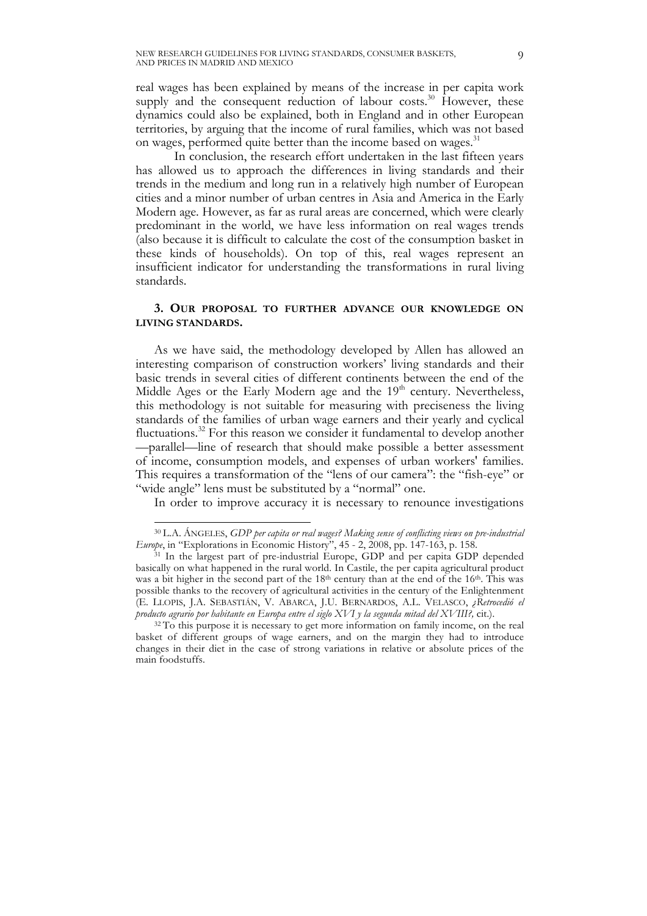real wages has been explained by means of the increase in per capita work supply and the consequent reduction of labour costs.[30] However, these dynamics could also be explained, both in England and in other European territories, by arguing that the income of rural families, which was not based on wages, performed quite better than the income based on wages.[31]

In conclusion, the research effort undertaken in the last fifteen years has allowed us to approach the differences in living standards and their trends in the medium and long run in a relatively high number of European cities and a minor number of urban centres in Asia and America in the Early Modern age. However, as far as rural areas are concerned, which were clearly predominant in the world, we have less information on real wages trends (also because it is difficult to calculate the cost of the consumption basket in these kinds of households). On top of this, real wages represent an insufficient indicator for understanding the transformations in rural living standards.

## 3. Our proposal to further advance our knowledge on living standards.

As we have said, the methodology developed by Allen has allowed an interesting comparison of construction workers' living standards and their basic trends in several cities of different continents between the end of the Middle Ages or the Early Modern age and the 19th century. Nevertheless, this methodology is not suitable for measuring with preciseness the living standards of the families of urban wage earners and their yearly and cyclical fluctuations.[32] For this reason we consider it fundamental to develop another —parallel—line of research that should make possible a better assessment of income, consumption models, and expenses of urban workers' families. This requires a transformation of the "lens of our camera": the "fish-eye" or "wide angle" lens must be substituted by a "normal" one.

In order to improve accuracy it is necessary to renounce investigations

---

[30] L.A. Ángeles, *GDP per capita or real wages? Making sense of conflicting views on pre-industrial Europe*, in "Explorations in Economic History", 45 - 2, 2008, pp. 147-163, p. 158.

[31] In the largest part of pre-industrial Europe, GDP and per capita GDP depended basically on what happened in the rural world. In Castile, the per capita agricultural product was a bit higher in the second part of the 18th century than at the end of the 16th. This was possible thanks to the recovery of agricultural activities in the century of the Enlightenment (E. Llopis, J.A. Sebastián, V. Abarca, J.U. Bernardos, A.L. Velasco, *¿Retrocedió el producto agrario por habitante en Europa entre el siglo XVI y la segunda mitad del XVIII?,* cit.).

[32] To this purpose it is necessary to get more information on family income, on the real basket of different groups of wage earners, and on the margin they had to introduce changes in their diet in the case of strong variations in relative or absolute prices of the main foodstuffs.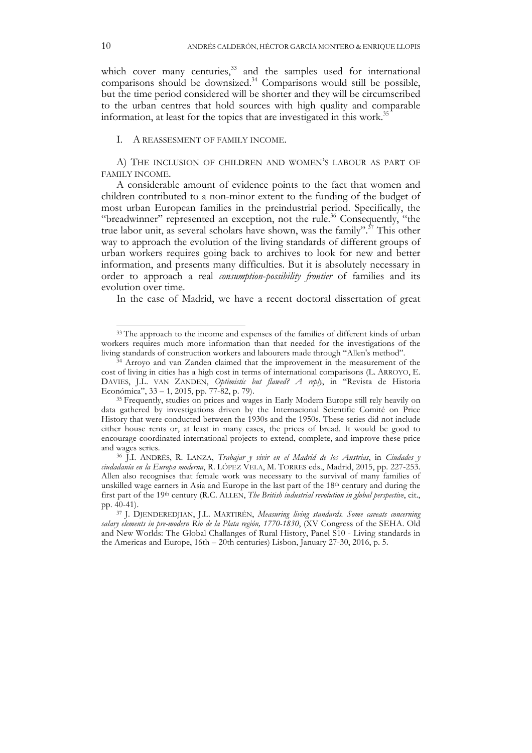which cover many centuries,[33] and the samples used for international comparisons should be downsized.[34] Comparisons would still be possible, but the time period considered will be shorter and they will be circumscribed to the urban centres that hold sources with high quality and comparable information, at least for the topics that are investigated in this work.[35]

## I. A REASSESMENT OF FAMILY INCOME.

### A) THE INCLUSION OF CHILDREN AND WOMEN'S LABOUR AS PART OF FAMILY INCOME.

A considerable amount of evidence points to the fact that women and children contributed to a non-minor extent to the funding of the budget of most urban European families in the preindustrial period. Specifically, the "breadwinner" represented an exception, not the rule.[36] Consequently, "the true labor unit, as several scholars have shown, was the family".[37] This other way to approach the evolution of the living standards of different groups of urban workers requires going back to archives to look for new and better information, and presents many difficulties. But it is absolutely necessary in order to approach a real *consumption-possibility frontier* of families and its evolution over time.

In the case of Madrid, we have a recent doctoral dissertation of great

---

[33] The approach to the income and expenses of the families of different kinds of urban workers requires much more information than that needed for the investigations of the living standards of construction workers and labourers made through "Allen's method".

[34] Arroyo and van Zanden claimed that the improvement in the measurement of the cost of living in cities has a high cost in terms of international comparisons (L. ARROYO, E. DAVIES, J.L. VAN ZANDEN, *Optimistic but flawed? A reply*, in "Revista de Historia Económica", 33 – 1, 2015, pp. 77-82, p. 79).

[35] Frequently, studies on prices and wages in Early Modern Europe still rely heavily on data gathered by investigations driven by the Internacional Scientific Comité on Price History that were conducted between the 1930s and the 1950s. These series did not include either house rents or, at least in many cases, the prices of bread. It would be good to encourage coordinated international projects to extend, complete, and improve these price and wages series.

[36] J.I. ANDRÉS, R. LANZA, *Trabajar y vivir en el Madrid de los Austrias*, in *Ciudades y ciudadanía en la Europa moderna*, R. LÓPEZ VELA, M. TORRES eds., Madrid, 2015, pp. 227-253. Allen also recognises that female work was necessary to the survival of many families of unskilled wage earners in Asia and Europe in the last part of the 18th century and during the first part of the 19th century (R.C. ALLEN, *The British industrial revolution in global perspective*, cit., pp. 40-41).

[37] J. DJENDEREDJIAN, J.L. MARTIRÉN, *Measuring living standards. Some caveats concerning salary elements in pre-modern Río de la Plata región, 1770-1830*, (XV Congress of the SEHA. Old and New Worlds: The Global Challanges of Rural History, Panel S10 - Living standards in the Americas and Europe, 16th – 20th centuries) Lisbon, January 27-30, 2016, p. 5.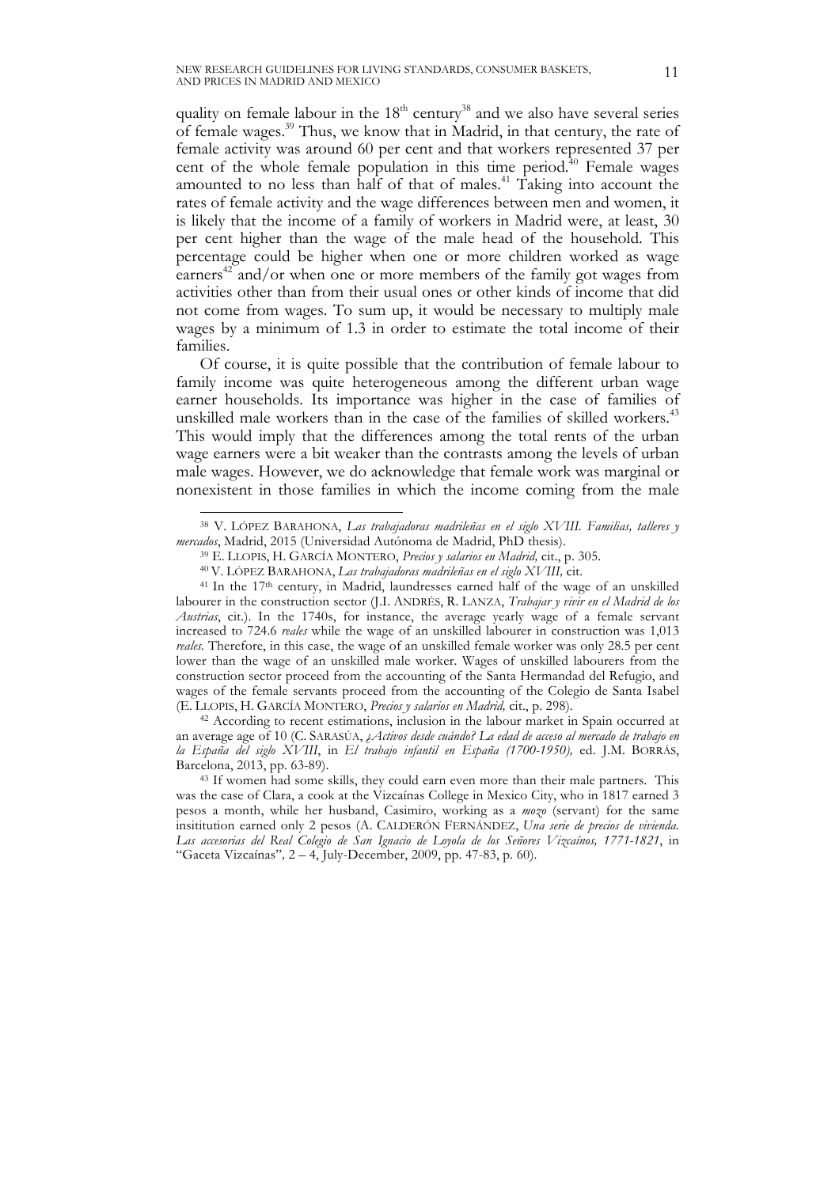quality on female labour in the 18th century[38] and we also have several series of female wages.[39] Thus, we know that in Madrid, in that century, the rate of female activity was around 60 per cent and that workers represented 37 per cent of the whole female population in this time period.[40] Female wages amounted to no less than half of that of males.[41] Taking into account the rates of female activity and the wage differences between men and women, it is likely that the income of a family of workers in Madrid were, at least, 30 per cent higher than the wage of the male head of the household. This percentage could be higher when one or more children worked as wage earners[42] and/or when one or more members of the family got wages from activities other than from their usual ones or other kinds of income that did not come from wages. To sum up, it would be necessary to multiply male wages by a minimum of 1.3 in order to estimate the total income of their families.

Of course, it is quite possible that the contribution of female labour to family income was quite heterogeneous among the different urban wage earner households. Its importance was higher in the case of families of unskilled male workers than in the case of the families of skilled workers.[43] This would imply that the differences among the total rents of the urban wage earners were a bit weaker than the contrasts among the levels of urban male wages. However, we do acknowledge that female work was marginal or nonexistent in those families in which the income coming from the male

---

[38] V. LÓPEZ BARAHONA, *Las trabajadoras madrileñas en el siglo XVIII. Familias, talleres y mercados*, Madrid, 2015 (Universidad Autónoma de Madrid, PhD thesis).

[39] E. LLOPIS, H. GARCÍA MONTERO, *Precios y salarios en Madrid,* cit., p. 305.

[40] V. LÓPEZ BARAHONA, *Las trabajadoras madrileñas en el siglo XVIII,* cit.

[41] In the 17th century, in Madrid, laundresses earned half of the wage of an unskilled labourer in the construction sector (J.I. ANDRÉS, R. LANZA, *Trabajar y vivir en el Madrid de los Austrias*, cit.). In the 1740s, for instance, the average yearly wage of a female servant increased to 724.6 *reales* while the wage of an unskilled labourer in construction was 1,013 *reales*. Therefore, in this case, the wage of an unskilled female worker was only 28.5 per cent lower than the wage of an unskilled male worker. Wages of unskilled labourers from the construction sector proceed from the accounting of the Santa Hermandad del Refugio, and wages of the female servants proceed from the accounting of the Colegio de Santa Isabel (E. LLOPIS, H. GARCÍA MONTERO, *Precios y salarios en Madrid,* cit., p. 298).

[42] According to recent estimations, inclusion in the labour market in Spain occurred at an average age of 10 (C. SARASÚA, *¿Activos desde cuándo? La edad de acceso al mercado de trabajo en la España del siglo XVIII*, in *El trabajo infantil en España (1700-1950),* ed. J.M. BORRÁS, Barcelona, 2013, pp. 63-89).

[43] If women had some skills, they could earn even more than their male partners. This was the case of Clara, a cook at the Vizcaínas College in Mexico City, who in 1817 earned 3 pesos a month, while her husband, Casimiro, working as a *mozo* (servant) for the same insitiution earned only 2 pesos (A. CALDERÓN FERNÁNDEZ, *Una serie de precios de vivienda. Las accesorias del Real Colegio de San Ignacio de Loyola de los Señores Vizcaínos, 1771-1821*, in "Gaceta Vizcaínas"*,* 2 – 4, July-December, 2009, pp. 47-83, p. 60).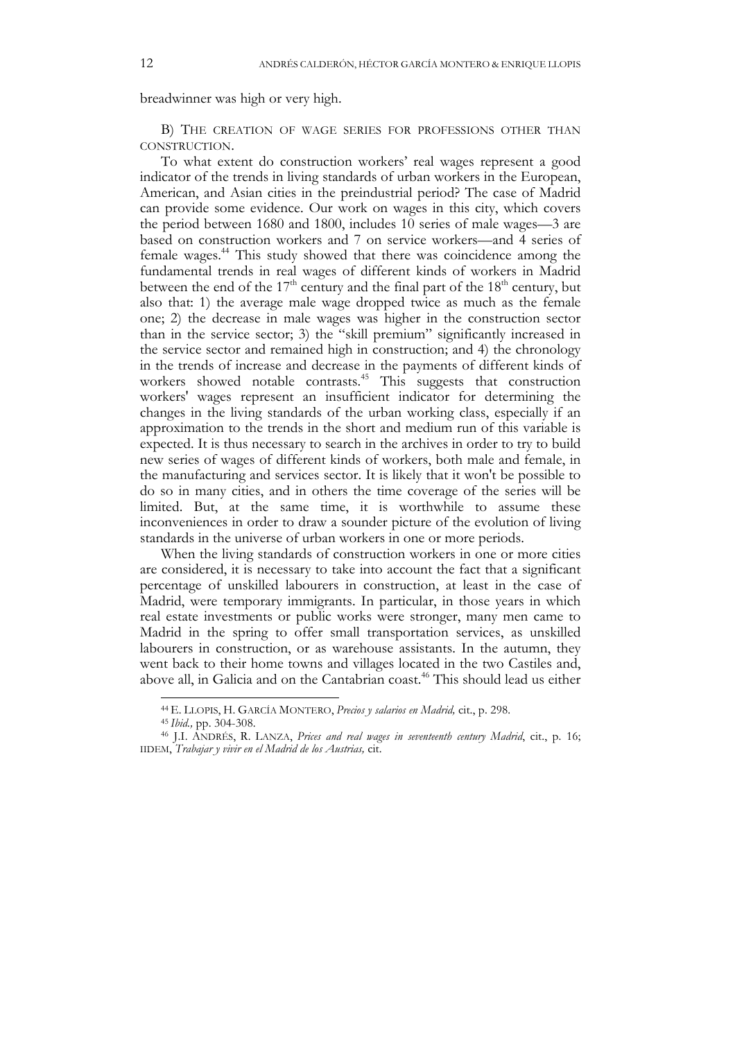breadwinner was high or very high.

B) THE CREATION OF WAGE SERIES FOR PROFESSIONS OTHER THAN CONSTRUCTION.

To what extent do construction workers' real wages represent a good indicator of the trends in living standards of urban workers in the European, American, and Asian cities in the preindustrial period? The case of Madrid can provide some evidence. Our work on wages in this city, which covers the period between 1680 and 1800, includes 10 series of male wages—3 are based on construction workers and 7 on service workers—and 4 series of female wages.[44] This study showed that there was coincidence among the fundamental trends in real wages of different kinds of workers in Madrid between the end of the 17th century and the final part of the 18th century, but also that: 1) the average male wage dropped twice as much as the female one; 2) the decrease in male wages was higher in the construction sector than in the service sector; 3) the "skill premium" significantly increased in the service sector and remained high in construction; and 4) the chronology in the trends of increase and decrease in the payments of different kinds of workers showed notable contrasts.[45] This suggests that construction workers' wages represent an insufficient indicator for determining the changes in the living standards of the urban working class, especially if an approximation to the trends in the short and medium run of this variable is expected. It is thus necessary to search in the archives in order to try to build new series of wages of different kinds of workers, both male and female, in the manufacturing and services sector. It is likely that it won't be possible to do so in many cities, and in others the time coverage of the series will be limited. But, at the same time, it is worthwhile to assume these inconveniences in order to draw a sounder picture of the evolution of living standards in the universe of urban workers in one or more periods.

When the living standards of construction workers in one or more cities are considered, it is necessary to take into account the fact that a significant percentage of unskilled labourers in construction, at least in the case of Madrid, were temporary immigrants. In particular, in those years in which real estate investments or public works were stronger, many men came to Madrid in the spring to offer small transportation services, as unskilled labourers in construction, or as warehouse assistants. In the autumn, they went back to their home towns and villages located in the two Castiles and, above all, in Galicia and on the Cantabrian coast.[46] This should lead us either

---

[44] E. LLOPIS, H. GARCÍA MONTERO, *Precios y salarios en Madrid,* cit., p. 298.

[45] *Ibid.,* pp. 304-308.

[46] J.I. ANDRÉS, R. LANZA, *Prices and real wages in seventeenth century Madrid*, cit., p. 16; IIDEM, *Trabajar y vivir en el Madrid de los Austrias,* cit.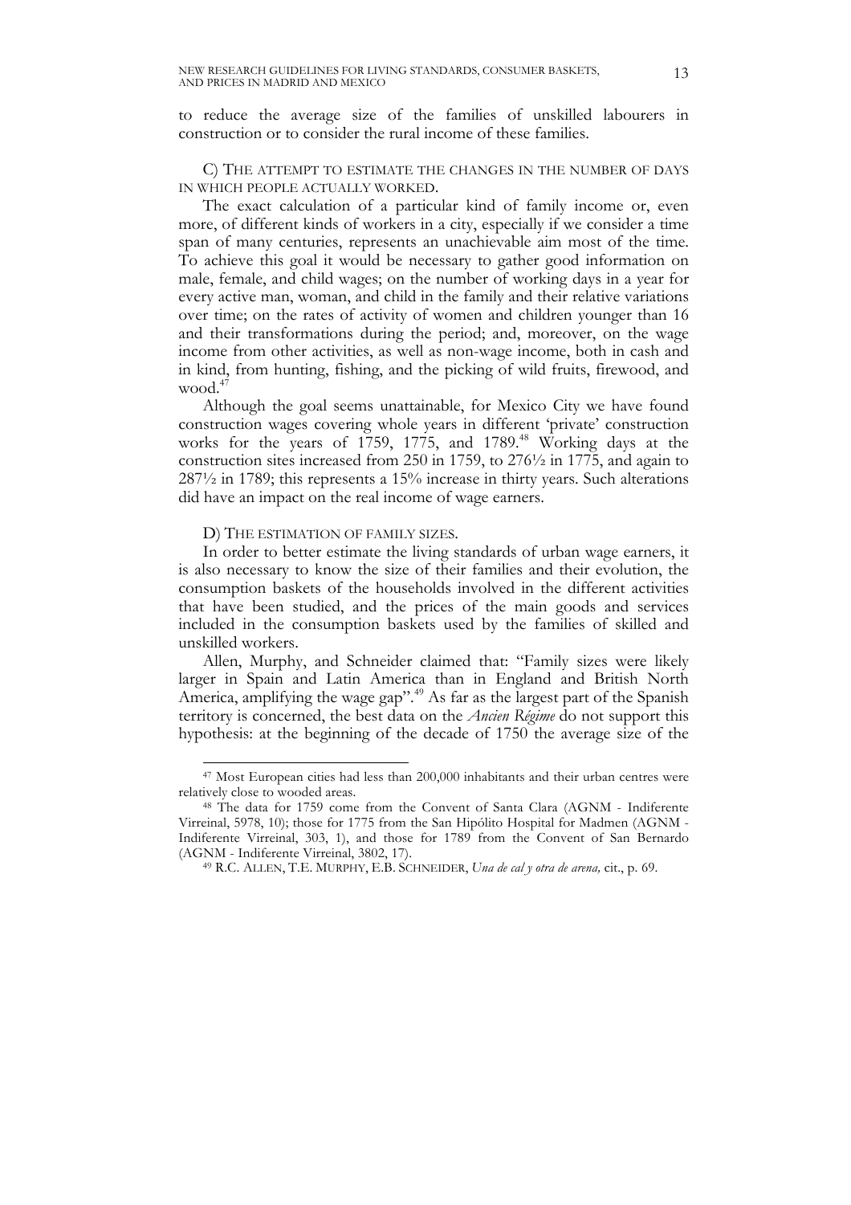to reduce the average size of the families of unskilled labourers in construction or to consider the rural income of these families.

C) THE ATTEMPT TO ESTIMATE THE CHANGES IN THE NUMBER OF DAYS IN WHICH PEOPLE ACTUALLY WORKED.

The exact calculation of a particular kind of family income or, even more, of different kinds of workers in a city, especially if we consider a time span of many centuries, represents an unachievable aim most of the time. To achieve this goal it would be necessary to gather good information on male, female, and child wages; on the number of working days in a year for every active man, woman, and child in the family and their relative variations over time; on the rates of activity of women and children younger than 16 and their transformations during the period; and, moreover, on the wage income from other activities, as well as non-wage income, both in cash and in kind, from hunting, fishing, and the picking of wild fruits, firewood, and wood.[47]

Although the goal seems unattainable, for Mexico City we have found construction wages covering whole years in different 'private' construction works for the years of 1759, 1775, and 1789.[48] Working days at the construction sites increased from 250 in 1759, to 276½ in 1775, and again to 287½ in 1789; this represents a 15% increase in thirty years. Such alterations did have an impact on the real income of wage earners.

D) THE ESTIMATION OF FAMILY SIZES.

In order to better estimate the living standards of urban wage earners, it is also necessary to know the size of their families and their evolution, the consumption baskets of the households involved in the different activities that have been studied, and the prices of the main goods and services included in the consumption baskets used by the families of skilled and unskilled workers.

Allen, Murphy, and Schneider claimed that: "Family sizes were likely larger in Spain and Latin America than in England and British North America, amplifying the wage gap".[49] As far as the largest part of the Spanish territory is concerned, the best data on the *Ancien Régime* do not support this hypothesis: at the beginning of the decade of 1750 the average size of the

---

[47] Most European cities had less than 200,000 inhabitants and their urban centres were relatively close to wooded areas.

[48] The data for 1759 come from the Convent of Santa Clara (AGNM - Indiferente Virreinal, 5978, 10); those for 1775 from the San Hipólito Hospital for Madmen (AGNM - Indiferente Virreinal, 303, 1), and those for 1789 from the Convent of San Bernardo (AGNM - Indiferente Virreinal, 3802, 17).

[49] R.C. ALLEN, T.E. MURPHY, E.B. SCHNEIDER, *Una de cal y otra de arena,* cit., p. 69.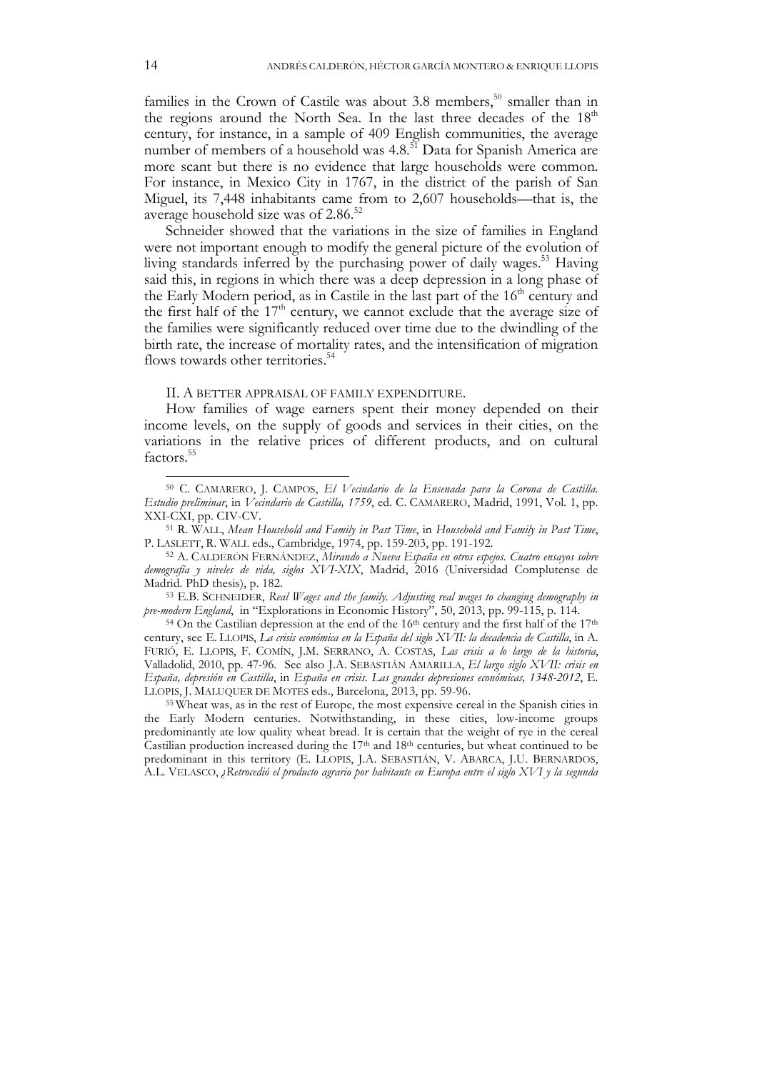families in the Crown of Castile was about 3.8 members,[50] smaller than in the regions around the North Sea. In the last three decades of the 18th century, for instance, in a sample of 409 English communities, the average number of members of a household was 4.8.[51] Data for Spanish America are more scant but there is no evidence that large households were common. For instance, in Mexico City in 1767, in the district of the parish of San Miguel, its 7,448 inhabitants came from to 2,607 households—that is, the average household size was of 2.86.[52]

Schneider showed that the variations in the size of families in England were not important enough to modify the general picture of the evolution of living standards inferred by the purchasing power of daily wages.[53] Having said this, in regions in which there was a deep depression in a long phase of the Early Modern period, as in Castile in the last part of the 16th century and the first half of the 17th century, we cannot exclude that the average size of the families were significantly reduced over time due to the dwindling of the birth rate, the increase of mortality rates, and the intensification of migration flows towards other territories.[54]

## II. A BETTER APPRAISAL OF FAMILY EXPENDITURE.

How families of wage earners spent their money depended on their income levels, on the supply of goods and services in their cities, on the variations in the relative prices of different products, and on cultural factors.[55]

---

[50] C. CAMARERO, J. CAMPOS, *El Vecindario de la Ensenada para la Corona de Castilla. Estudio preliminar*, in *Vecindario de Castilla, 1759*, ed. C. CAMARERO, Madrid, 1991, Vol. 1, pp. XXI-CXI, pp. CIV-CV.

[51] R. WALL, *Mean Household and Family in Past Time*, in *Household and Family in Past Time*, P. LASLETT, R. WALL eds., Cambridge, 1974, pp. 159-203, pp. 191-192.

[52] A. CALDERÓN FERNÁNDEZ, *Mirando a Nueva España en otros espejos. Cuatro ensayos sobre demografía y niveles de vida, siglos XVI-XIX*, Madrid, 2016 (Universidad Complutense de Madrid. PhD thesis), p. 182.

[53] E.B. SCHNEIDER, *Real Wages and the family. Adjusting real wages to changing demography in pre-modern England*, in "Explorations in Economic History", 50, 2013, pp. 99-115, p. 114.

[54] On the Castilian depression at the end of the 16th century and the first half of the 17th century, see E. LLOPIS, *La crisis económica en la España del siglo XVII: la decadencia de Castilla*, in A. FURIÓ, E. LLOPIS, F. COMÍN, J.M. SERRANO, A. COSTAS, *Las crisis a lo largo de la historia*, Valladolid, 2010, pp. 47-96. See also J.A. SEBASTIÁN AMARILLA, *El largo siglo XVII: crisis en España, depresión en Castilla*, in *España en crisis. Las grandes depresiones económicas, 1348-2012*, E. LLOPIS, J. MALUQUER DE MOTES eds., Barcelona, 2013, pp. 59-96.

[55] Wheat was, as in the rest of Europe, the most expensive cereal in the Spanish cities in the Early Modern centuries. Notwithstanding, in these cities, low-income groups predominantly ate low quality wheat bread. It is certain that the weight of rye in the cereal Castilian production increased during the 17th and 18th centuries, but wheat continued to be predominant in this territory (E. LLOPIS, J.A. SEBASTIÁN, V. ABARCA, J.U. BERNARDOS, A.L. VELASCO, *¿Retrocedió el producto agrario por habitante en Europa entre el siglo XVI y la segunda*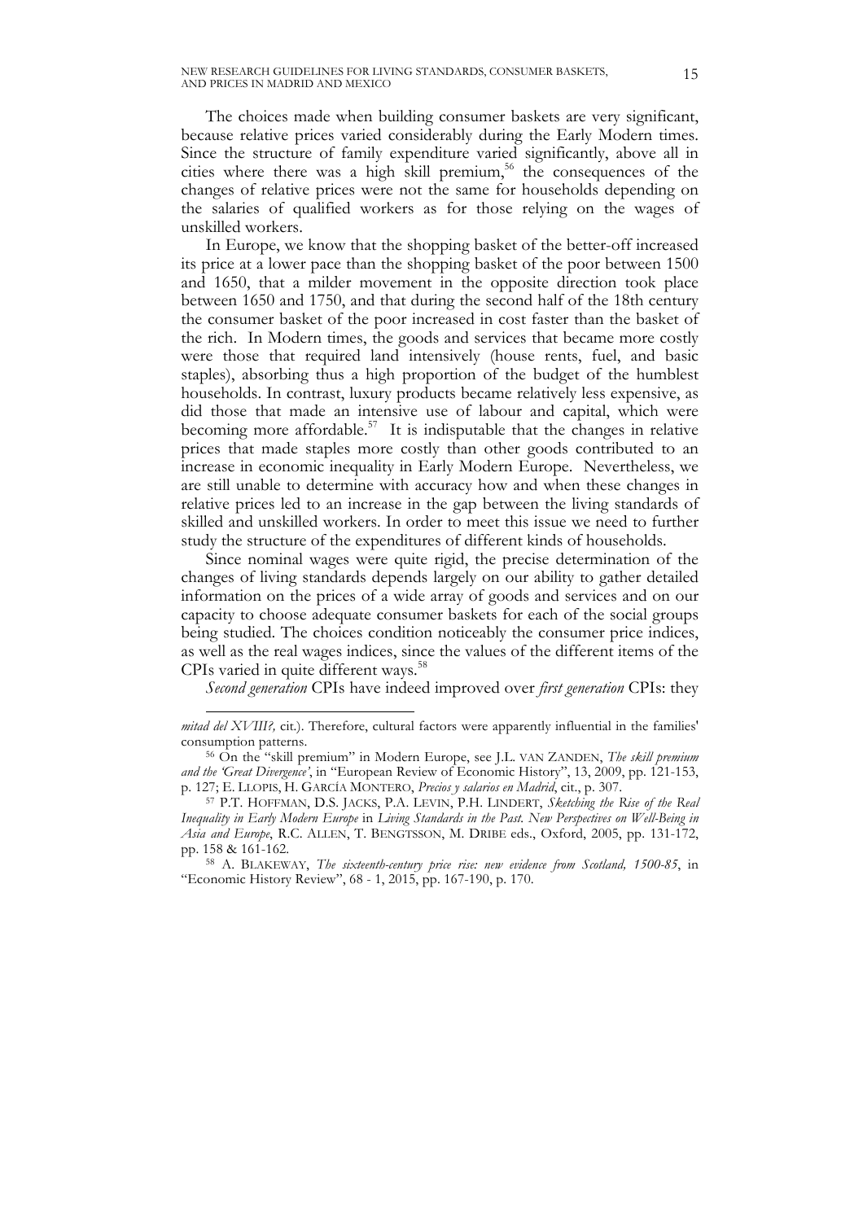The choices made when building consumer baskets are very significant, because relative prices varied considerably during the Early Modern times. Since the structure of family expenditure varied significantly, above all in cities where there was a high skill premium,[56] the consequences of the changes of relative prices were not the same for households depending on the salaries of qualified workers as for those relying on the wages of unskilled workers.

In Europe, we know that the shopping basket of the better-off increased its price at a lower pace than the shopping basket of the poor between 1500 and 1650, that a milder movement in the opposite direction took place between 1650 and 1750, and that during the second half of the 18th century the consumer basket of the poor increased in cost faster than the basket of the rich. In Modern times, the goods and services that became more costly were those that required land intensively (house rents, fuel, and basic staples), absorbing thus a high proportion of the budget of the humblest households. In contrast, luxury products became relatively less expensive, as did those that made an intensive use of labour and capital, which were becoming more affordable.[57] It is indisputable that the changes in relative prices that made staples more costly than other goods contributed to an increase in economic inequality in Early Modern Europe. Nevertheless, we are still unable to determine with accuracy how and when these changes in relative prices led to an increase in the gap between the living standards of skilled and unskilled workers. In order to meet this issue we need to further study the structure of the expenditures of different kinds of households.

Since nominal wages were quite rigid, the precise determination of the changes of living standards depends largely on our ability to gather detailed information on the prices of a wide array of goods and services and on our capacity to choose adequate consumer baskets for each of the social groups being studied. The choices condition noticeably the consumer price indices, as well as the real wages indices, since the values of the different items of the CPIs varied in quite different ways.[58]

*Second generation* CPIs have indeed improved over *first generation* CPIs: they

---

*mitad del XVIII?,* cit.). Therefore, cultural factors were apparently influential in the families' consumption patterns.

[56] On the "skill premium" in Modern Europe, see J.L. VAN ZANDEN, *The skill premium and the 'Great Divergence'*, in "European Review of Economic History", 13, 2009, pp. 121-153, p. 127; E. LLOPIS, H. GARCÍA MONTERO, *Precios y salarios en Madrid*, cit., p. 307.

[57] P.T. HOFFMAN, D.S. JACKS, P.A. LEVIN, P.H. LINDERT, *Sketching the Rise of the Real Inequality in Early Modern Europe* in *Living Standards in the Past. New Perspectives on Well-Being in Asia and Europe*, R.C. ALLEN, T. BENGTSSON, M. DRIBE eds., Oxford, 2005, pp. 131-172, pp. 158 & 161-162.

[58] A. BLAKEWAY, *The sixteenth-century price rise: new evidence from Scotland, 1500-85*, in "Economic History Review", 68 - 1, 2015, pp. 167-190, p. 170.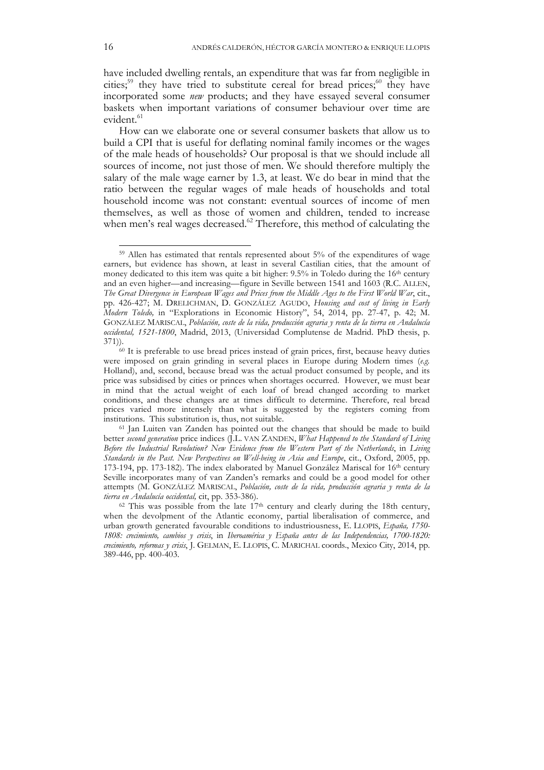have included dwelling rentals, an expenditure that was far from negligible in cities;[59] they have tried to substitute cereal for bread prices;[60] they have incorporated some *new* products; and they have essayed several consumer baskets when important variations of consumer behaviour over time are evident.[61]

How can we elaborate one or several consumer baskets that allow us to build a CPI that is useful for deflating nominal family incomes or the wages of the male heads of households? Our proposal is that we should include all sources of income, not just those of men. We should therefore multiply the salary of the male wage earner by 1.3, at least. We do bear in mind that the ratio between the regular wages of male heads of households and total household income was not constant: eventual sources of income of men themselves, as well as those of women and children, tended to increase when men's real wages decreased.[62] Therefore, this method of calculating the

---

[59] Allen has estimated that rentals represented about 5% of the expenditures of wage earners, but evidence has shown, at least in several Castilian cities, that the amount of money dedicated to this item was quite a bit higher: 9.5% in Toledo during the 16th century and an even higher—and increasing—figure in Seville between 1541 and 1603 (R.C. ALLEN, *The Great Divergence in European Wages and Prices from the Middle Ages to the First World War*, cit., pp. 426-427; M. DRELICHMAN, D. GONZÁLEZ AGUDO, *Housing and cost of living in Early Modern Toledo,* in "Explorations in Economic History", 54, 2014, pp. 27-47, p. 42; M. GONZÁLEZ MARISCAL, *Población, coste de la vida, producción agraria y renta de la tierra en Andalucía occidental, 1521-1800*, Madrid, 2013, (Universidad Complutense de Madrid. PhD thesis, p. 371)).

[60] It is preferable to use bread prices instead of grain prices, first, because heavy duties were imposed on grain grinding in several places in Europe during Modern times (*e.g.* Holland), and, second, because bread was the actual product consumed by people, and its price was subsidised by cities or princes when shortages occurred. However, we must bear in mind that the actual weight of each loaf of bread changed according to market conditions, and these changes are at times difficult to determine. Therefore, real bread prices varied more intensely than what is suggested by the registers coming from institutions. This substitution is, thus, not suitable.

[61] Jan Luiten van Zanden has pointed out the changes that should be made to build better *second generation* price indices (J.L. VAN ZANDEN, *What Happened to the Standard of Living Before the Industrial Revolution? New Evidence from the Western Part of the Netherlands*, in *Living Standards in the Past. New Perspectives on Well-being in Asia and Europe*, cit., Oxford, 2005, pp. 173-194, pp. 173-182). The index elaborated by Manuel González Mariscal for 16th century Seville incorporates many of van Zanden's remarks and could be a good model for other attempts (M. GONZÁLEZ MARISCAL, *Población, coste de la vida, producción agraria y renta de la tierra en Andalucía occidental,* cit, pp. 353-386).

[62] This was possible from the late 17th century and clearly during the 18th century, when the devolpment of the Atlantic economy, partial liberalisation of commerce, and urban growth generated favourable conditions to industriousness, E. LLOPIS, *España, 1750-1808: crecimiento, cambios y crisis*, in *Iberoamérica y España antes de las Independencias, 1700-1820: crecimiento, reformas y crisis*, J. GELMAN, E. LLOPIS, C. MARICHAL coords., Mexico City, 2014, pp. 389-446, pp. 400-403.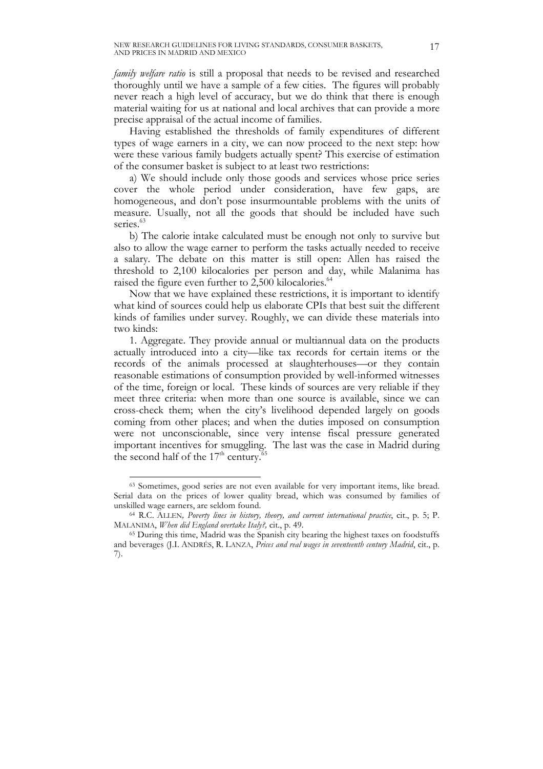*family welfare ratio* is still a proposal that needs to be revised and researched thoroughly until we have a sample of a few cities. The figures will probably never reach a high level of accuracy, but we do think that there is enough material waiting for us at national and local archives that can provide a more precise appraisal of the actual income of families.

Having established the thresholds of family expenditures of different types of wage earners in a city, we can now proceed to the next step: how were these various family budgets actually spent? This exercise of estimation of the consumer basket is subject to at least two restrictions:

a) We should include only those goods and services whose price series cover the whole period under consideration, have few gaps, are homogeneous, and don't pose insurmountable problems with the units of measure. Usually, not all the goods that should be included have such series.[63]

b) The calorie intake calculated must be enough not only to survive but also to allow the wage earner to perform the tasks actually needed to receive a salary. The debate on this matter is still open: Allen has raised the threshold to 2,100 kilocalories per person and day, while Malanima has raised the figure even further to 2,500 kilocalories.[64]

Now that we have explained these restrictions, it is important to identify what kind of sources could help us elaborate CPIs that best suit the different kinds of families under survey. Roughly, we can divide these materials into two kinds:

1. Aggregate. They provide annual or multiannual data on the products actually introduced into a city—like tax records for certain items or the records of the animals processed at slaughterhouses—or they contain reasonable estimations of consumption provided by well-informed witnesses of the time, foreign or local. These kinds of sources are very reliable if they meet three criteria: when more than one source is available, since we can cross-check them; when the city's livelihood depended largely on goods coming from other places; and when the duties imposed on consumption were not unconscionable, since very intense fiscal pressure generated important incentives for smuggling. The last was the case in Madrid during the second half of the 17th century.[65]

---

[63] Sometimes, good series are not even available for very important items, like bread. Serial data on the prices of lower quality bread, which was consumed by families of unskilled wage earners, are seldom found.

[64] R.C. ALLEN, *Poverty lines in history, theory, and current international practice*, cit., p. 5; P. MALANIMA, *When did England overtake Italy?,* cit., p. 49.

[65] During this time, Madrid was the Spanish city bearing the highest taxes on foodstuffs and beverages (J.I. ANDRÉS, R. LANZA, *Prices and real wages in seventeenth century Madrid*, cit., p. 7).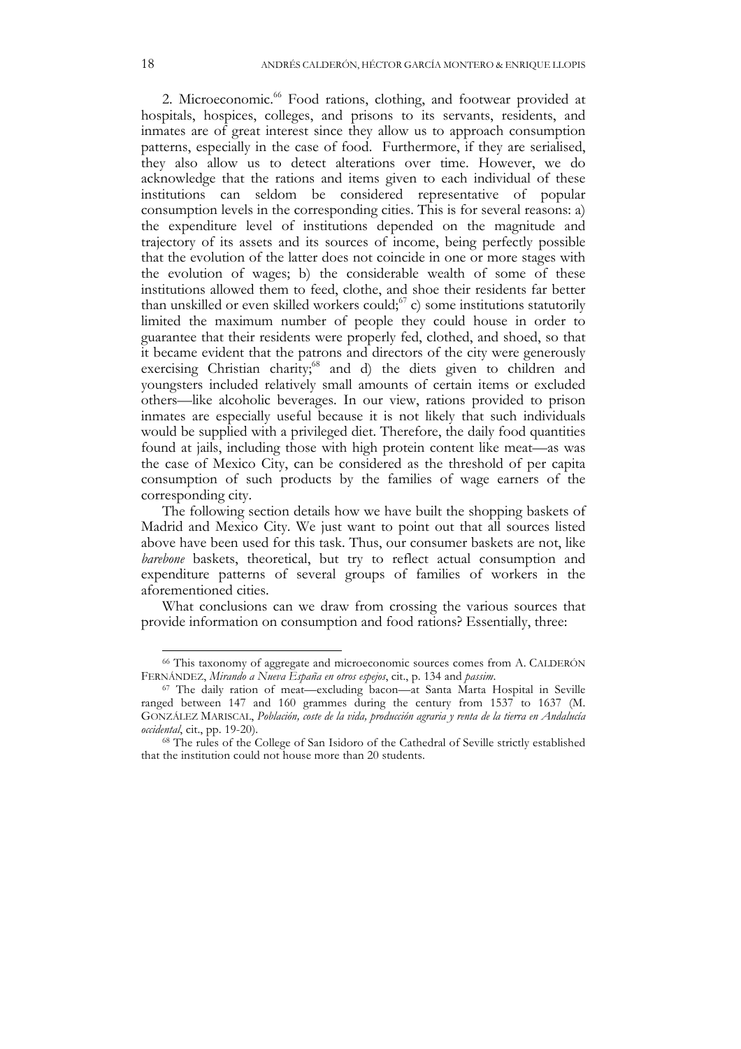2. Microeconomic.[66] Food rations, clothing, and footwear provided at hospitals, hospices, colleges, and prisons to its servants, residents, and inmates are of great interest since they allow us to approach consumption patterns, especially in the case of food. Furthermore, if they are serialised, they also allow us to detect alterations over time. However, we do acknowledge that the rations and items given to each individual of these institutions can seldom be considered representative of popular consumption levels in the corresponding cities. This is for several reasons: a) the expenditure level of institutions depended on the magnitude and trajectory of its assets and its sources of income, being perfectly possible that the evolution of the latter does not coincide in one or more stages with the evolution of wages; b) the considerable wealth of some of these institutions allowed them to feed, clothe, and shoe their residents far better than unskilled or even skilled workers could;[67] c) some institutions statutorily limited the maximum number of people they could house in order to guarantee that their residents were properly fed, clothed, and shoed, so that it became evident that the patrons and directors of the city were generously exercising Christian charity;[68] and d) the diets given to children and youngsters included relatively small amounts of certain items or excluded others—like alcoholic beverages. In our view, rations provided to prison inmates are especially useful because it is not likely that such individuals would be supplied with a privileged diet. Therefore, the daily food quantities found at jails, including those with high protein content like meat—as was the case of Mexico City, can be considered as the threshold of per capita consumption of such products by the families of wage earners of the corresponding city.

The following section details how we have built the shopping baskets of Madrid and Mexico City. We just want to point out that all sources listed above have been used for this task. Thus, our consumer baskets are not, like *barebone* baskets, theoretical, but try to reflect actual consumption and expenditure patterns of several groups of families of workers in the aforementioned cities.

What conclusions can we draw from crossing the various sources that provide information on consumption and food rations? Essentially, three:

---

[66] This taxonomy of aggregate and microeconomic sources comes from A. CALDERÓN FERNÁNDEZ, *Mirando a Nueva España en otros espejos*, cit., p. 134 and *passim*.

[67] The daily ration of meat—excluding bacon—at Santa Marta Hospital in Seville ranged between 147 and 160 grammes during the century from 1537 to 1637 (M. GONZÁLEZ MARISCAL, *Población, coste de la vida, producción agraria y renta de la tierra en Andalucía occidental*, cit., pp. 19-20).

[68] The rules of the College of San Isidoro of the Cathedral of Seville strictly established that the institution could not house more than 20 students.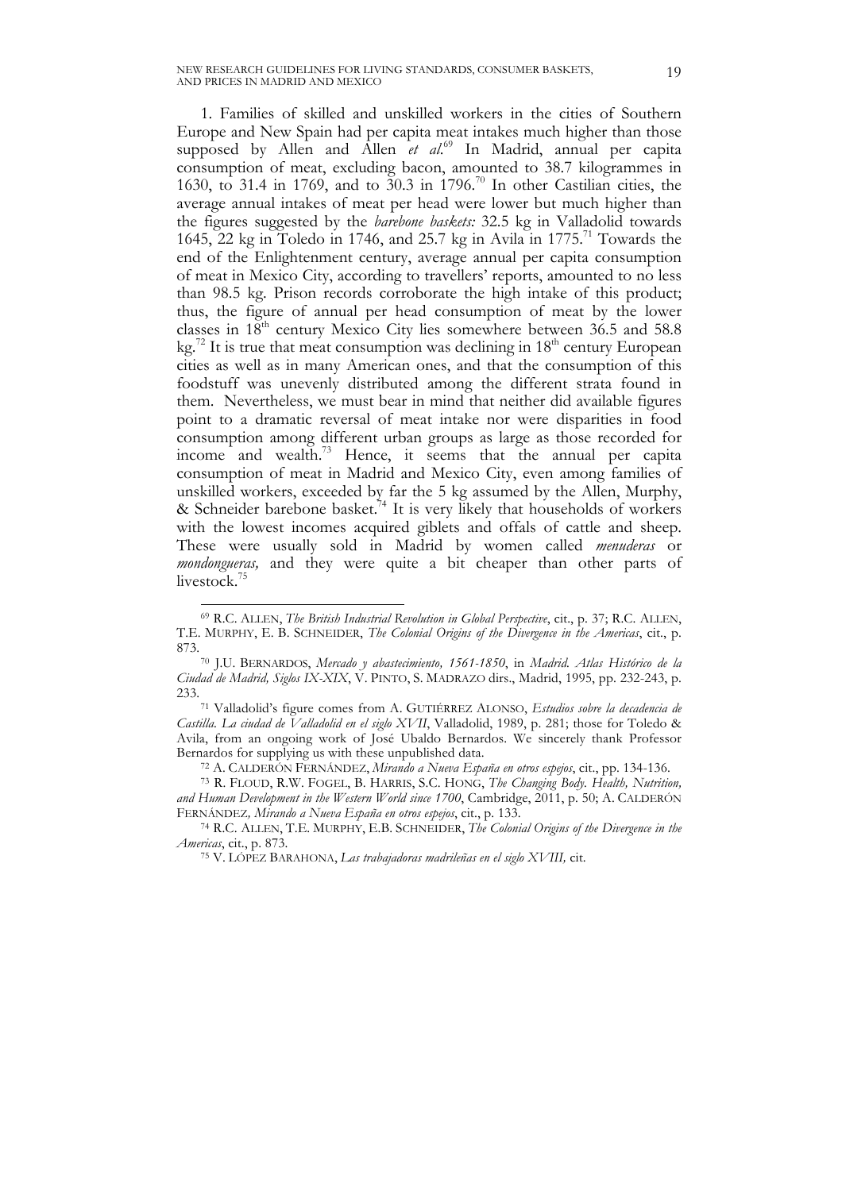1. Families of skilled and unskilled workers in the cities of Southern Europe and New Spain had per capita meat intakes much higher than those supposed by Allen and Allen *et al.*[69] In Madrid, annual per capita consumption of meat, excluding bacon, amounted to 38.7 kilogrammes in 1630, to 31.4 in 1769, and to 30.3 in 1796.[70] In other Castilian cities, the average annual intakes of meat per head were lower but much higher than the figures suggested by the *barebone baskets:* 32.5 kg in Valladolid towards 1645, 22 kg in Toledo in 1746, and 25.7 kg in Avila in 1775.[71] Towards the end of the Enlightenment century, average annual per capita consumption of meat in Mexico City, according to travellers' reports, amounted to no less than 98.5 kg. Prison records corroborate the high intake of this product; thus, the figure of annual per head consumption of meat by the lower classes in 18th century Mexico City lies somewhere between 36.5 and 58.8 kg.[72] It is true that meat consumption was declining in 18th century European cities as well as in many American ones, and that the consumption of this foodstuff was unevenly distributed among the different strata found in them. Nevertheless, we must bear in mind that neither did available figures point to a dramatic reversal of meat intake nor were disparities in food consumption among different urban groups as large as those recorded for income and wealth.[73] Hence, it seems that the annual per capita consumption of meat in Madrid and Mexico City, even among families of unskilled workers, exceeded by far the 5 kg assumed by the Allen, Murphy, & Schneider barebone basket.[74] It is very likely that households of workers with the lowest incomes acquired giblets and offals of cattle and sheep. These were usually sold in Madrid by women called *menuderas* or *mondongueras,* and they were quite a bit cheaper than other parts of livestock.[75]

---

[69] R.C. ALLEN, *The British Industrial Revolution in Global Perspective*, cit., p. 37; R.C. ALLEN, T.E. MURPHY, E. B. SCHNEIDER, *The Colonial Origins of the Divergence in the Americas*, cit., p. 873.

[70] J.U. BERNARDOS, *Mercado y abastecimiento, 1561-1850*, in *Madrid. Atlas Histórico de la Ciudad de Madrid, Siglos IX-XIX*, V. PINTO, S. MADRAZO dirs., Madrid, 1995, pp. 232-243, p. 233.

[71] Valladolid's figure comes from A. GUTIÉRREZ ALONSO, *Estudios sobre la decadencia de Castilla. La ciudad de Valladolid en el siglo XVII*, Valladolid, 1989, p. 281; those for Toledo & Avila, from an ongoing work of José Ubaldo Bernardos. We sincerely thank Professor Bernardos for supplying us with these unpublished data.

[72] A. CALDERÓN FERNÁNDEZ, *Mirando a Nueva España en otros espejos*, cit., pp. 134-136.

[73] R. FLOUD, R.W. FOGEL, B. HARRIS, S.C. HONG, *The Changing Body. Health, Nutrition, and Human Development in the Western World since 1700*, Cambridge, 2011, p. 50; A. CALDERÓN FERNÁNDEZ*, Mirando a Nueva España en otros espejos*, cit., p. 133.

[74] R.C. ALLEN, T.E. MURPHY, E.B. SCHNEIDER, *The Colonial Origins of the Divergence in the Americas*, cit., p. 873.

[75] V. LÓPEZ BARAHONA, *Las trabajadoras madrileñas en el siglo XVIII,* cit.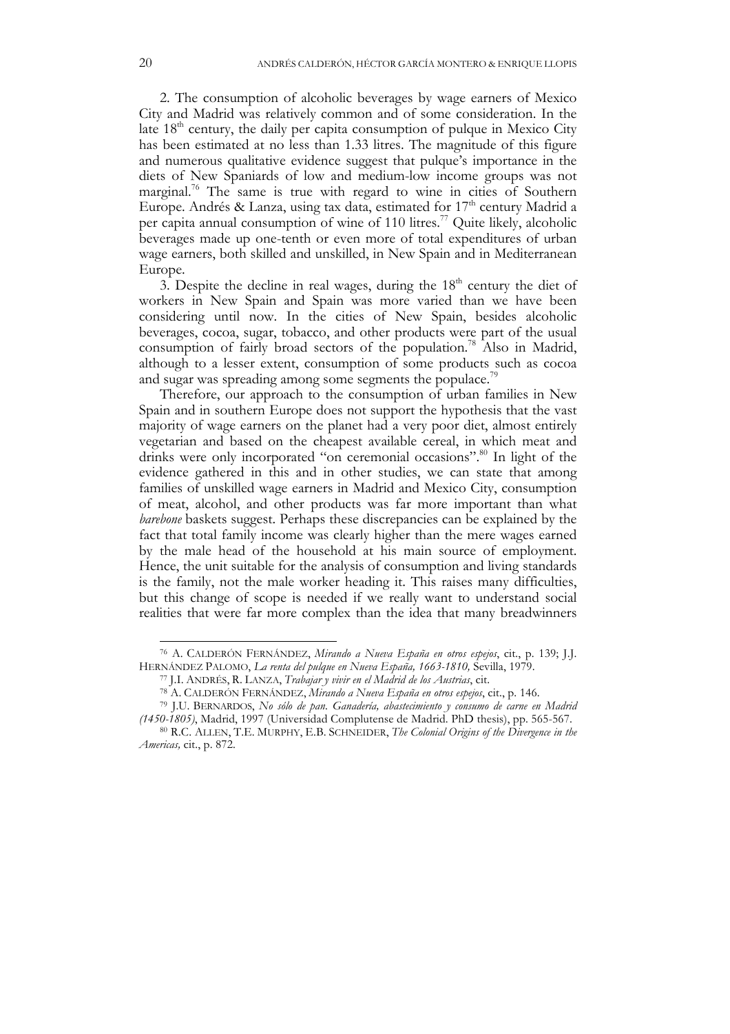2. The consumption of alcoholic beverages by wage earners of Mexico City and Madrid was relatively common and of some consideration. In the late 18th century, the daily per capita consumption of pulque in Mexico City has been estimated at no less than 1.33 litres. The magnitude of this figure and numerous qualitative evidence suggest that pulque's importance in the diets of New Spaniards of low and medium-low income groups was not marginal.[76] The same is true with regard to wine in cities of Southern Europe. Andrés & Lanza, using tax data, estimated for 17th century Madrid a per capita annual consumption of wine of 110 litres.[77] Quite likely, alcoholic beverages made up one-tenth or even more of total expenditures of urban wage earners, both skilled and unskilled, in New Spain and in Mediterranean Europe.

3. Despite the decline in real wages, during the 18th century the diet of workers in New Spain and Spain was more varied than we have been considering until now. In the cities of New Spain, besides alcoholic beverages, cocoa, sugar, tobacco, and other products were part of the usual consumption of fairly broad sectors of the population.[78] Also in Madrid, although to a lesser extent, consumption of some products such as cocoa and sugar was spreading among some segments the populace.[79]

Therefore, our approach to the consumption of urban families in New Spain and in southern Europe does not support the hypothesis that the vast majority of wage earners on the planet had a very poor diet, almost entirely vegetarian and based on the cheapest available cereal, in which meat and drinks were only incorporated "on ceremonial occasions".[80] In light of the evidence gathered in this and in other studies, we can state that among families of unskilled wage earners in Madrid and Mexico City, consumption of meat, alcohol, and other products was far more important than what *barebone* baskets suggest. Perhaps these discrepancies can be explained by the fact that total family income was clearly higher than the mere wages earned by the male head of the household at his main source of employment. Hence, the unit suitable for the analysis of consumption and living standards is the family, not the male worker heading it. This raises many difficulties, but this change of scope is needed if we really want to understand social realities that were far more complex than the idea that many breadwinners

---

[76] A. CALDERÓN FERNÁNDEZ, *Mirando a Nueva España en otros espejos*, cit., p. 139; J.J. HERNÁNDEZ PALOMO, *La renta del pulque en Nueva España, 1663-1810,* Sevilla, 1979.

[77] J.I. ANDRÉS, R. LANZA, *Trabajar y vivir en el Madrid de los Austrias*, cit.

[78] A. CALDERÓN FERNÁNDEZ, *Mirando a Nueva España en otros espejos*, cit., p. 146.

[79] J.U. BERNARDOS, *No sólo de pan. Ganadería, abastecimiento y consumo de carne en Madrid (1450-1805)*, Madrid, 1997 (Universidad Complutense de Madrid. PhD thesis), pp. 565-567.

[80] R.C. ALLEN, T.E. MURPHY, E.B. SCHNEIDER, *The Colonial Origins of the Divergence in the Americas,* cit., p. 872.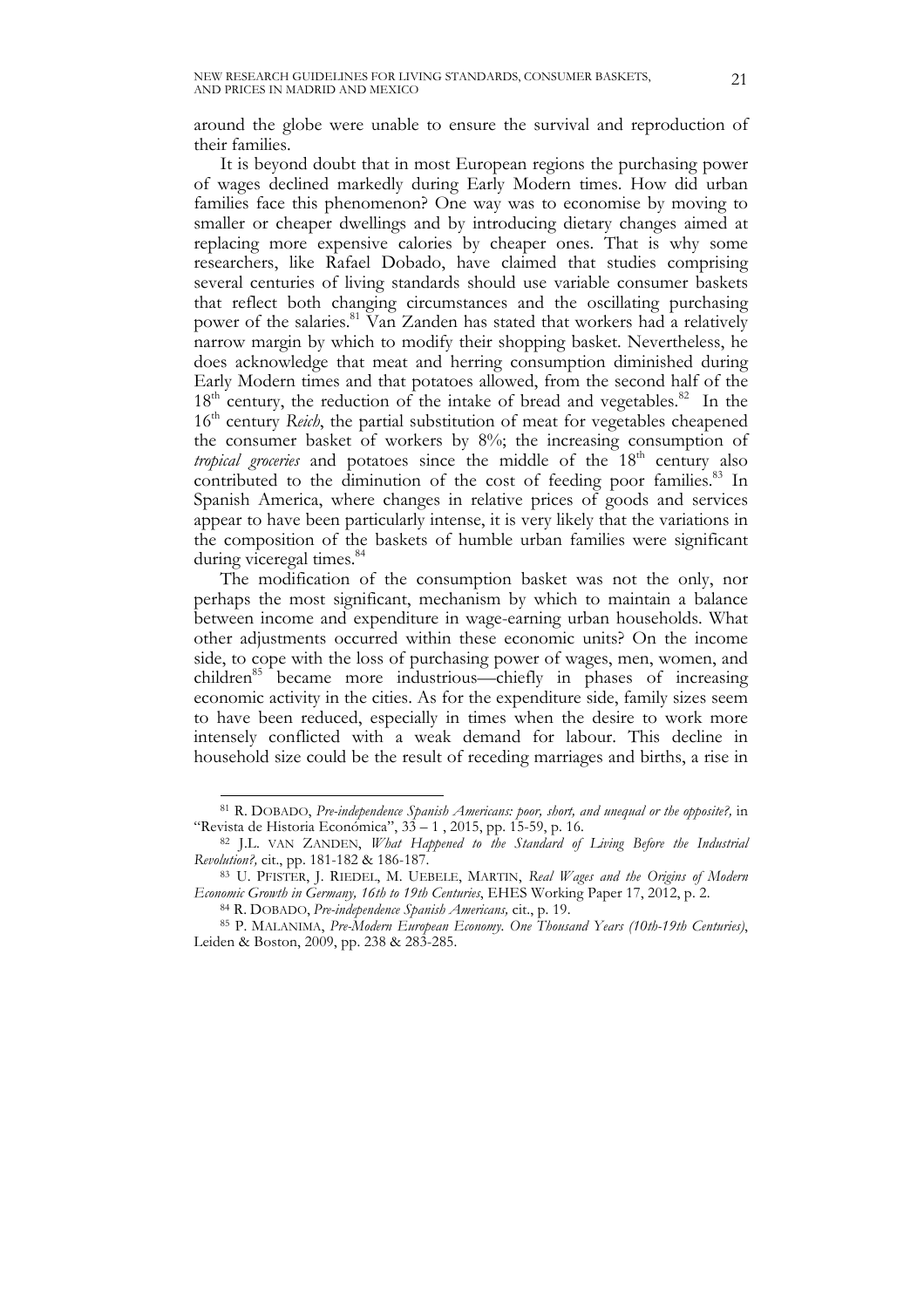around the globe were unable to ensure the survival and reproduction of their families.

It is beyond doubt that in most European regions the purchasing power of wages declined markedly during Early Modern times. How did urban families face this phenomenon? One way was to economise by moving to smaller or cheaper dwellings and by introducing dietary changes aimed at replacing more expensive calories by cheaper ones. That is why some researchers, like Rafael Dobado, have claimed that studies comprising several centuries of living standards should use variable consumer baskets that reflect both changing circumstances and the oscillating purchasing power of the salaries.[81] Van Zanden has stated that workers had a relatively narrow margin by which to modify their shopping basket. Nevertheless, he does acknowledge that meat and herring consumption diminished during Early Modern times and that potatoes allowed, from the second half of the 18th century, the reduction of the intake of bread and vegetables.[82] In the 16th century *Reich*, the partial substitution of meat for vegetables cheapened the consumer basket of workers by 8%; the increasing consumption of *tropical groceries* and potatoes since the middle of the 18th century also contributed to the diminution of the cost of feeding poor families.[83] In Spanish America, where changes in relative prices of goods and services appear to have been particularly intense, it is very likely that the variations in the composition of the baskets of humble urban families were significant during viceregal times.[84]

The modification of the consumption basket was not the only, nor perhaps the most significant, mechanism by which to maintain a balance between income and expenditure in wage-earning urban households. What other adjustments occurred within these economic units? On the income side, to cope with the loss of purchasing power of wages, men, women, and children[85] became more industrious—chiefly in phases of increasing economic activity in the cities. As for the expenditure side, family sizes seem to have been reduced, especially in times when the desire to work more intensely conflicted with a weak demand for labour. This decline in household size could be the result of receding marriages and births, a rise in

---

[81] R. DOBADO, *Pre-independence Spanish Americans: poor, short, and unequal or the opposite?*, in "Revista de Historia Económica", 33 – 1 , 2015, pp. 15-59, p. 16.

[82] J.L. VAN ZANDEN, *What Happened to the Standard of Living Before the Industrial Revolution?*, cit., pp. 181-182 & 186-187.

[83] U. PFISTER, J. RIEDEL, M. UEBELE, MARTIN, *Real Wages and the Origins of Modern Economic Growth in Germany, 16th to 19th Centuries*, EHES Working Paper 17, 2012, p. 2.

[84] R. DOBADO, *Pre-independence Spanish Americans,* cit., p. 19.

[85] P. MALANIMA, *Pre-Modern European Economy. One Thousand Years (10th-19th Centuries)*, Leiden & Boston, 2009, pp. 238 & 283-285.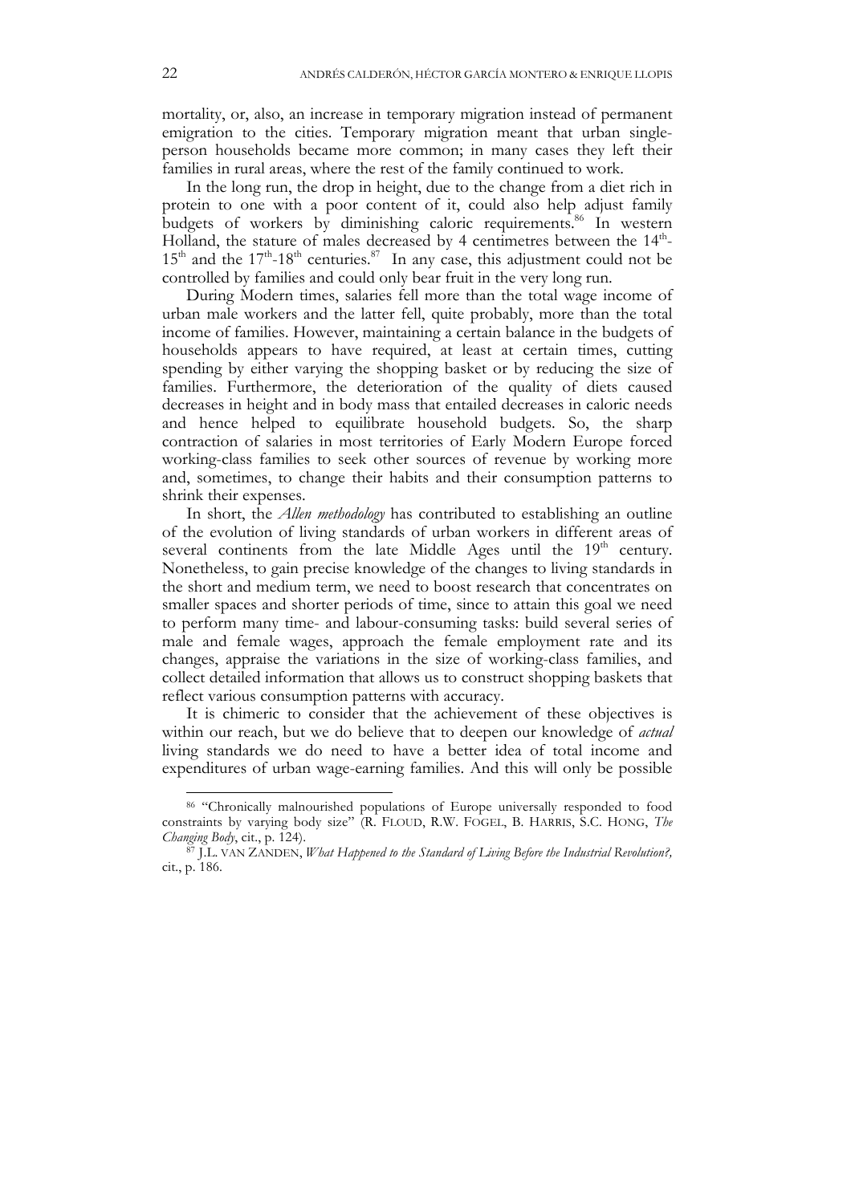mortality, or, also, an increase in temporary migration instead of permanent emigration to the cities. Temporary migration meant that urban single-person households became more common; in many cases they left their families in rural areas, where the rest of the family continued to work.

In the long run, the drop in height, due to the change from a diet rich in protein to one with a poor content of it, could also help adjust family budgets of workers by diminishing caloric requirements.[86] In western Holland, the stature of males decreased by 4 centimetres between the 14th-15th and the 17th-18th centuries.[87] In any case, this adjustment could not be controlled by families and could only bear fruit in the very long run.

During Modern times, salaries fell more than the total wage income of urban male workers and the latter fell, quite probably, more than the total income of families. However, maintaining a certain balance in the budgets of households appears to have required, at least at certain times, cutting spending by either varying the shopping basket or by reducing the size of families. Furthermore, the deterioration of the quality of diets caused decreases in height and in body mass that entailed decreases in caloric needs and hence helped to equilibrate household budgets. So, the sharp contraction of salaries in most territories of Early Modern Europe forced working-class families to seek other sources of revenue by working more and, sometimes, to change their habits and their consumption patterns to shrink their expenses.

In short, the *Allen methodology* has contributed to establishing an outline of the evolution of living standards of urban workers in different areas of several continents from the late Middle Ages until the 19th century. Nonetheless, to gain precise knowledge of the changes to living standards in the short and medium term, we need to boost research that concentrates on smaller spaces and shorter periods of time, since to attain this goal we need to perform many time- and labour-consuming tasks: build several series of male and female wages, approach the female employment rate and its changes, appraise the variations in the size of working-class families, and collect detailed information that allows us to construct shopping baskets that reflect various consumption patterns with accuracy.

It is chimeric to consider that the achievement of these objectives is within our reach, but we do believe that to deepen our knowledge of *actual* living standards we do need to have a better idea of total income and expenditures of urban wage-earning families. And this will only be possible

[86] "Chronically malnourished populations of Europe universally responded to food constraints by varying body size" (R. FLOUD, R.W. FOGEL, B. HARRIS, S.C. HONG, *The Changing Body*, cit., p. 124).

[87] J.L. VAN ZANDEN, *What Happened to the Standard of Living Before the Industrial Revolution?,* cit., p. 186.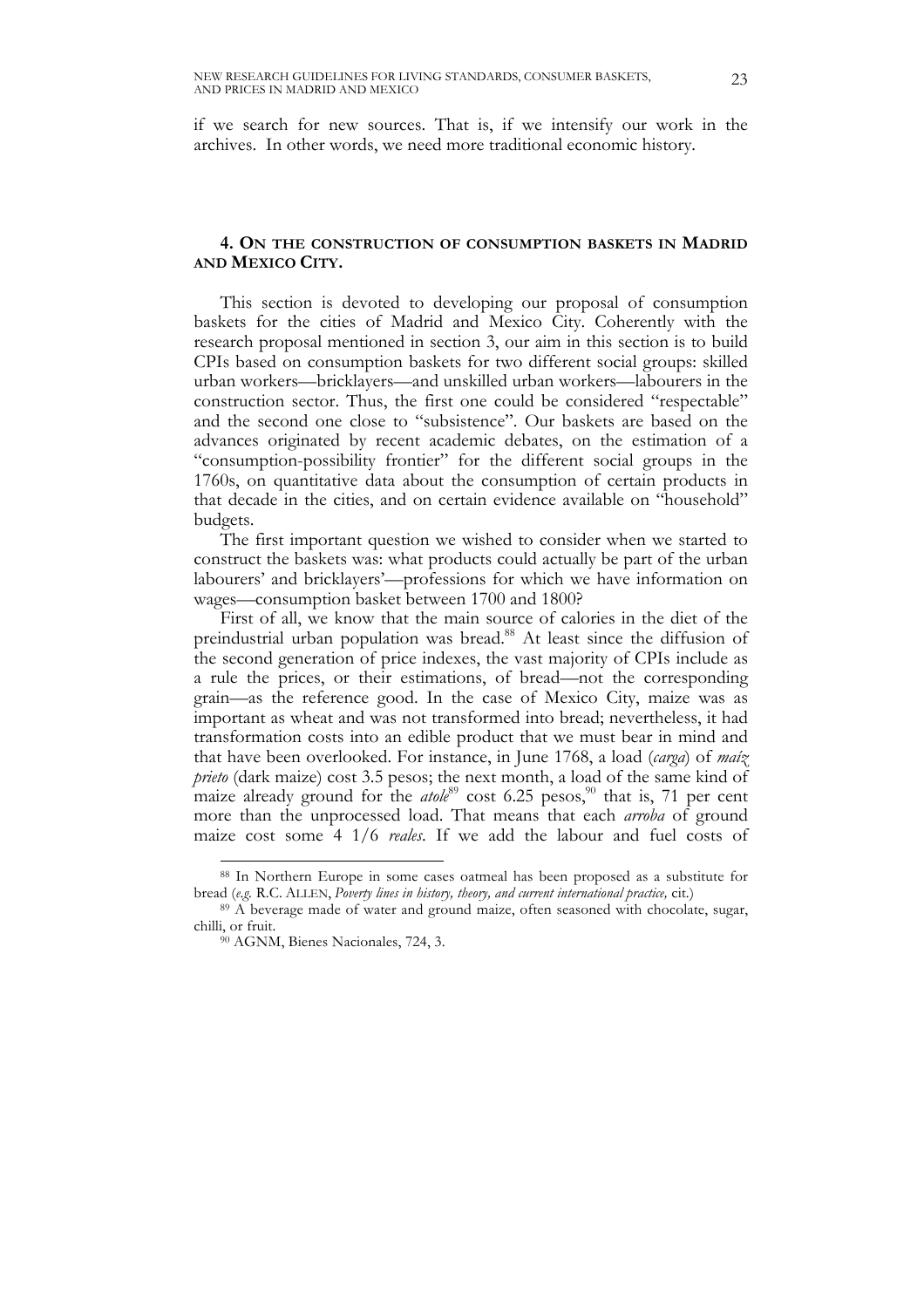if we search for new sources. That is, if we intensify our work in the archives. In other words, we need more traditional economic history.

## 4. On the construction of consumption baskets in Madrid and Mexico City.

This section is devoted to developing our proposal of consumption baskets for the cities of Madrid and Mexico City. Coherently with the research proposal mentioned in section 3, our aim in this section is to build CPIs based on consumption baskets for two different social groups: skilled urban workers—bricklayers—and unskilled urban workers—labourers in the construction sector. Thus, the first one could be considered "respectable" and the second one close to "subsistence". Our baskets are based on the advances originated by recent academic debates, on the estimation of a "consumption-possibility frontier" for the different social groups in the 1760s, on quantitative data about the consumption of certain products in that decade in the cities, and on certain evidence available on "household" budgets.

The first important question we wished to consider when we started to construct the baskets was: what products could actually be part of the urban labourers' and bricklayers'—professions for which we have information on wages—consumption basket between 1700 and 1800?

First of all, we know that the main source of calories in the diet of the preindustrial urban population was bread.[88] At least since the diffusion of the second generation of price indexes, the vast majority of CPIs include as a rule the prices, or their estimations, of bread—not the corresponding grain—as the reference good. In the case of Mexico City, maize was as important as wheat and was not transformed into bread; nevertheless, it had transformation costs into an edible product that we must bear in mind and that have been overlooked. For instance, in June 1768, a load (*carga*) of *maíz prieto* (dark maize) cost 3.5 pesos; the next month, a load of the same kind of maize already ground for the *atole*[89] cost 6.25 pesos,[90] that is, 71 per cent more than the unprocessed load. That means that each *arroba* of ground maize cost some 4 1/6 *reales*. If we add the labour and fuel costs of

---

[88] In Northern Europe in some cases oatmeal has been proposed as a substitute for bread (*e.g.* R.C. ALLEN, *Poverty lines in history, theory, and current international practice,* cit.)

[89] A beverage made of water and ground maize, often seasoned with chocolate, sugar, chilli, or fruit.

[90] AGNM, Bienes Nacionales, 724, 3.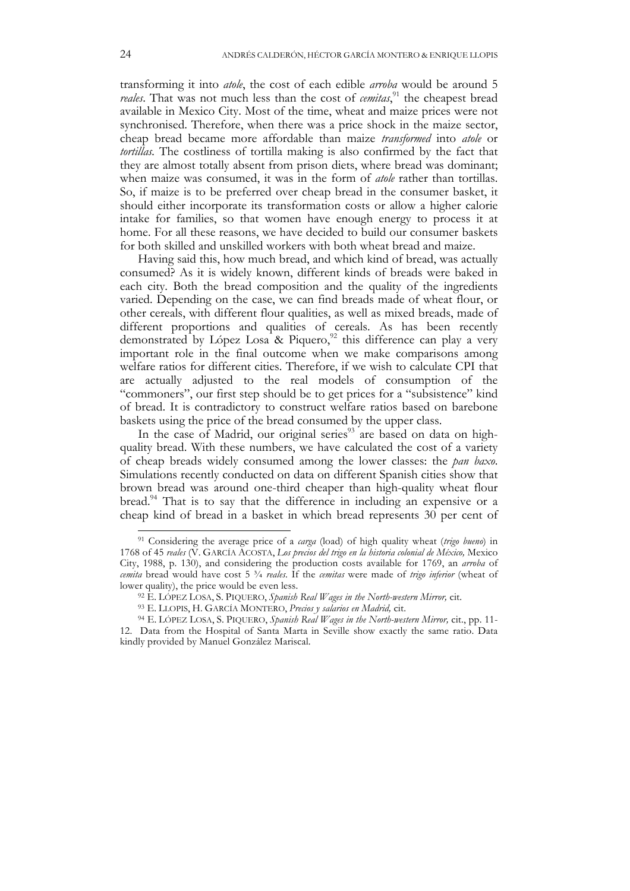transforming it into *atole*, the cost of each edible *arroba* would be around 5 *reales*. That was not much less than the cost of *cemitas*,[91] the cheapest bread available in Mexico City. Most of the time, wheat and maize prices were not synchronised. Therefore, when there was a price shock in the maize sector, cheap bread became more affordable than maize *transformed* into *atole* or *tortillas*. The costliness of tortilla making is also confirmed by the fact that they are almost totally absent from prison diets, where bread was dominant; when maize was consumed, it was in the form of *atole* rather than tortillas. So, if maize is to be preferred over cheap bread in the consumer basket, it should either incorporate its transformation costs or allow a higher calorie intake for families, so that women have enough energy to process it at home. For all these reasons, we have decided to build our consumer baskets for both skilled and unskilled workers with both wheat bread and maize.

Having said this, how much bread, and which kind of bread, was actually consumed? As it is widely known, different kinds of breads were baked in each city. Both the bread composition and the quality of the ingredients varied. Depending on the case, we can find breads made of wheat flour, or other cereals, with different flour qualities, as well as mixed breads, made of different proportions and qualities of cereals. As has been recently demonstrated by López Losa & Piquero,[92] this difference can play a very important role in the final outcome when we make comparisons among welfare ratios for different cities. Therefore, if we wish to calculate CPI that are actually adjusted to the real models of consumption of the "commoners", our first step should be to get prices for a "subsistence" kind of bread. It is contradictory to construct welfare ratios based on barebone baskets using the price of the bread consumed by the upper class.

In the case of Madrid, our original series[93] are based on data on high-quality bread. With these numbers, we have calculated the cost of a variety of cheap breads widely consumed among the lower classes: the *pan baxo*. Simulations recently conducted on data on different Spanish cities show that brown bread was around one-third cheaper than high-quality wheat flour bread.[94] That is to say that the difference in including an expensive or a cheap kind of bread in a basket in which bread represents 30 per cent of

---

[91] Considering the average price of a *carga* (load) of high quality wheat (*trigo bueno*) in 1768 of 45 *reales* (V. GARCÍA ACOSTA, *Los precios del trigo en la historia colonial de México,* Mexico City, 1988, p. 130), and considering the production costs available for 1769, an *arroba* of *cemita* bread would have cost 5 ¾ *reales*. If the *cemitas* were made of *trigo inferior* (wheat of lower quality), the price would be even less.

[92] E. LÓPEZ LOSA, S. PIQUERO, *Spanish Real Wages in the North-western Mirror,* cit.

[93] E. LLOPIS, H. GARCÍA MONTERO, *Precios y salarios en Madrid,* cit.

[94] E. LÓPEZ LOSA, S. PIQUERO, *Spanish Real Wages in the North-western Mirror,* cit., pp. 11-12. Data from the Hospital of Santa Marta in Seville show exactly the same ratio. Data kindly provided by Manuel González Mariscal.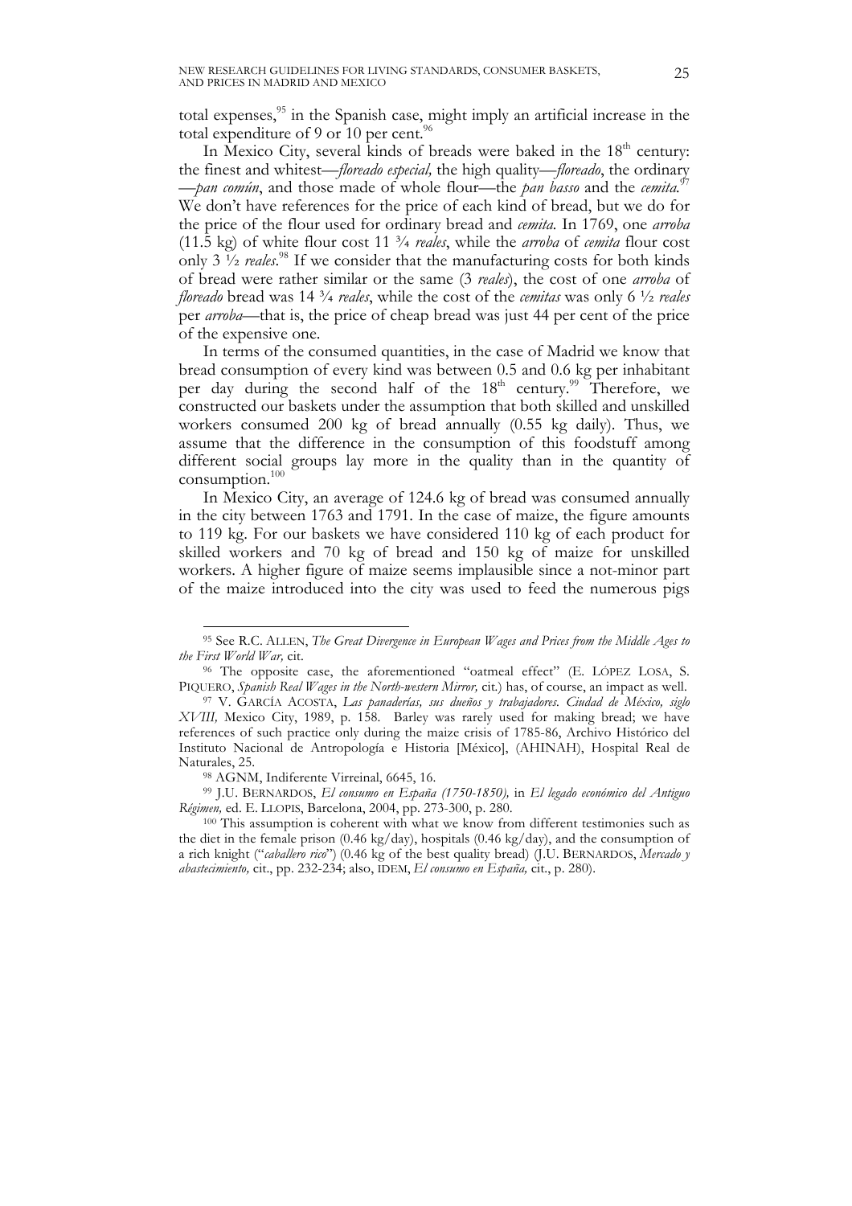total expenses,[95] in the Spanish case, might imply an artificial increase in the total expenditure of 9 or 10 per cent.[96]

In Mexico City, several kinds of breads were baked in the 18th century: the finest and whitest—*floreado especial,* the high quality—*floreado*, the ordinary —*pan común*, and those made of whole flour—the *pan basso* and the *cemita.*[97] We don't have references for the price of each kind of bread, but we do for the price of the flour used for ordinary bread and *cemita.* In 1769, one *arroba* (11.5 kg) of white flour cost 11 ¾ *reales*, while the *arroba* of *cemita* flour cost only 3 ½ *reales*.[98] If we consider that the manufacturing costs for both kinds of bread were rather similar or the same (3 *reales*), the cost of one *arroba* of *floreado* bread was 14 ¾ *reales*, while the cost of the *cemitas* was only 6 ½ *reales* per *arroba*—that is, the price of cheap bread was just 44 per cent of the price of the expensive one.

In terms of the consumed quantities, in the case of Madrid we know that bread consumption of every kind was between 0.5 and 0.6 kg per inhabitant per day during the second half of the 18th century.[99] Therefore, we constructed our baskets under the assumption that both skilled and unskilled workers consumed 200 kg of bread annually (0.55 kg daily). Thus, we assume that the difference in the consumption of this foodstuff among different social groups lay more in the quality than in the quantity of consumption.[100]

In Mexico City, an average of 124.6 kg of bread was consumed annually in the city between 1763 and 1791. In the case of maize, the figure amounts to 119 kg. For our baskets we have considered 110 kg of each product for skilled workers and 70 kg of bread and 150 kg of maize for unskilled workers. A higher figure of maize seems implausible since a not-minor part of the maize introduced into the city was used to feed the numerous pigs

---

[95] See R.C. ALLEN, *The Great Divergence in European Wages and Prices from the Middle Ages to the First World War,* cit.

[96] The opposite case, the aforementioned "oatmeal effect" (E. LÓPEZ LOSA, S. PIQUERO, *Spanish Real Wages in the North-western Mirror,* cit.) has, of course, an impact as well.

[97] V. GARCÍA ACOSTA, *Las panaderías, sus dueños y trabajadores. Ciudad de México, siglo XVIII,* Mexico City, 1989, p. 158. Barley was rarely used for making bread; we have references of such practice only during the maize crisis of 1785-86, Archivo Histórico del Instituto Nacional de Antropología e Historia [México], (AHINAH), Hospital Real de Naturales, 25.

[98] AGNM, Indiferente Virreinal, 6645, 16.

[99] J.U. BERNARDOS, *El consumo en España (1750-1850),* in *El legado económico del Antiguo Régimen,* ed. E. LLOPIS, Barcelona, 2004, pp. 273-300, p. 280.

[100] This assumption is coherent with what we know from different testimonies such as the diet in the female prison (0.46 kg/day), hospitals (0.46 kg/day), and the consumption of a rich knight ("*caballero rico*") (0.46 kg of the best quality bread) (J.U. BERNARDOS, *Mercado y abastecimiento,* cit., pp. 232-234; also, IDEM, *El consumo en España,* cit., p. 280).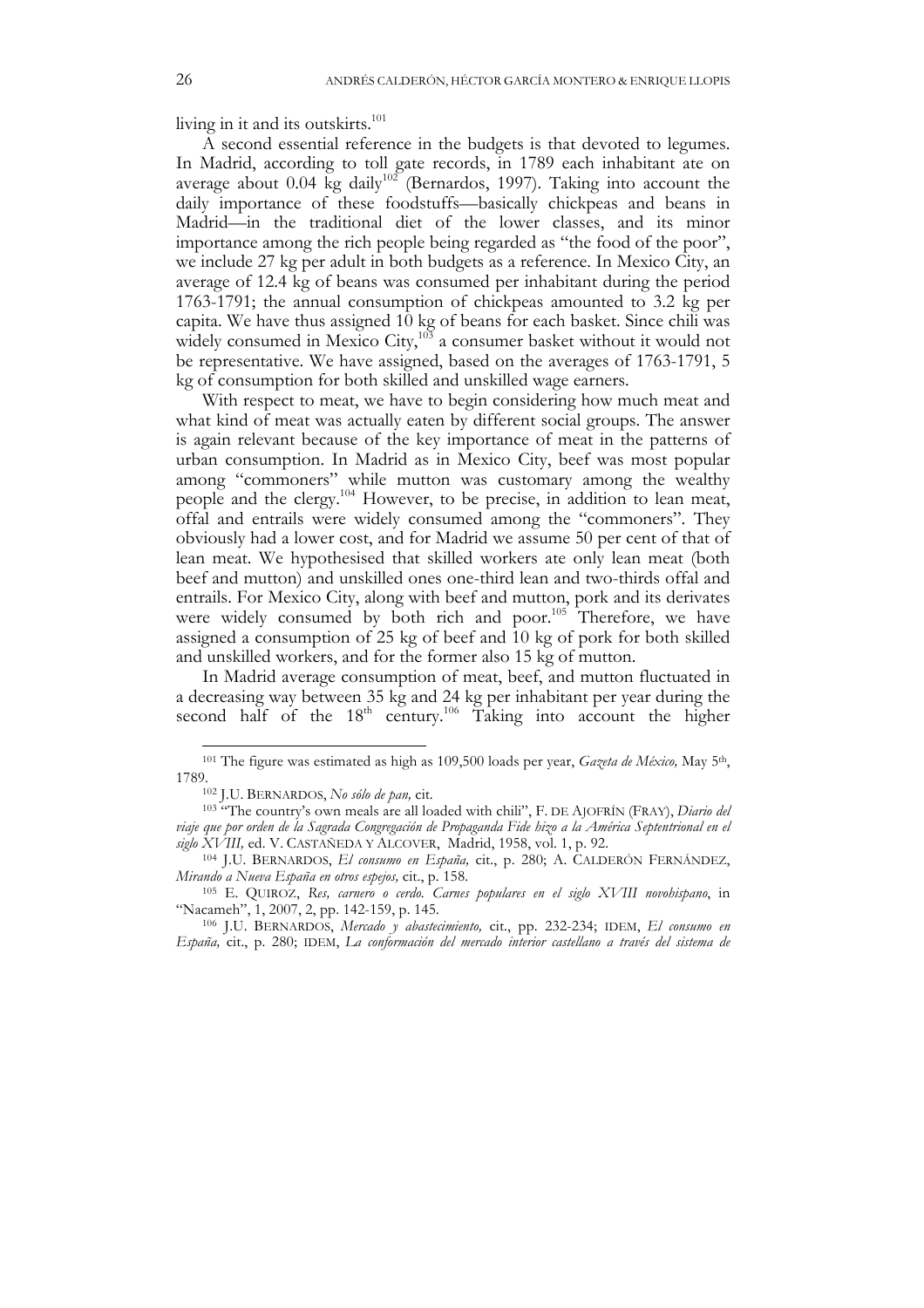living in it and its outskirts.[101]

A second essential reference in the budgets is that devoted to legumes. In Madrid, according to toll gate records, in 1789 each inhabitant ate on average about 0.04 kg daily[102] (Bernardos, 1997). Taking into account the daily importance of these foodstuffs—basically chickpeas and beans in Madrid—in the traditional diet of the lower classes, and its minor importance among the rich people being regarded as "the food of the poor", we include 27 kg per adult in both budgets as a reference. In Mexico City, an average of 12.4 kg of beans was consumed per inhabitant during the period 1763-1791; the annual consumption of chickpeas amounted to 3.2 kg per capita. We have thus assigned 10 kg of beans for each basket. Since chili was widely consumed in Mexico City,[103] a consumer basket without it would not be representative. We have assigned, based on the averages of 1763-1791, 5 kg of consumption for both skilled and unskilled wage earners.

With respect to meat, we have to begin considering how much meat and what kind of meat was actually eaten by different social groups. The answer is again relevant because of the key importance of meat in the patterns of urban consumption. In Madrid as in Mexico City, beef was most popular among "commoners" while mutton was customary among the wealthy people and the clergy.[104] However, to be precise, in addition to lean meat, offal and entrails were widely consumed among the "commoners". They obviously had a lower cost, and for Madrid we assume 50 per cent of that of lean meat. We hypothesised that skilled workers ate only lean meat (both beef and mutton) and unskilled ones one-third lean and two-thirds offal and entrails. For Mexico City, along with beef and mutton, pork and its derivates were widely consumed by both rich and poor.[105] Therefore, we have assigned a consumption of 25 kg of beef and 10 kg of pork for both skilled and unskilled workers, and for the former also 15 kg of mutton.

In Madrid average consumption of meat, beef, and mutton fluctuated in a decreasing way between 35 kg and 24 kg per inhabitant per year during the second half of the 18th century.[106] Taking into account the higher

---

[101] The figure was estimated as high as 109,500 loads per year, *Gazeta de México,* May 5th, 1789.

[102] J.U. BERNARDOS, *No sólo de pan,* cit.

[103] "The country's own meals are all loaded with chili", F. DE AJOFRÍN (FRAY), *Diario del viaje que por orden de la Sagrada Congregación de Propaganda Fide hizo a la América Septentrional en el siglo XVIII,* ed. V. CASTAÑEDA Y ALCOVER, Madrid, 1958, vol. 1, p. 92.

[104] J.U. BERNARDOS, *El consumo en España,* cit., p. 280; A. CALDERÓN FERNÁNDEZ, *Mirando a Nueva España en otros espejos,* cit., p. 158.

[105] E. QUIROZ, *Res, carnero o cerdo. Carnes populares en el siglo XVIII novohispano*, in "Nacameh", 1, 2007, 2, pp. 142-159, p. 145.

[106] J.U. BERNARDOS, *Mercado y abastecimiento,* cit., pp. 232-234; IDEM, *El consumo en España,* cit., p. 280; IDEM, *La conformación del mercado interior castellano a través del sistema de*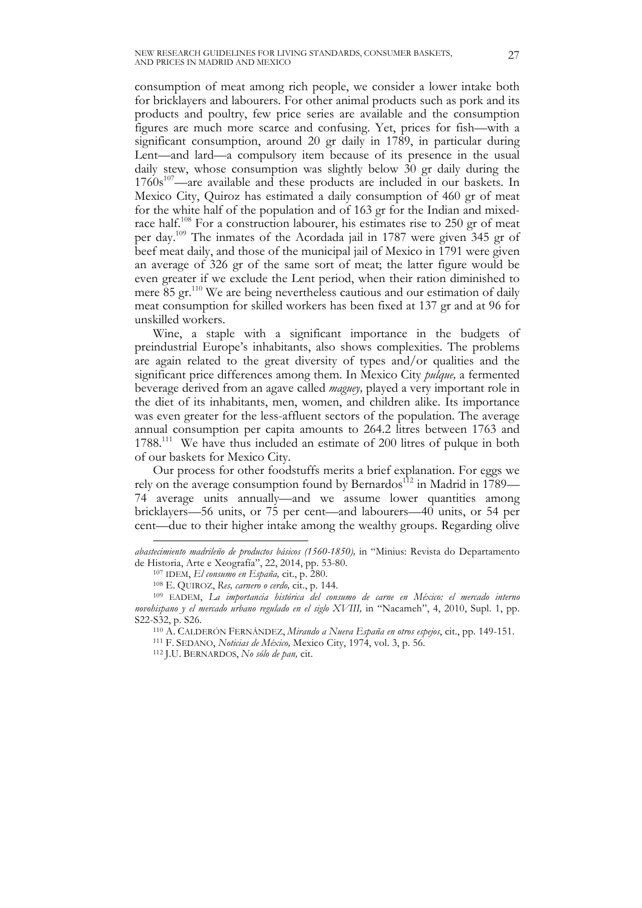consumption of meat among rich people, we consider a lower intake both for bricklayers and labourers. For other animal products such as pork and its products and poultry, few price series are available and the consumption figures are much more scarce and confusing. Yet, prices for fish—with a significant consumption, around 20 gr daily in 1789, in particular during Lent—and lard—a compulsory item because of its presence in the usual daily stew, whose consumption was slightly below 30 gr daily during the 1760s[107]—are available and these products are included in our baskets. In Mexico City, Quiroz has estimated a daily consumption of 460 gr of meat for the white half of the population and of 163 gr for the Indian and mixed-race half.[108] For a construction labourer, his estimates rise to 250 gr of meat per day.[109] The inmates of the Acordada jail in 1787 were given 345 gr of beef meat daily, and those of the municipal jail of Mexico in 1791 were given an average of 326 gr of the same sort of meat; the latter figure would be even greater if we exclude the Lent period, when their ration diminished to mere 85 gr.[110] We are being nevertheless cautious and our estimation of daily meat consumption for skilled workers has been fixed at 137 gr and at 96 for unskilled workers.

Wine, a staple with a significant importance in the budgets of preindustrial Europe's inhabitants, also shows complexities. The problems are again related to the great diversity of types and/or qualities and the significant price differences among them. In Mexico City *pulque,* a fermented beverage derived from an agave called *maguey,* played a very important role in the diet of its inhabitants, men, women, and children alike. Its importance was even greater for the less-affluent sectors of the population. The average annual consumption per capita amounts to 264.2 litres between 1763 and 1788.[111] We have thus included an estimate of 200 litres of pulque in both of our baskets for Mexico City.

Our process for other foodstuffs merits a brief explanation. For eggs we rely on the average consumption found by Bernardos[112] in Madrid in 1789—74 average units annually—and we assume lower quantities among bricklayers—56 units, or 75 per cent—and labourers—40 units, or 54 per cent—due to their higher intake among the wealthy groups. Regarding olive

*abastecimiento madrileño de productos básicos (1560-1850),* in "Minius: Revista do Departamento de Historia, Arte e Xeografía", 22, 2014, pp. 53-80.

[107] IDEM, *El consumo en España,* cit., p. 280.

[108] E. QUIROZ, *Res, carnero o cerdo,* cit., p. 144.

[109] EADEM, *La importancia histórica del consumo de carne en México: el mercado interno novohispano y el mercado urbano regulado en el siglo XVIII,* in "Nacameh", 4, 2010, Supl. 1, pp. S22-S32, p. S26.

[110] A. CALDERÓN FERNÁNDEZ, *Mirando a Nueva España en otros espejos*, cit., pp. 149-151.

[111] F. SEDANO, *Noticias de México,* Mexico City, 1974, vol. 3, p. 56.

[112] J.U. BERNARDOS, *No sólo de pan,* cit.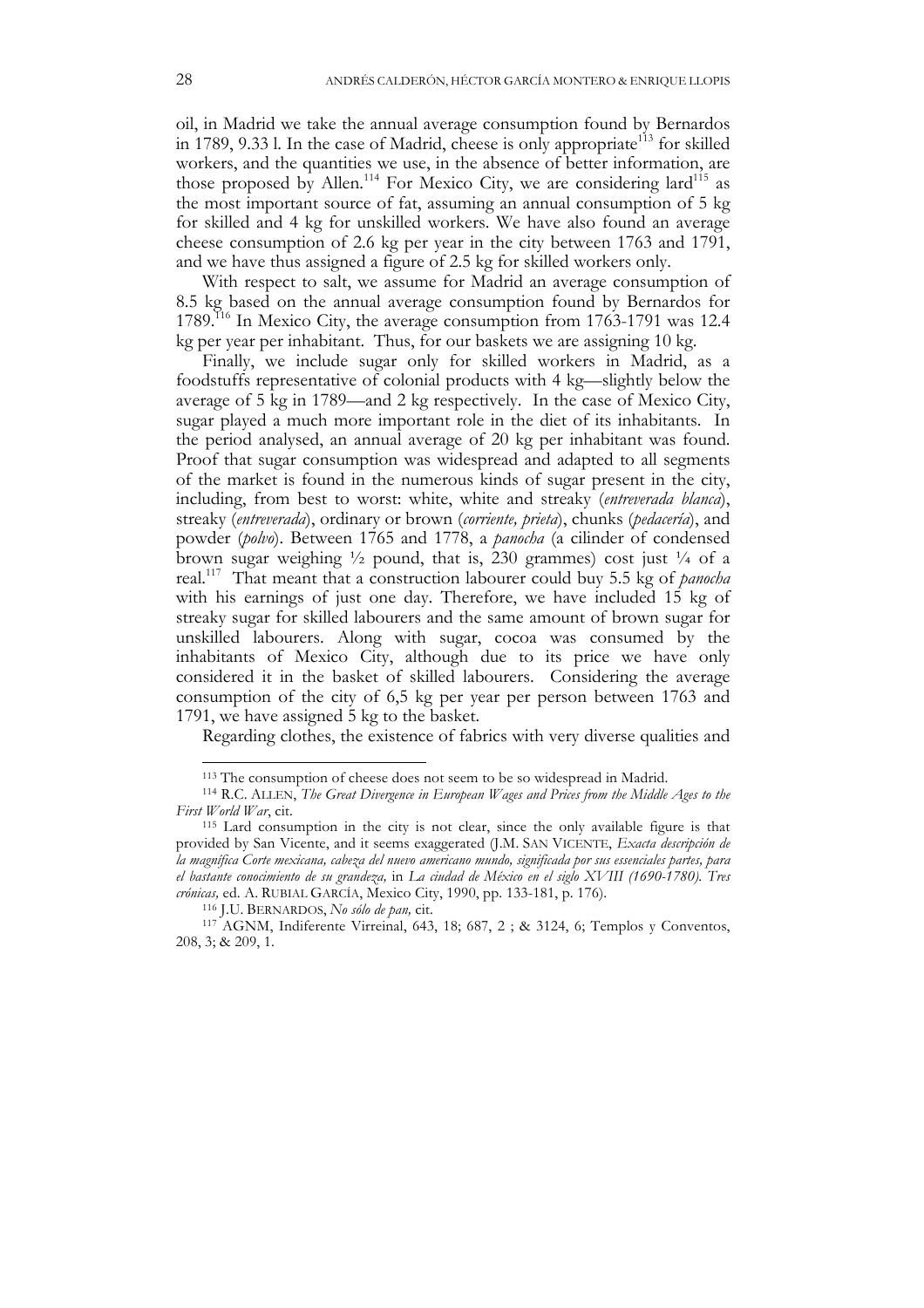oil, in Madrid we take the annual average consumption found by Bernardos in 1789, 9.33 l. In the case of Madrid, cheese is only appropriate[113] for skilled workers, and the quantities we use, in the absence of better information, are those proposed by Allen.[114] For Mexico City, we are considering lard[115] as the most important source of fat, assuming an annual consumption of 5 kg for skilled and 4 kg for unskilled workers. We have also found an average cheese consumption of 2.6 kg per year in the city between 1763 and 1791, and we have thus assigned a figure of 2.5 kg for skilled workers only.

With respect to salt, we assume for Madrid an average consumption of 8.5 kg based on the annual average consumption found by Bernardos for 1789.[116] In Mexico City, the average consumption from 1763-1791 was 12.4 kg per year per inhabitant. Thus, for our baskets we are assigning 10 kg.

Finally, we include sugar only for skilled workers in Madrid, as a foodstuffs representative of colonial products with 4 kg—slightly below the average of 5 kg in 1789—and 2 kg respectively. In the case of Mexico City, sugar played a much more important role in the diet of its inhabitants. In the period analysed, an annual average of 20 kg per inhabitant was found. Proof that sugar consumption was widespread and adapted to all segments of the market is found in the numerous kinds of sugar present in the city, including, from best to worst: white, white and streaky (*entreverada blanca*), streaky (*entreverada*), ordinary or brown (*corriente, prieta*), chunks (*pedacería*), and powder (*polvo*). Between 1765 and 1778, a *panocha* (a cilinder of condensed brown sugar weighing ½ pound, that is, 230 grammes) cost just ¼ of a real.[117] That meant that a construction labourer could buy 5.5 kg of *panocha* with his earnings of just one day. Therefore, we have included 15 kg of streaky sugar for skilled labourers and the same amount of brown sugar for unskilled labourers. Along with sugar, cocoa was consumed by the inhabitants of Mexico City, although due to its price we have only considered it in the basket of skilled labourers. Considering the average consumption of the city of 6,5 kg per year per person between 1763 and 1791, we have assigned 5 kg to the basket.

Regarding clothes, the existence of fabrics with very diverse qualities and

---

[113] The consumption of cheese does not seem to be so widespread in Madrid.

[114] R.C. ALLEN, *The Great Divergence in European Wages and Prices from the Middle Ages to the First World War*, cit.

[115] Lard consumption in the city is not clear, since the only available figure is that provided by San Vicente, and it seems exaggerated (J.M. SAN VICENTE, *Exacta descripción de la magnífica Corte mexicana, cabeza del nuevo americano mundo, significada por sus essenciales partes, para el bastante conocimiento de su grandeza,* in *La ciudad de México en el siglo XVIII (1690-1780). Tres crónicas,* ed. A. RUBIAL GARCÍA, Mexico City, 1990, pp. 133-181, p. 176).

[116] J.U. BERNARDOS, *No sólo de pan,* cit.

[117] AGNM, Indiferente Virreinal, 643, 18; 687, 2 ; & 3124, 6; Templos y Conventos, 208, 3; & 209, 1.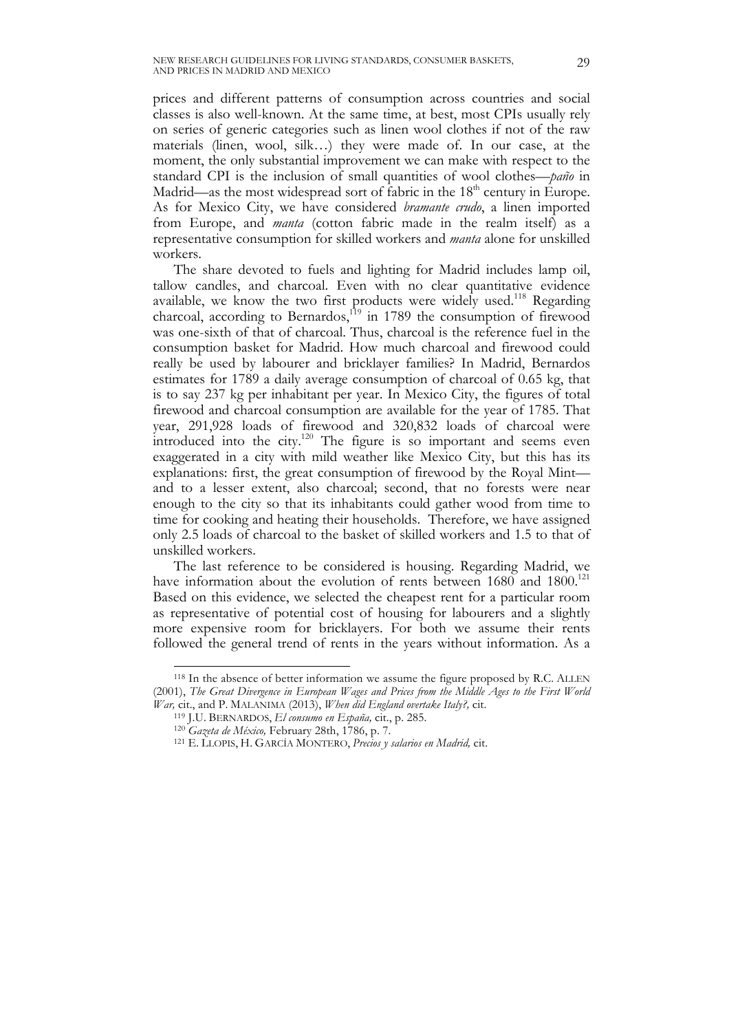prices and different patterns of consumption across countries and social classes is also well-known. At the same time, at best, most CPIs usually rely on series of generic categories such as linen wool clothes if not of the raw materials (linen, wool, silk…) they were made of. In our case, at the moment, the only substantial improvement we can make with respect to the standard CPI is the inclusion of small quantities of wool clothes—*paño* in Madrid—as the most widespread sort of fabric in the 18th century in Europe. As for Mexico City, we have considered *bramante crudo*, a linen imported from Europe, and *manta* (cotton fabric made in the realm itself) as a representative consumption for skilled workers and *manta* alone for unskilled workers.

The share devoted to fuels and lighting for Madrid includes lamp oil, tallow candles, and charcoal. Even with no clear quantitative evidence available, we know the two first products were widely used.[118] Regarding charcoal, according to Bernardos,[119] in 1789 the consumption of firewood was one-sixth of that of charcoal. Thus, charcoal is the reference fuel in the consumption basket for Madrid. How much charcoal and firewood could really be used by labourer and bricklayer families? In Madrid, Bernardos estimates for 1789 a daily average consumption of charcoal of 0.65 kg, that is to say 237 kg per inhabitant per year. In Mexico City, the figures of total firewood and charcoal consumption are available for the year of 1785. That year, 291,928 loads of firewood and 320,832 loads of charcoal were introduced into the city.[120] The figure is so important and seems even exaggerated in a city with mild weather like Mexico City, but this has its explanations: first, the great consumption of firewood by the Royal Mint—and to a lesser extent, also charcoal; second, that no forests were near enough to the city so that its inhabitants could gather wood from time to time for cooking and heating their households. Therefore, we have assigned only 2.5 loads of charcoal to the basket of skilled workers and 1.5 to that of unskilled workers.

The last reference to be considered is housing. Regarding Madrid, we have information about the evolution of rents between 1680 and 1800.[121] Based on this evidence, we selected the cheapest rent for a particular room as representative of potential cost of housing for labourers and a slightly more expensive room for bricklayers. For both we assume their rents followed the general trend of rents in the years without information. As a

---

[118] In the absence of better information we assume the figure proposed by R.C. ALLEN (2001), *The Great Divergence in European Wages and Prices from the Middle Ages to the First World War,* cit., and P. MALANIMA (2013), *When did England overtake Italy?,* cit.

[119] J.U. BERNARDOS, *El consumo en España,* cit., p. 285.

[120] *Gazeta de México,* February 28th, 1786, p. 7.

[121] E. LLOPIS, H. GARCÍA MONTERO, *Precios y salarios en Madrid,* cit.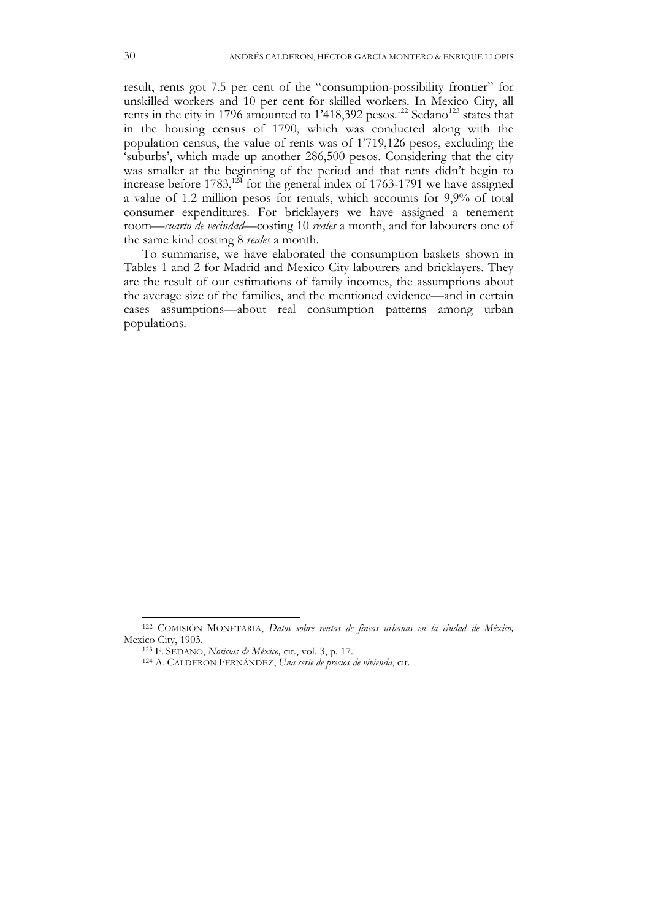result, rents got 7.5 per cent of the "consumption-possibility frontier" for unskilled workers and 10 per cent for skilled workers. In Mexico City, all rents in the city in 1796 amounted to 1'418,392 pesos.[122] Sedano[123] states that in the housing census of 1790, which was conducted along with the population census, the value of rents was of 1'719,126 pesos, excluding the 'suburbs', which made up another 286,500 pesos. Considering that the city was smaller at the beginning of the period and that rents didn't begin to increase before 1783,[124] for the general index of 1763-1791 we have assigned a value of 1.2 million pesos for rentals, which accounts for 9,9% of total consumer expenditures. For bricklayers we have assigned a tenement room—*cuarto de vecindad*—costing 10 *reales* a month, and for labourers one of the same kind costing 8 *reales* a month.

To summarise, we have elaborated the consumption baskets shown in Tables 1 and 2 for Madrid and Mexico City labourers and bricklayers. They are the result of our estimations of family incomes, the assumptions about the average size of the families, and the mentioned evidence—and in certain cases assumptions—about real consumption patterns among urban populations.

---

[122] COMISIÓN MONETARIA, *Datos sobre rentas de fincas urbanas en la ciudad de México,* Mexico City, 1903.

[123] F. SEDANO, *Noticias de México,* cit., vol. 3, p. 17.

[124] A. CALDERÓN FERNÁNDEZ, *Una serie de precios de vivienda*, cit.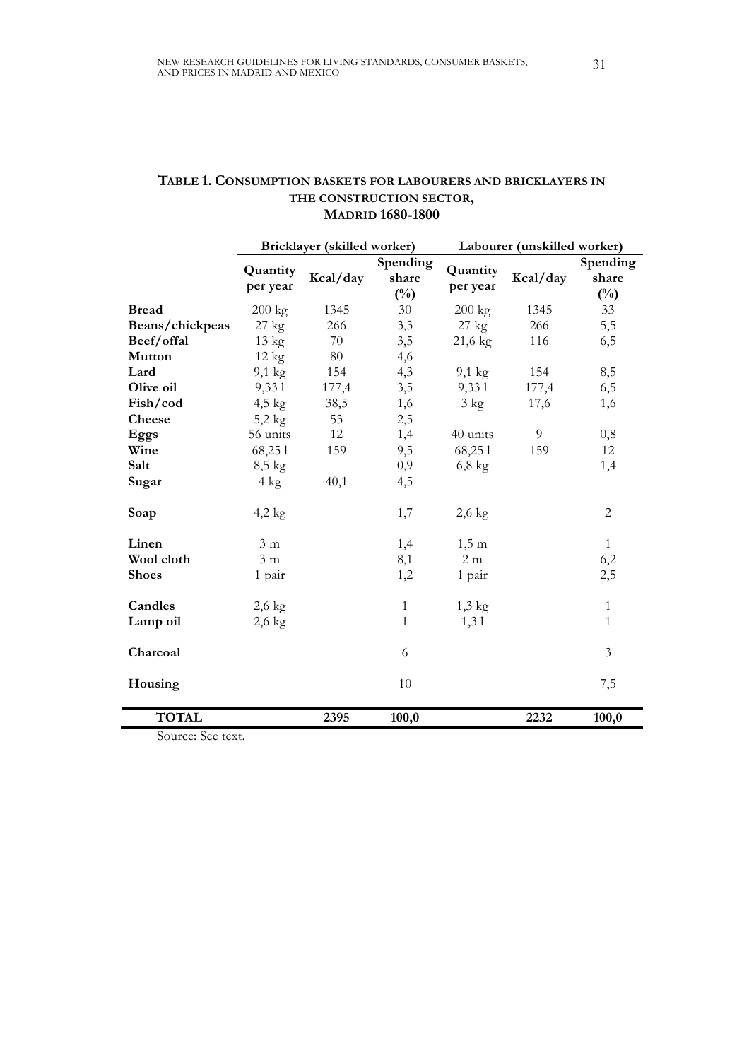**TABLE 1. CONSUMPTION BASKETS FOR LABOURERS AND BRICKLAYERS IN THE CONSTRUCTION SECTOR, MADRID 1680-1800**

| | Bricklayer (skilled worker) | | | Labourer (unskilled worker) | | |
|---|---|---|---|---|---|---|
| | Quantity per year | Kcal/day | Spending share (%) | Quantity per year | Kcal/day | Spending share (%) |
| **Bread** | 200 kg | 1345 | 30 | 200 kg | 1345 | 33 |
| **Beans/chickpeas** | 27 kg | 266 | 3,3 | 27 kg | 266 | 5,5 |
| **Beef/offal** | 13 kg | 70 | 3,5 | 21,6 kg | 116 | 6,5 |
| **Mutton** | 12 kg | 80 | 4,6 | | | |
| **Lard** | 9,1 kg | 154 | 4,3 | 9,1 kg | 154 | 8,5 |
| **Olive oil** | 9,33 l | 177,4 | 3,5 | 9,33 l | 177,4 | 6,5 |
| **Fish/cod** | 4,5 kg | 38,5 | 1,6 | 3 kg | 17,6 | 1,6 |
| **Cheese** | 5,2 kg | 53 | 2,5 | | | |
| **Eggs** | 56 units | 12 | 1,4 | 40 units | 9 | 0,8 |
| **Wine** | 68,25 l | 159 | 9,5 | 68,25 l | 159 | 12 |
| **Salt** | 8,5 kg | | 0,9 | 6,8 kg | | 1,4 |
| **Sugar** | 4 kg | 40,1 | 4,5 | | | |
| **Soap** | 4,2 kg | | 1,7 | 2,6 kg | | 2 |
| **Linen** | 3 m | | 1,4 | 1,5 m | | 1 |
| **Wool cloth** | 3 m | | 8,1 | 2 m | | 6,2 |
| **Shoes** | 1 pair | | 1,2 | 1 pair | | 2,5 |
| **Candles** | 2,6 kg | | 1 | 1,3 kg | | 1 |
| **Lamp oil** | 2,6 kg | | 1 | 1,3 l | | 1 |
| **Charcoal** | | | 6 | | | 3 |
| **Housing** | | | 10 | | | 7,5 |
| **TOTAL** | | **2395** | **100,0** | | **2232** | **100,0** |

Source: See text.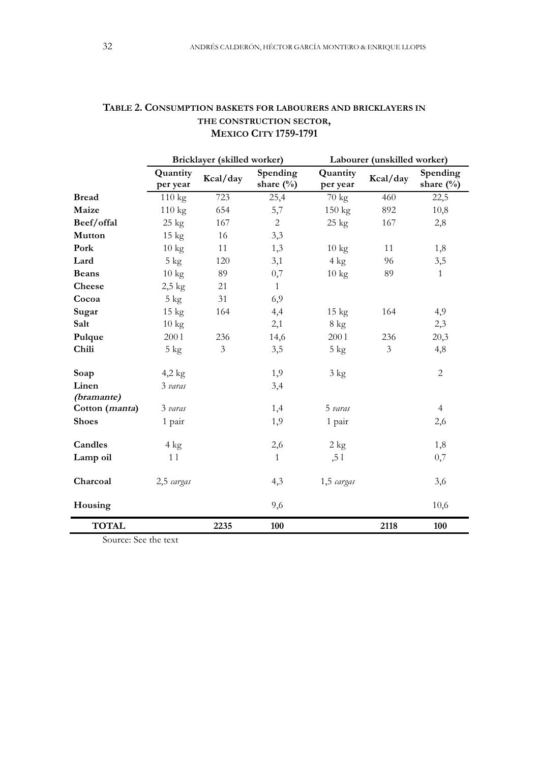**TABLE 2. CONSUMPTION BASKETS FOR LABOURERS AND BRICKLAYERS IN THE CONSTRUCTION SECTOR, MEXICO CITY 1759-1791**

| | Bricklayer (skilled worker) | | | Labourer (unskilled worker) | | |
|---|---|---|---|---|---|---|
| | Quantity per year | Kcal/day | Spending share (%) | Quantity per year | Kcal/day | Spending share (%) |
| **Bread** | 110 kg | 723 | 25,4 | 70 kg | 460 | 22,5 |
| **Maize** | 110 kg | 654 | 5,7 | 150 kg | 892 | 10,8 |
| **Beef/offal** | 25 kg | 167 | 2 | 25 kg | 167 | 2,8 |
| **Mutton** | 15 kg | 16 | 3,3 | | | |
| **Pork** | 10 kg | 11 | 1,3 | 10 kg | 11 | 1,8 |
| **Lard** | 5 kg | 120 | 3,1 | 4 kg | 96 | 3,5 |
| **Beans** | 10 kg | 89 | 0,7 | 10 kg | 89 | 1 |
| **Cheese** | 2,5 kg | 21 | 1 | | | |
| **Cocoa** | 5 kg | 31 | 6,9 | | | |
| **Sugar** | 15 kg | 164 | 4,4 | 15 kg | 164 | 4,9 |
| **Salt** | 10 kg | | 2,1 | 8 kg | | 2,3 |
| **Pulque** | 200 l | 236 | 14,6 | 200 l | 236 | 20,3 |
| **Chili** | 5 kg | 3 | 3,5 | 5 kg | 3 | 4,8 |
| **Soap** | 4,2 kg | | 1,9 | 3 kg | | 2 |
| **Linen *(bramante)*** | 3 *varas* | | 3,4 | | | |
| **Cotton (*manta*)** | 3 *varas* | | 1,4 | 5 *varas* | | 4 |
| **Shoes** | 1 pair | | 1,9 | 1 pair | | 2,6 |
| **Candles** | 4 kg | | 2,6 | 2 kg | | 1,8 |
| **Lamp oil** | 1 l | | 1 | ,5 l | | 0,7 |
| **Charcoal** | 2,5 *cargas* | | 4,3 | 1,5 *cargas* | | 3,6 |
| **Housing** | | | 9,6 | | | 10,6 |
| **TOTAL** | | **2235** | **100** | | **2118** | **100** |

Source: See the text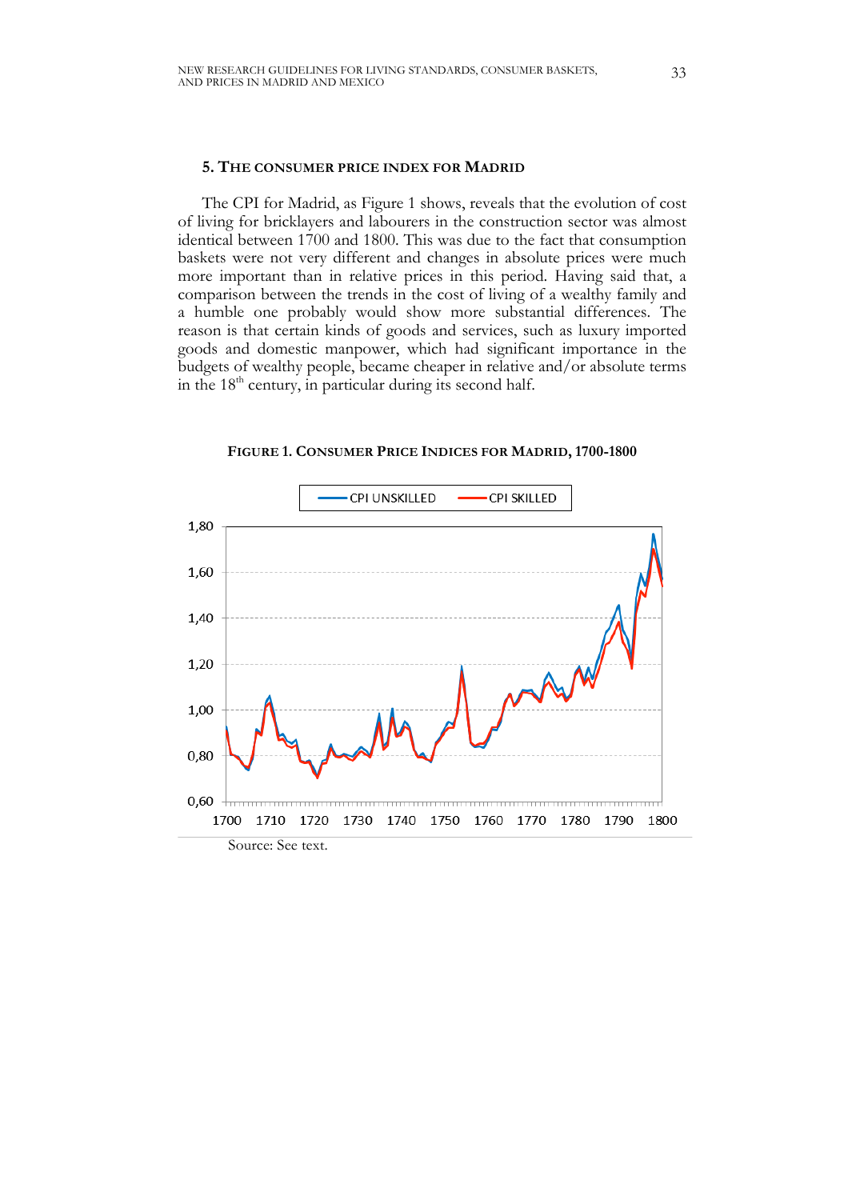## 5. THE CONSUMER PRICE INDEX FOR MADRID

The CPI for Madrid, as Figure 1 shows, reveals that the evolution of cost of living for bricklayers and labourers in the construction sector was almost identical between 1700 and 1800. This was due to the fact that consumption baskets were not very different and changes in absolute prices were much more important than in relative prices in this period. Having said that, a comparison between the trends in the cost of living of a wealthy family and a humble one probably would show more substantial differences. The reason is that certain kinds of goods and services, such as luxury imported goods and domestic manpower, which had significant importance in the budgets of wealthy people, became cheaper in relative and/or absolute terms in the 18th century, in particular during its second half.

**FIGURE 1. CONSUMER PRICE INDICES FOR MADRID, 1700-1800**

Source: See text.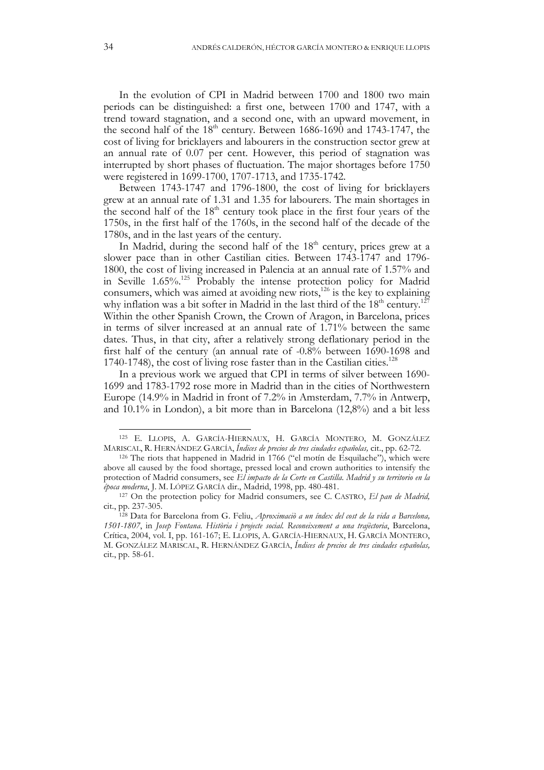In the evolution of CPI in Madrid between 1700 and 1800 two main periods can be distinguished: a first one, between 1700 and 1747, with a trend toward stagnation, and a second one, with an upward movement, in the second half of the 18th century. Between 1686-1690 and 1743-1747, the cost of living for bricklayers and labourers in the construction sector grew at an annual rate of 0.07 per cent. However, this period of stagnation was interrupted by short phases of fluctuation. The major shortages before 1750 were registered in 1699-1700, 1707-1713, and 1735-1742.

Between 1743-1747 and 1796-1800, the cost of living for bricklayers grew at an annual rate of 1.31 and 1.35 for labourers. The main shortages in the second half of the 18th century took place in the first four years of the 1750s, in the first half of the 1760s, in the second half of the decade of the 1780s, and in the last years of the century.

In Madrid, during the second half of the 18th century, prices grew at a slower pace than in other Castilian cities. Between 1743-1747 and 1796-1800, the cost of living increased in Palencia at an annual rate of 1.57% and in Seville 1.65%.[125] Probably the intense protection policy for Madrid consumers, which was aimed at avoiding new riots,[126] is the key to explaining why inflation was a bit softer in Madrid in the last third of the 18th century.[127] Within the other Spanish Crown, the Crown of Aragon, in Barcelona, prices in terms of silver increased at an annual rate of 1.71% between the same dates. Thus, in that city, after a relatively strong deflationary period in the first half of the century (an annual rate of -0.8% between 1690-1698 and 1740-1748), the cost of living rose faster than in the Castilian cities.[128]

In a previous work we argued that CPI in terms of silver between 1690-1699 and 1783-1792 rose more in Madrid than in the cities of Northwestern Europe (14.9% in Madrid in front of 7.2% in Amsterdam, 7.7% in Antwerp, and 10.1% in London), a bit more than in Barcelona (12,8%) and a bit less

---

[125] E. LLOPIS, A. GARCÍA-HIERNAUX, H. GARCÍA MONTERO, M. GONZÁLEZ MARISCAL, R. HERNÁNDEZ GARCÍA, *Índices de precios de tres ciudades españolas,* cit., pp. 62-72.

[126] The riots that happened in Madrid in 1766 ("el motín de Esquilache"), which were above all caused by the food shortage, pressed local and crown authorities to intensify the protection of Madrid consumers, see *El impacto de la Corte en Castilla. Madrid y su territorio en la época moderna*, J. M. LÓPEZ GARCÍA dir., Madrid, 1998, pp. 480-481.

[127] On the protection policy for Madrid consumers, see C. CASTRO, *El pan de Madrid,* cit., pp. 237-305.

[128] Data for Barcelona from G. Feliu, *Aproximació a un índex del cost de la vida a Barcelona, 1501-1807*, in *Josep Fontana. Història i projecte social. Reconeixement a una trajectòria*, Barcelona, Crítica, 2004, vol. I, pp. 161-167; E. LLOPIS, A. GARCÍA-HIERNAUX, H. GARCÍA MONTERO, M. GONZÁLEZ MARISCAL, R. HERNÁNDEZ GARCÍA, *Índices de precios de tres ciudades españolas,* cit., pp. 58-61.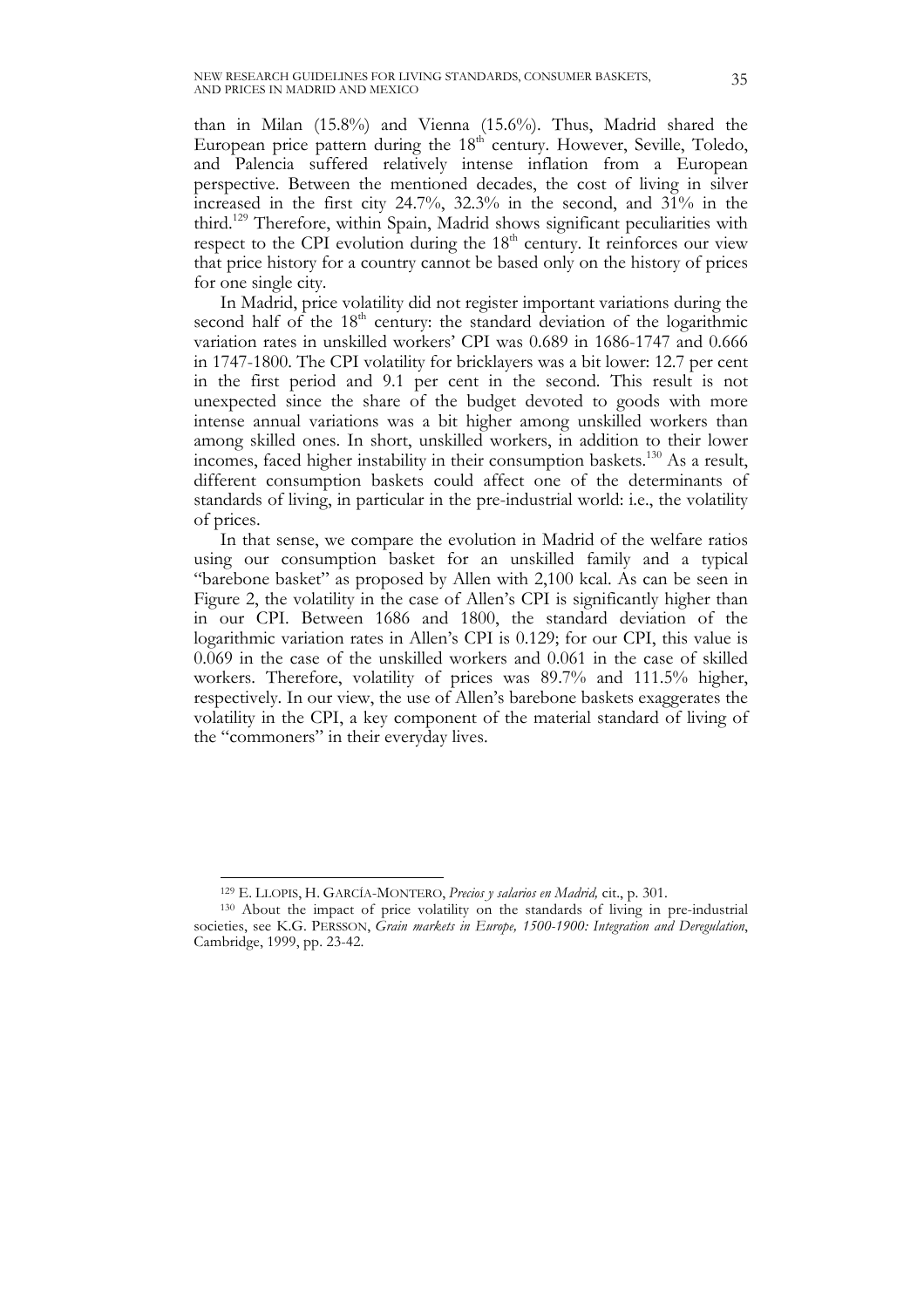than in Milan (15.8%) and Vienna (15.6%). Thus, Madrid shared the European price pattern during the 18th century. However, Seville, Toledo, and Palencia suffered relatively intense inflation from a European perspective. Between the mentioned decades, the cost of living in silver increased in the first city 24.7%, 32.3% in the second, and 31% in the third.[129] Therefore, within Spain, Madrid shows significant peculiarities with respect to the CPI evolution during the 18th century. It reinforces our view that price history for a country cannot be based only on the history of prices for one single city.

In Madrid, price volatility did not register important variations during the second half of the 18th century: the standard deviation of the logarithmic variation rates in unskilled workers' CPI was 0.689 in 1686-1747 and 0.666 in 1747-1800. The CPI volatility for bricklayers was a bit lower: 12.7 per cent in the first period and 9.1 per cent in the second. This result is not unexpected since the share of the budget devoted to goods with more intense annual variations was a bit higher among unskilled workers than among skilled ones. In short, unskilled workers, in addition to their lower incomes, faced higher instability in their consumption baskets.[130] As a result, different consumption baskets could affect one of the determinants of standards of living, in particular in the pre-industrial world: i.e., the volatility of prices.

In that sense, we compare the evolution in Madrid of the welfare ratios using our consumption basket for an unskilled family and a typical "barebone basket" as proposed by Allen with 2,100 kcal. As can be seen in Figure 2, the volatility in the case of Allen's CPI is significantly higher than in our CPI. Between 1686 and 1800, the standard deviation of the logarithmic variation rates in Allen's CPI is 0.129; for our CPI, this value is 0.069 in the case of the unskilled workers and 0.061 in the case of skilled workers. Therefore, volatility of prices was 89.7% and 111.5% higher, respectively. In our view, the use of Allen's barebone baskets exaggerates the volatility in the CPI, a key component of the material standard of living of the "commoners" in their everyday lives.

---

[129] E. LLOPIS, H. GARCÍA-MONTERO, *Precios y salarios en Madrid,* cit., p. 301.

[130] About the impact of price volatility on the standards of living in pre-industrial societies, see K.G. PERSSON, *Grain markets in Europe, 1500-1900: Integration and Deregulation*, Cambridge, 1999, pp. 23-42.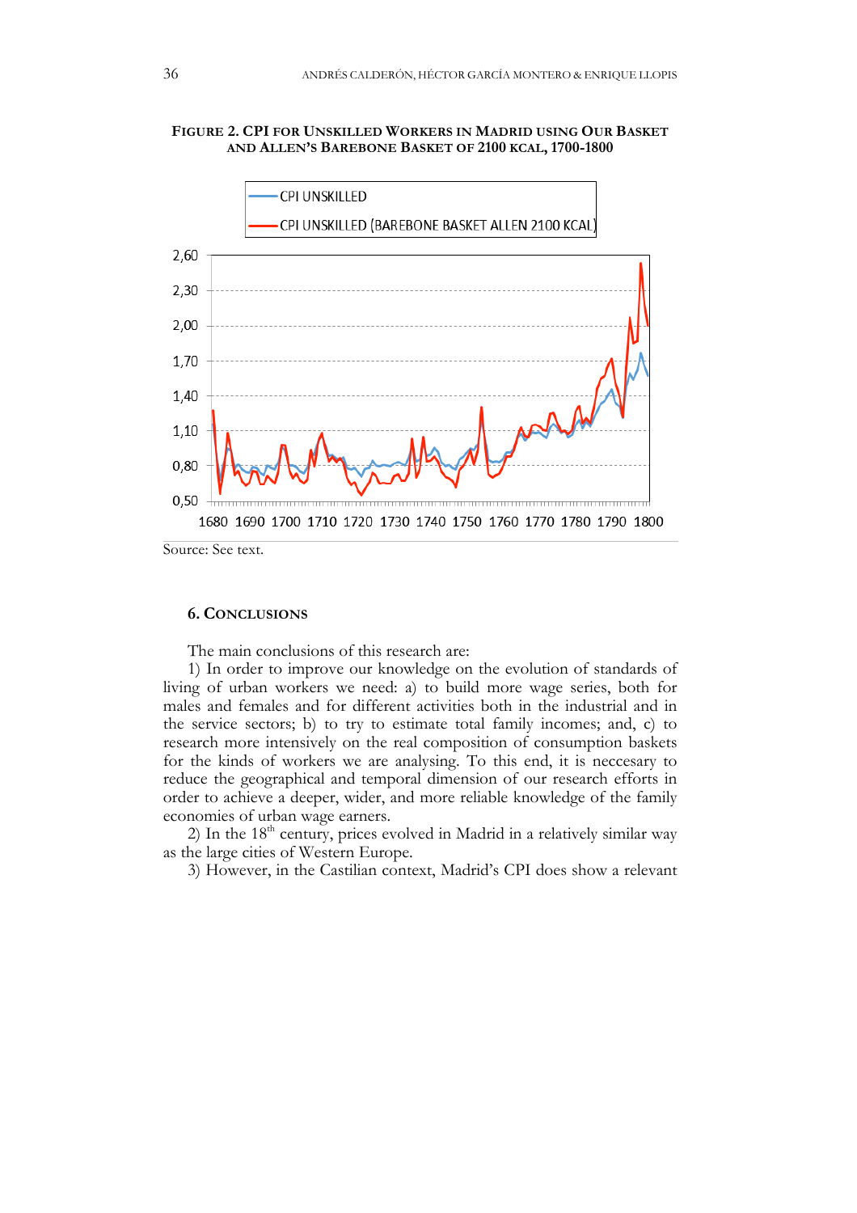**FIGURE 2. CPI FOR UNSKILLED WORKERS IN MADRID USING OUR BASKET AND ALLEN'S BAREBONE BASKET OF 2100 KCAL, 1700-1800**

Source: See text.

## 6. CONCLUSIONS

The main conclusions of this research are:

1) In order to improve our knowledge on the evolution of standards of living of urban workers we need: a) to build more wage series, both for males and females and for different activities both in the industrial and in the service sectors; b) to try to estimate total family incomes; and, c) to research more intensively on the real composition of consumption baskets for the kinds of workers we are analysing. To this end, it is neccesary to reduce the geographical and temporal dimension of our research efforts in order to achieve a deeper, wider, and more reliable knowledge of the family economies of urban wage earners.

2) In the 18th century, prices evolved in Madrid in a relatively similar way as the large cities of Western Europe.

3) However, in the Castilian context, Madrid's CPI does show a relevant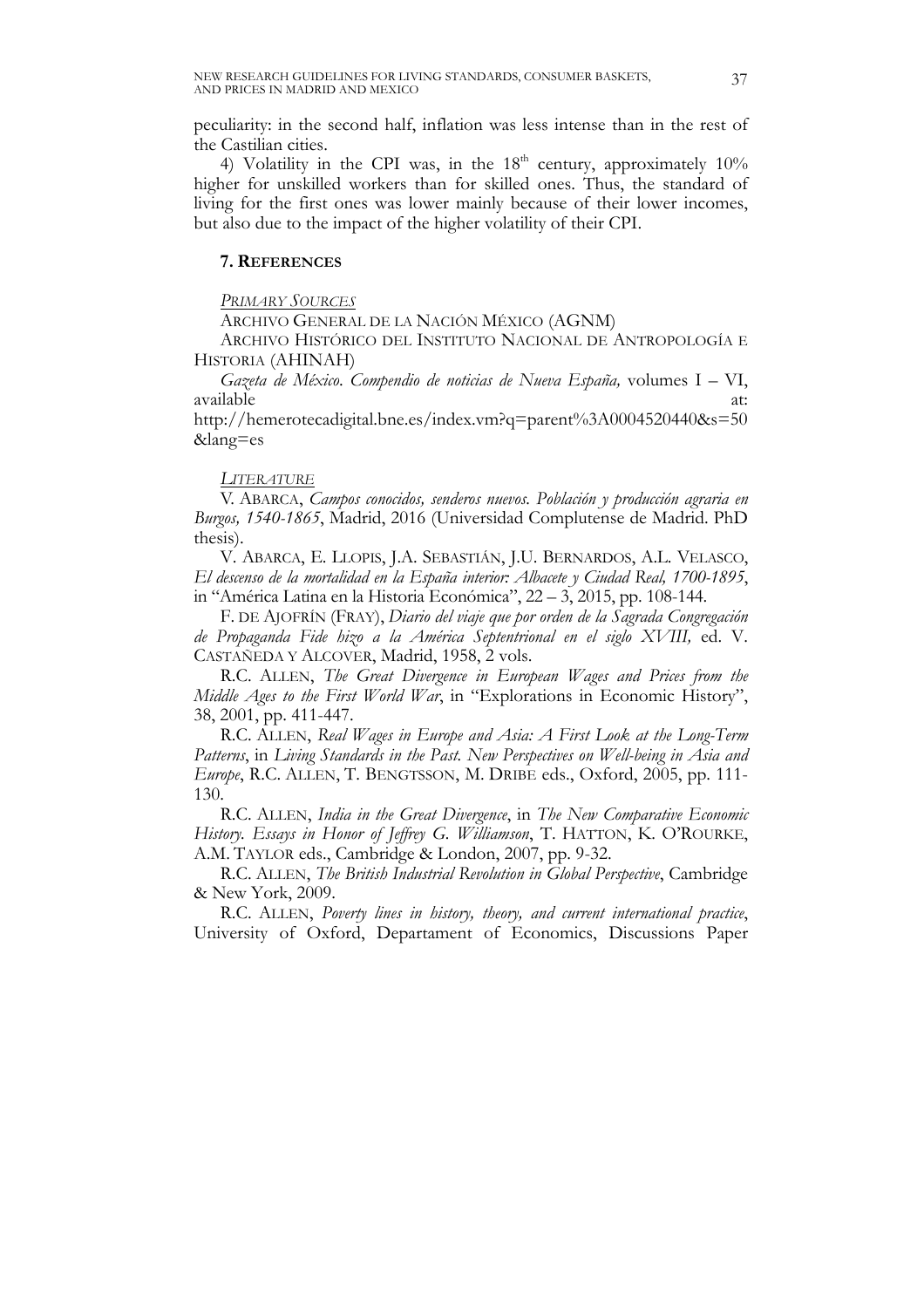peculiarity: in the second half, inflation was less intense than in the rest of the Castilian cities.

4) Volatility in the CPI was, in the 18th century, approximately 10% higher for unskilled workers than for skilled ones. Thus, the standard of living for the first ones was lower mainly because of their lower incomes, but also due to the impact of the higher volatility of their CPI.

## 7. References

*Primary Sources*

Archivo General de la Nación México (AGNM)

Archivo Histórico del Instituto Nacional de Antropología e Historia (AHINAH)

*Gazeta de México. Compendio de noticias de Nueva España,* volumes I – VI, available at: http://hemerotecadigital.bne.es/index.vm?q=parent%3A0004520440&s=50&lang=es

*Literature*

V. Abarca, *Campos conocidos, senderos nuevos. Población y producción agraria en Burgos, 1540-1865*, Madrid, 2016 (Universidad Complutense de Madrid. PhD thesis).

V. Abarca, E. Llopis, J.A. Sebastián, J.U. Bernardos, A.L. Velasco, *El descenso de la mortalidad en la España interior: Albacete y Ciudad Real, 1700-1895*, in "América Latina en la Historia Económica", 22 – 3, 2015, pp. 108-144.

F. de Ajofrín (Fray), *Diario del viaje que por orden de la Sagrada Congregación de Propaganda Fide hizo a la América Septentrional en el siglo XVIII,* ed. V. Castañeda y Alcover, Madrid, 1958, 2 vols.

R.C. Allen, *The Great Divergence in European Wages and Prices from the Middle Ages to the First World War*, in "Explorations in Economic History", 38, 2001, pp. 411-447.

R.C. Allen, *Real Wages in Europe and Asia: A First Look at the Long-Term Patterns*, in *Living Standards in the Past. New Perspectives on Well-being in Asia and Europe*, R.C. Allen, T. Bengtsson, M. Dribe eds., Oxford, 2005, pp. 111-130.

R.C. Allen, *India in the Great Divergence*, in *The New Comparative Economic History. Essays in Honor of Jeffrey G. Williamson*, T. Hatton, K. O'Rourke, A.M. Taylor eds., Cambridge & London, 2007, pp. 9-32.

R.C. Allen, *The British Industrial Revolution in Global Perspective*, Cambridge & New York, 2009.

R.C. Allen, *Poverty lines in history, theory, and current international practice*, University of Oxford, Departament of Economics, Discussions Paper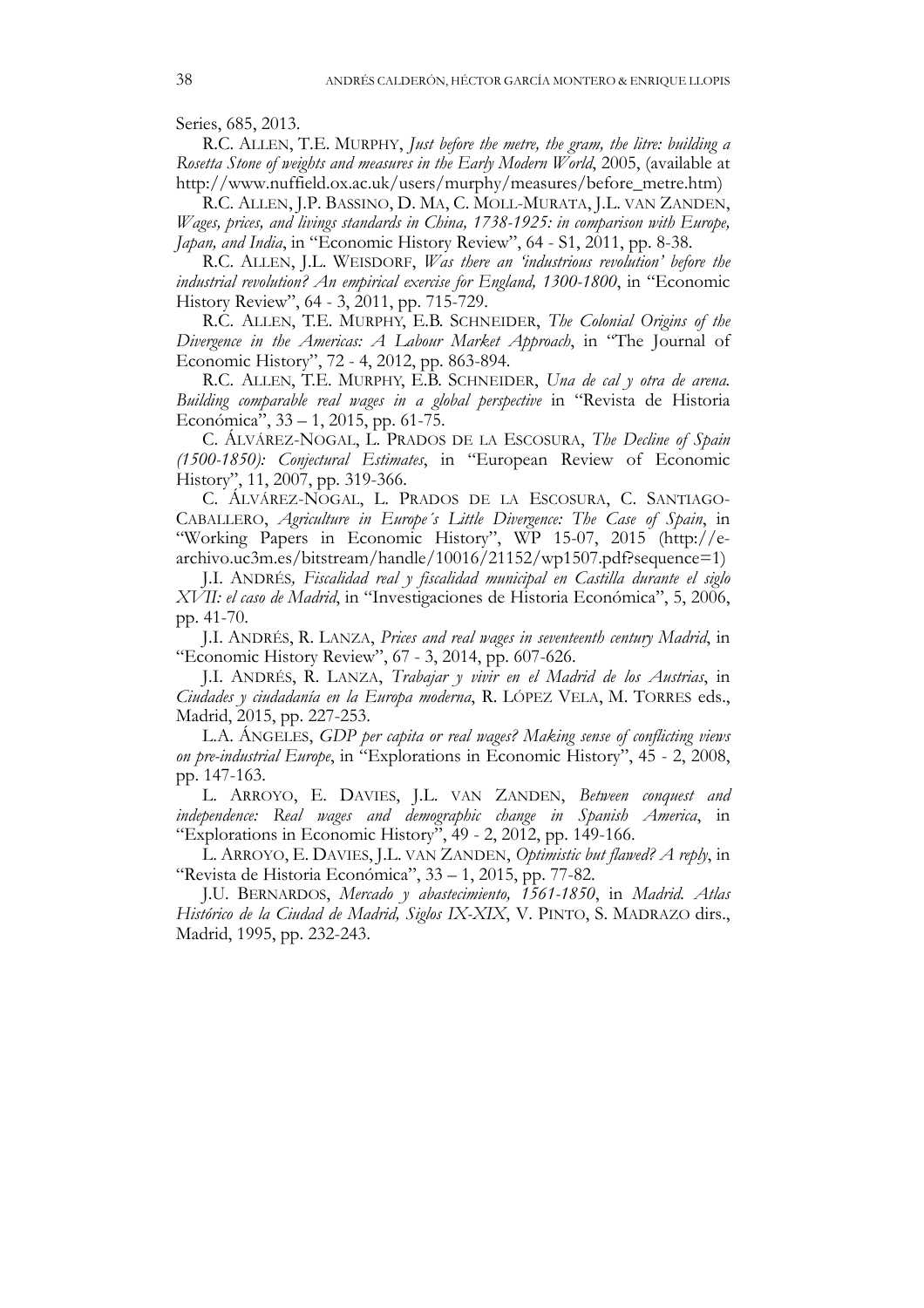Series, 685, 2013.

R.C. ALLEN, T.E. MURPHY, *Just before the metre, the gram, the litre: building a Rosetta Stone of weights and measures in the Early Modern World*, 2005, (available at http://www.nuffield.ox.ac.uk/users/murphy/measures/before_metre.htm)

R.C. ALLEN, J.P. BASSINO, D. MA, C. MOLL-MURATA, J.L. VAN ZANDEN, *Wages, prices, and livings standards in China, 1738-1925: in comparison with Europe, Japan, and India*, in "Economic History Review", 64 - S1, 2011, pp. 8-38.

R.C. ALLEN, J.L. WEISDORF, *Was there an 'industrious revolution' before the industrial revolution? An empirical exercise for England, 1300-1800*, in "Economic History Review", 64 - 3, 2011, pp. 715-729.

R.C. ALLEN, T.E. MURPHY, E.B. SCHNEIDER, *The Colonial Origins of the Divergence in the Americas: A Labour Market Approach*, in "The Journal of Economic History", 72 - 4, 2012, pp. 863-894.

R.C. ALLEN, T.E. MURPHY, E.B. SCHNEIDER, *Una de cal y otra de arena. Building comparable real wages in a global perspective* in "Revista de Historia Económica", 33 – 1, 2015, pp. 61-75.

C. ÁLVÁREZ-NOGAL, L. PRADOS DE LA ESCOSURA, *The Decline of Spain (1500-1850): Conjectural Estimates*, in "European Review of Economic History", 11, 2007, pp. 319-366.

C. ÁLVÁREZ-NOGAL, L. PRADOS DE LA ESCOSURA, C. SANTIAGO-CABALLERO, *Agriculture in Europe´s Little Divergence: The Case of Spain*, in "Working Papers in Economic History", WP 15-07, 2015 (http://e-archivo.uc3m.es/bitstream/handle/10016/21152/wp1507.pdf?sequence=1)

J.I. ANDRÉS*, Fiscalidad real y fiscalidad municipal en Castilla durante el siglo XVII: el caso de Madrid*, in "Investigaciones de Historia Económica", 5, 2006, pp. 41-70.

J.I. ANDRÉS, R. LANZA, *Prices and real wages in seventeenth century Madrid*, in "Economic History Review", 67 - 3, 2014, pp. 607-626.

J.I. ANDRÉS, R. LANZA, *Trabajar y vivir en el Madrid de los Austrias*, in *Ciudades y ciudadanía en la Europa moderna*, R. LÓPEZ VELA, M. TORRES eds., Madrid, 2015, pp. 227-253.

L.A. ÁNGELES, *GDP per capita or real wages? Making sense of conflicting views on pre-industrial Europe*, in "Explorations in Economic History", 45 - 2, 2008, pp. 147-163.

L. ARROYO, E. DAVIES, J.L. VAN ZANDEN, *Between conquest and independence: Real wages and demographic change in Spanish America*, in "Explorations in Economic History", 49 - 2, 2012, pp. 149-166.

L. ARROYO, E. DAVIES, J.L. VAN ZANDEN, *Optimistic but flawed? A reply*, in "Revista de Historia Económica", 33 – 1, 2015, pp. 77-82.

J.U. BERNARDOS, *Mercado y abastecimiento, 1561-1850*, in *Madrid. Atlas Histórico de la Ciudad de Madrid, Siglos IX-XIX*, V. PINTO, S. MADRAZO dirs., Madrid, 1995, pp. 232-243.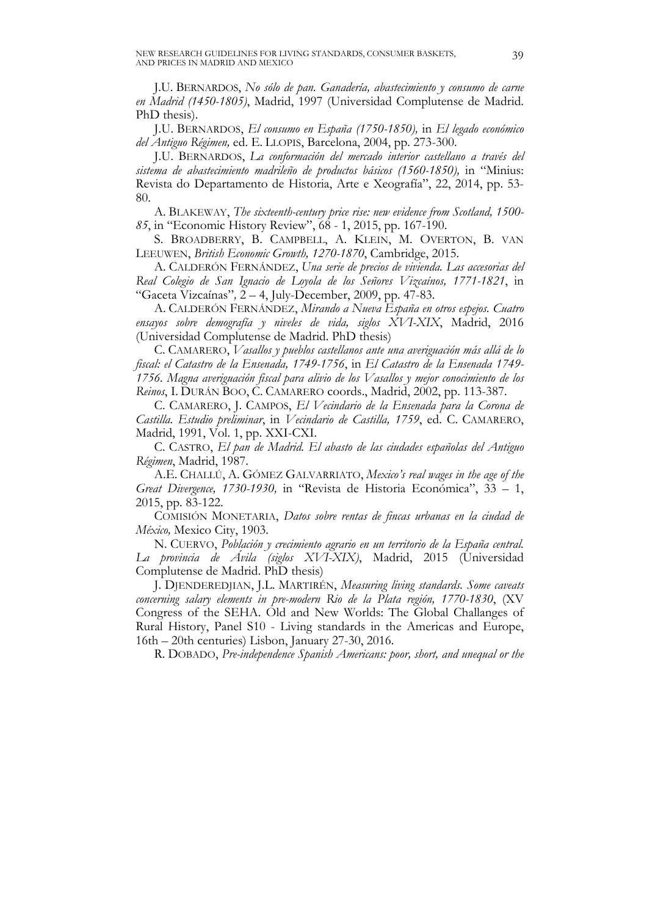J.U. BERNARDOS, *No sólo de pan. Ganadería, abastecimiento y consumo de carne en Madrid (1450-1805)*, Madrid, 1997 (Universidad Complutense de Madrid. PhD thesis).

J.U. BERNARDOS, *El consumo en España (1750-1850),* in *El legado económico del Antiguo Régimen,* ed. E. LLOPIS, Barcelona, 2004, pp. 273-300.

J.U. BERNARDOS, *La conformación del mercado interior castellano a través del sistema de abastecimiento madrileño de productos básicos (1560-1850),* in "Minius: Revista do Departamento de Historia, Arte e Xeografía", 22, 2014, pp. 53-80.

A. BLAKEWAY, *The sixteenth-century price rise: new evidence from Scotland, 1500-85*, in "Economic History Review", 68 - 1, 2015, pp. 167-190.

S. BROADBERRY, B. CAMPBELL, A. KLEIN, M. OVERTON, B. VAN LEEUWEN, *British Economic Growth, 1270-1870*, Cambridge, 2015.

A. CALDERÓN FERNÁNDEZ, *Una serie de precios de vivienda. Las accesorias del Real Colegio de San Ignacio de Loyola de los Señores Vizcaínos, 1771-1821*, in "Gaceta Vizcaínas"*,* 2 – 4, July-December, 2009, pp. 47-83.

A. CALDERÓN FERNÁNDEZ, *Mirando a Nueva España en otros espejos. Cuatro ensayos sobre demografía y niveles de vida, siglos XVI-XIX*, Madrid, 2016 (Universidad Complutense de Madrid. PhD thesis)

C. CAMARERO, *Vasallos y pueblos castellanos ante una averiguación más allá de lo fiscal: el Catastro de la Ensenada, 1749-1756*, in *El Catastro de la Ensenada 1749-1756. Magna averiguación fiscal para alivio de los Vasallos y mejor conocimiento de los Reinos*, I. DURÁN BOO, C. CAMARERO coords., Madrid, 2002, pp. 113-387.

C. CAMARERO, J. CAMPOS, *El Vecindario de la Ensenada para la Corona de Castilla. Estudio preliminar*, in *Vecindario de Castilla, 1759*, ed. C. CAMARERO, Madrid, 1991, Vol. 1, pp. XXI-CXI.

C. CASTRO, *El pan de Madrid. El abasto de las ciudades españolas del Antiguo Régimen*, Madrid, 1987.

A.E. CHALLÚ, A. GÓMEZ GALVARRIATO, *Mexico's real wages in the age of the Great Divergence, 1730-1930,* in "Revista de Historia Económica", 33 – 1, 2015, pp. 83-122.

COMISIÓN MONETARIA, *Datos sobre rentas de fincas urbanas en la ciudad de México,* Mexico City, 1903.

N. CUERVO, *Población y crecimiento agrario en un territorio de la España central. La provincia de Ávila (siglos XVI-XIX)*, Madrid, 2015 (Universidad Complutense de Madrid. PhD thesis)

J. DJENDEREDJIAN, J.L. MARTIRÉN, *Measuring living standards. Some caveats concerning salary elements in pre-modern Rio de la Plata región, 1770-1830*, (XV Congress of the SEHA. Old and New Worlds: The Global Challanges of Rural History, Panel S10 - Living standards in the Americas and Europe, 16th – 20th centuries) Lisbon, January 27-30, 2016.

R. DOBADO, *Pre-independence Spanish Americans: poor, short, and unequal or the*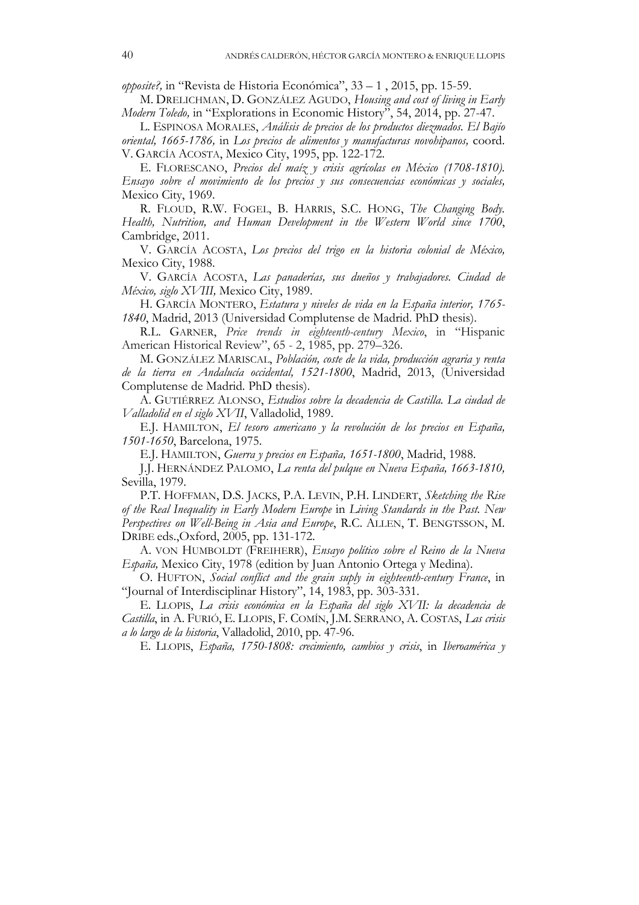*opposite?,* in "Revista de Historia Económica", 33 – 1 , 2015, pp. 15-59.

M. DRELICHMAN, D. GONZÁLEZ AGUDO, *Housing and cost of living in Early Modern Toledo,* in "Explorations in Economic History", 54, 2014, pp. 27-47.

L. ESPINOSA MORALES, *Análisis de precios de los productos diezmados. El Bajío oriental, 1665-1786,* in *Los precios de alimentos y manufacturas novohipanos,* coord. V. GARCÍA ACOSTA, Mexico City, 1995, pp. 122-172.

E. FLORESCANO, *Precios del maíz y crisis agrícolas en México (1708-1810). Ensayo sobre el movimiento de los precios y sus consecuencias económicas y sociales,* Mexico City, 1969.

R. FLOUD, R.W. FOGEL, B. HARRIS, S.C. HONG, *The Changing Body. Health, Nutrition, and Human Development in the Western World since 1700*, Cambridge, 2011.

V. GARCÍA ACOSTA, *Los precios del trigo en la historia colonial de México,* Mexico City, 1988.

V. GARCÍA ACOSTA, *Las panaderías, sus dueños y trabajadores. Ciudad de México, siglo XVIII,* Mexico City, 1989.

H. GARCÍA MONTERO, *Estatura y niveles de vida en la España interior, 1765-1840*, Madrid, 2013 (Universidad Complutense de Madrid. PhD thesis).

R.L. GARNER, *Price trends in eighteenth-century Mexico*, in "Hispanic American Historical Review", 65 - 2, 1985, pp. 279–326.

M. GONZÁLEZ MARISCAL, *Población, coste de la vida, producción agraria y renta de la tierra en Andalucía occidental, 1521-1800*, Madrid, 2013, (Universidad Complutense de Madrid. PhD thesis).

A. GUTIÉRREZ ALONSO, *Estudios sobre la decadencia de Castilla. La ciudad de Valladolid en el siglo XVII*, Valladolid, 1989.

E.J. HAMILTON, *El tesoro americano y la revolución de los precios en España, 1501-1650*, Barcelona, 1975.

E.J. HAMILTON, *Guerra y precios en España, 1651-1800*, Madrid, 1988.

J.J. HERNÁNDEZ PALOMO, *La renta del pulque en Nueva España, 1663-1810,* Sevilla, 1979.

P.T. HOFFMAN, D.S. JACKS, P.A. LEVIN, P.H. LINDERT, *Sketching the Rise of the Real Inequality in Early Modern Europe* in *Living Standards in the Past. New Perspectives on Well-Being in Asia and Europe*, R.C. ALLEN, T. BENGTSSON, M. DRIBE eds.,Oxford, 2005, pp. 131-172.

A. VON HUMBOLDT (FREIHERR), *Ensayo político sobre el Reino de la Nueva España,* Mexico City, 1978 (edition by Juan Antonio Ortega y Medina).

O. HUFTON, *Social conflict and the grain suply in eighteenth-century France*, in "Journal of Interdisciplinar History", 14, 1983, pp. 303-331.

E. LLOPIS, *La crisis económica en la España del siglo XVII: la decadencia de Castilla*, in A. FURIÓ, E. LLOPIS, F. COMÍN, J.M. SERRANO, A. COSTAS, *Las crisis a lo largo de la historia*, Valladolid, 2010, pp. 47-96.

E. LLOPIS, *España, 1750-1808: crecimiento, cambios y crisis*, in *Iberoamérica y*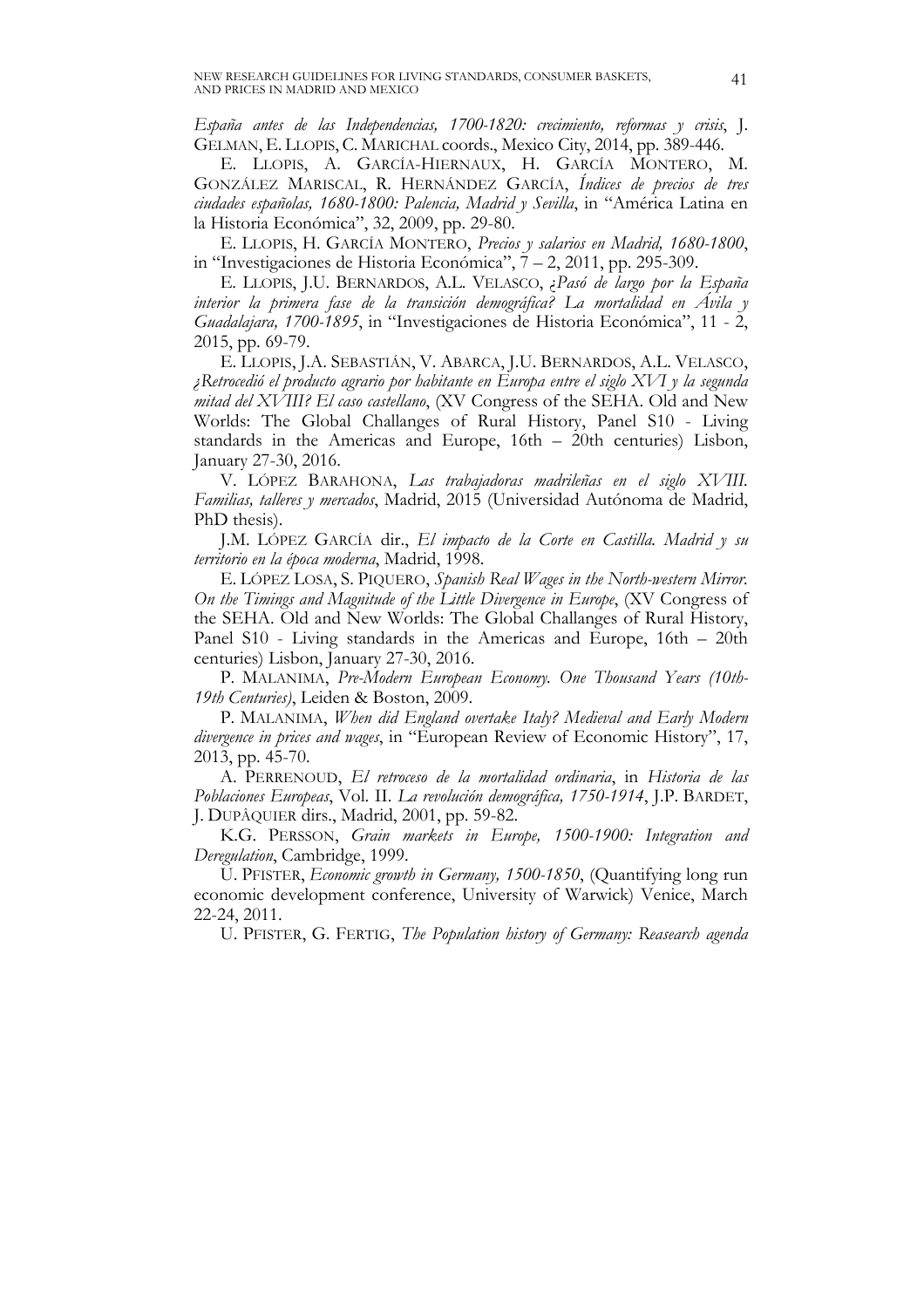*España antes de las Independencias, 1700-1820: crecimiento, reformas y crisis*, J. GELMAN, E. LLOPIS, C. MARICHAL coords., Mexico City, 2014, pp. 389-446.

E. LLOPIS, A. GARCÍA-HIERNAUX, H. GARCÍA MONTERO, M. GONZÁLEZ MARISCAL, R. HERNÁNDEZ GARCÍA, *Índices de precios de tres ciudades españolas, 1680-1800: Palencia, Madrid y Sevilla*, in "América Latina en la Historia Económica", 32, 2009, pp. 29-80.

E. LLOPIS, H. GARCÍA MONTERO, *Precios y salarios en Madrid, 1680-1800*, in "Investigaciones de Historia Económica", 7 – 2, 2011, pp. 295-309.

E. LLOPIS, J.U. BERNARDOS, A.L. VELASCO, *¿Pasó de largo por la España interior la primera fase de la transición demográfica? La mortalidad en Ávila y Guadalajara, 1700-1895*, in "Investigaciones de Historia Económica", 11 - 2, 2015, pp. 69-79.

E. LLOPIS, J.A. SEBASTIÁN, V. ABARCA, J.U. BERNARDOS, A.L. VELASCO, *¿Retrocedió el producto agrario por habitante en Europa entre el siglo XVI y la segunda mitad del XVIII? El caso castellano*, (XV Congress of the SEHA. Old and New Worlds: The Global Challanges of Rural History, Panel S10 - Living standards in the Americas and Europe, 16th – 20th centuries) Lisbon, January 27-30, 2016.

V. LÓPEZ BARAHONA, *Las trabajadoras madrileñas en el siglo XVIII. Familias, talleres y mercados*, Madrid, 2015 (Universidad Autónoma de Madrid, PhD thesis).

J.M. LÓPEZ GARCÍA dir., *El impacto de la Corte en Castilla. Madrid y su territorio en la época moderna*, Madrid, 1998.

E. LÓPEZ LOSA, S. PIQUERO, *Spanish Real Wages in the North-western Mirror. On the Timings and Magnitude of the Little Divergence in Europe*, (XV Congress of the SEHA. Old and New Worlds: The Global Challanges of Rural History, Panel S10 - Living standards in the Americas and Europe, 16th – 20th centuries) Lisbon, January 27-30, 2016.

P. MALANIMA, *Pre-Modern European Economy. One Thousand Years (10th-19th Centuries)*, Leiden & Boston, 2009.

P. MALANIMA, *When did England overtake Italy? Medieval and Early Modern divergence in prices and wages*, in "European Review of Economic History", 17, 2013, pp. 45-70.

A. PERRENOUD, *El retroceso de la mortalidad ordinaria*, in *Historia de las Poblaciones Europeas*, Vol. II. *La revolución demográfica, 1750-1914*, J.P. BARDET, J. DUPÂQUIER dirs., Madrid, 2001, pp. 59-82.

K.G. PERSSON, *Grain markets in Europe, 1500-1900: Integration and Deregulation*, Cambridge, 1999.

U. PFISTER, *Economic growth in Germany, 1500-1850*, (Quantifying long run economic development conference, University of Warwick) Venice, March 22-24, 2011.

U. PFISTER, G. FERTIG, *The Population history of Germany: Reasearch agenda*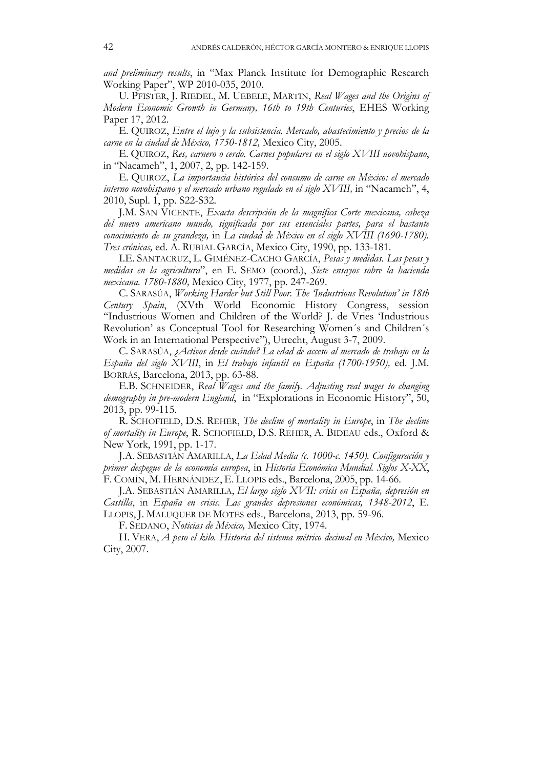*and preliminary results*, in "Max Planck Institute for Demographic Research Working Paper", WP 2010-035, 2010.

U. PFISTER, J. RIEDEL, M. UEBELE, MARTIN, *Real Wages and the Origins of Modern Economic Growth in Germany, 16th to 19th Centuries*, EHES Working Paper 17, 2012.

E. QUIROZ, *Entre el lujo y la subsistencia. Mercado, abastecimiento y precios de la carne en la ciudad de México, 1750-1812,* Mexico City, 2005.

E. QUIROZ, *Res, carnero o cerdo. Carnes populares en el siglo XVIII novohispano*, in "Nacameh", 1, 2007, 2, pp. 142-159.

E. QUIROZ, *La importancia histórica del consumo de carne en México: el mercado interno novohispano y el mercado urbano regulado en el siglo XVIII,* in "Nacameh", 4, 2010, Supl. 1, pp. S22-S32.

J.M. SAN VICENTE, *Exacta descripción de la magnífica Corte mexicana, cabeza del nuevo americano mundo, significada por sus essenciales partes, para el bastante conocimiento de su grandeza,* in *La ciudad de México en el siglo XVIII (1690-1780). Tres crónicas,* ed. A. RUBIAL GARCÍA, Mexico City, 1990, pp. 133-181.

I.E. SANTACRUZ, L. GIMÉNEZ-CACHO GARCÍA, *Pesas y medidas. Las pesas y medidas en la agricultura*", en E. SEMO (coord.), *Siete ensayos sobre la hacienda mexicana. 1780-1880,* Mexico City, 1977, pp. 247-269.

C. SARASÚA, *Working Harder but Still Poor. The 'Industrious Revolution' in 18th Century Spain*, (XVth World Economic History Congress, session "Industrious Women and Children of the World? J. de Vries 'Industrious Revolution' as Conceptual Tool for Researching Women´s and Children´s Work in an International Perspective"), Utrecht, August 3-7, 2009.

C. SARASÚA, *¿Activos desde cuándo? La edad de acceso al mercado de trabajo en la España del siglo XVIII*, in *El trabajo infantil en España (1700-1950),* ed. J.M. BORRÁS, Barcelona, 2013, pp. 63-88.

E.B. SCHNEIDER, *Real Wages and the family. Adjusting real wages to changing demography in pre-modern England*, in "Explorations in Economic History", 50, 2013, pp. 99-115.

R. SCHOFIELD, D.S. REHER, *The decline of mortality in Europe*, in *The decline of mortality in Europe*, R. SCHOFIELD, D.S. REHER, A. BIDEAU eds., Oxford & New York, 1991, pp. 1-17.

J.A. SEBASTIÁN AMARILLA, *La Edad Media (c. 1000-c. 1450). Configuración y primer despegue de la economía europea*, in *Historia Económica Mundial. Siglos X-XX*, F. COMÍN, M. HERNÁNDEZ, E. LLOPIS eds., Barcelona, 2005, pp. 14-66.

J.A. SEBASTIÁN AMARILLA, *El largo siglo XVII: crisis en España, depresión en Castilla*, in *España en crisis. Las grandes depresiones económicas, 1348-2012*, E. LLOPIS, J. MALUQUER DE MOTES eds., Barcelona, 2013, pp. 59-96.

F. SEDANO, *Noticias de México,* Mexico City, 1974.

H. VERA, *A peso el kilo. Historia del sistema métrico decimal en México,* Mexico City, 2007.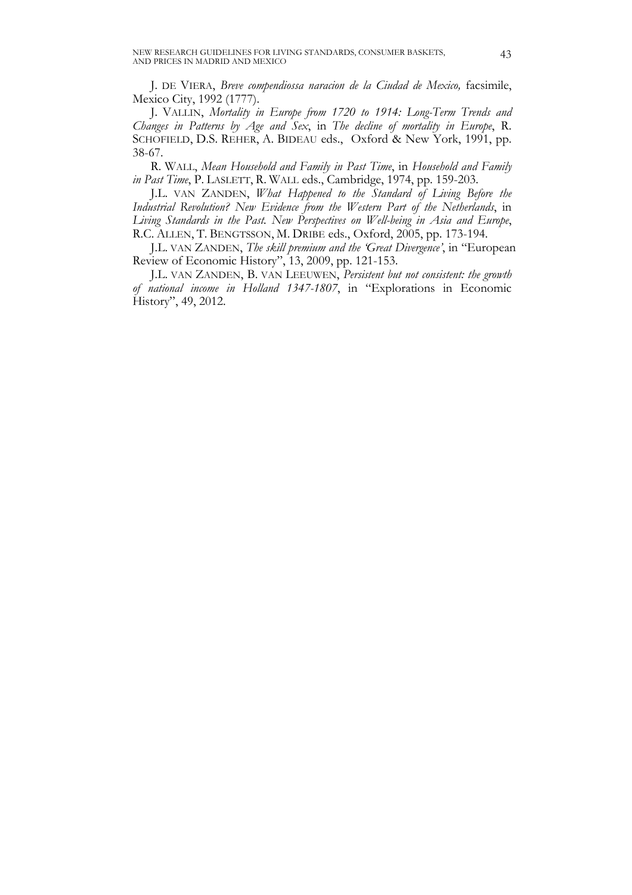J. DE VIERA, *Breve compendiossa naracion de la Ciudad de Mexico,* facsimile, Mexico City, 1992 (1777).

J. VALLIN, *Mortality in Europe from 1720 to 1914: Long-Term Trends and Changes in Patterns by Age and Sex*, in *The decline of mortality in Europe*, R. SCHOFIELD, D.S. REHER, A. BIDEAU eds., Oxford & New York, 1991, pp. 38-67.

R. WALL, *Mean Household and Family in Past Time*, in *Household and Family in Past Time*, P. LASLETT, R. WALL eds., Cambridge, 1974, pp. 159-203.

J.L. VAN ZANDEN, *What Happened to the Standard of Living Before the Industrial Revolution? New Evidence from the Western Part of the Netherlands*, in *Living Standards in the Past. New Perspectives on Well-being in Asia and Europe*, R.C. ALLEN, T. BENGTSSON, M. DRIBE eds., Oxford, 2005, pp. 173-194.

J.L. VAN ZANDEN, *The skill premium and the 'Great Divergence'*, in "European Review of Economic History", 13, 2009, pp. 121-153.

J.L. VAN ZANDEN, B. VAN LEEUWEN, *Persistent but not consistent: the growth of national income in Holland 1347-1807*, in "Explorations in Economic History", 49, 2012.